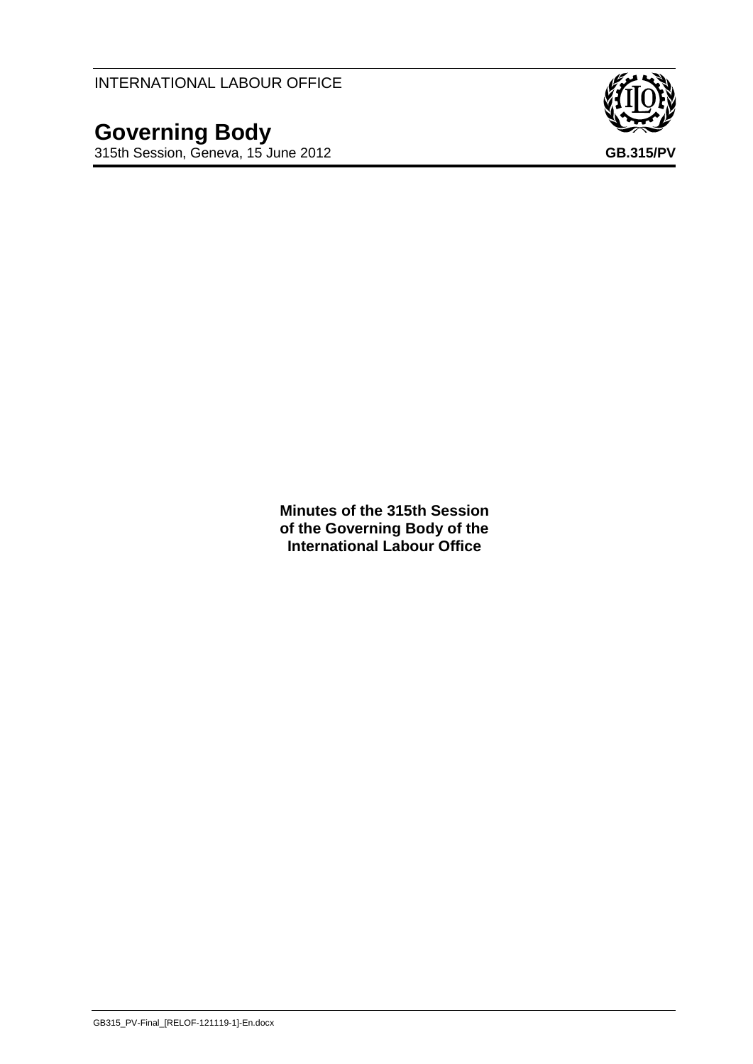INTERNATIONAL LABOUR OFFICE

# Governing Body

315th Session, Geneva, 15 June 2012

**GB.315/PV**

**Minutes of the 315th Session of the Governing Body of the International Labour Office**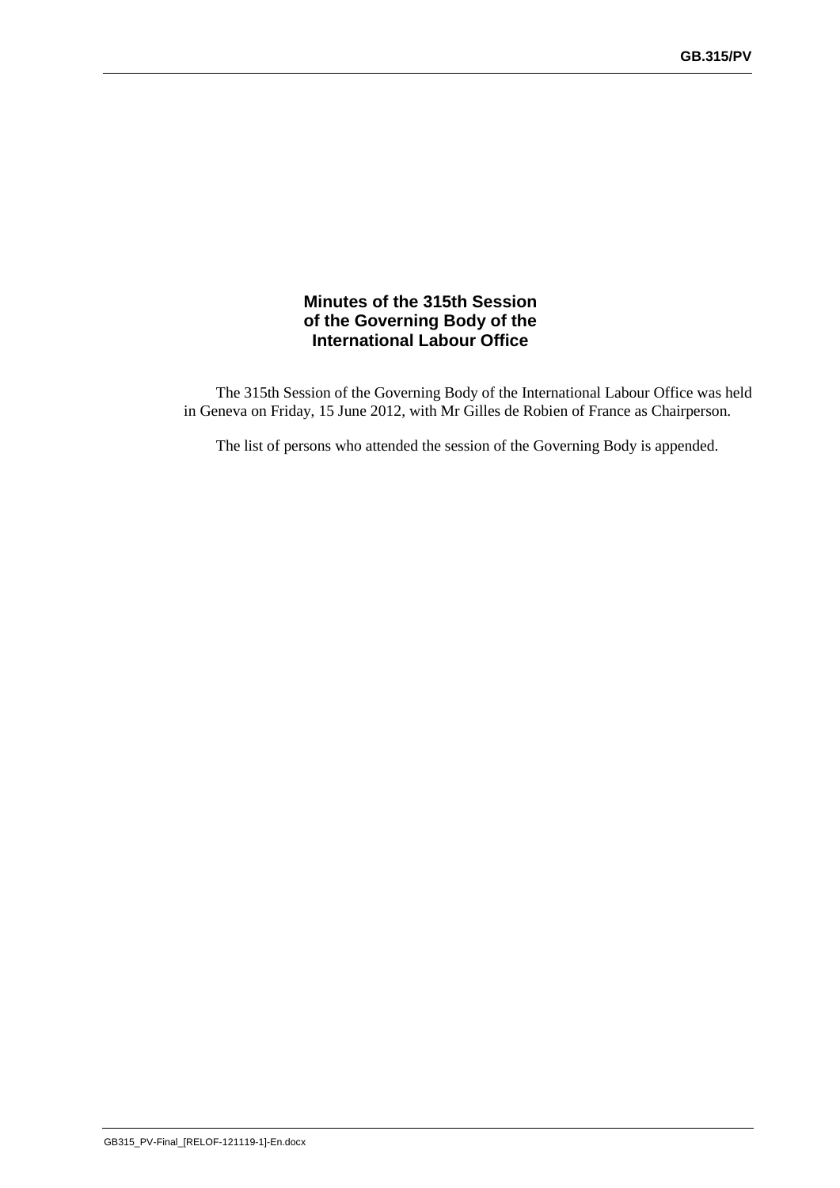# Minutes of the 315th Session of the Governing Body of the International Labour Office

The 315th Session of the Governing Body of the International Labour Office was held in Geneva on Friday, 15 June 2012, with Mr Gilles de Robien of France as Chairperson.

The list of persons who attended the session of the Governing Body is appended.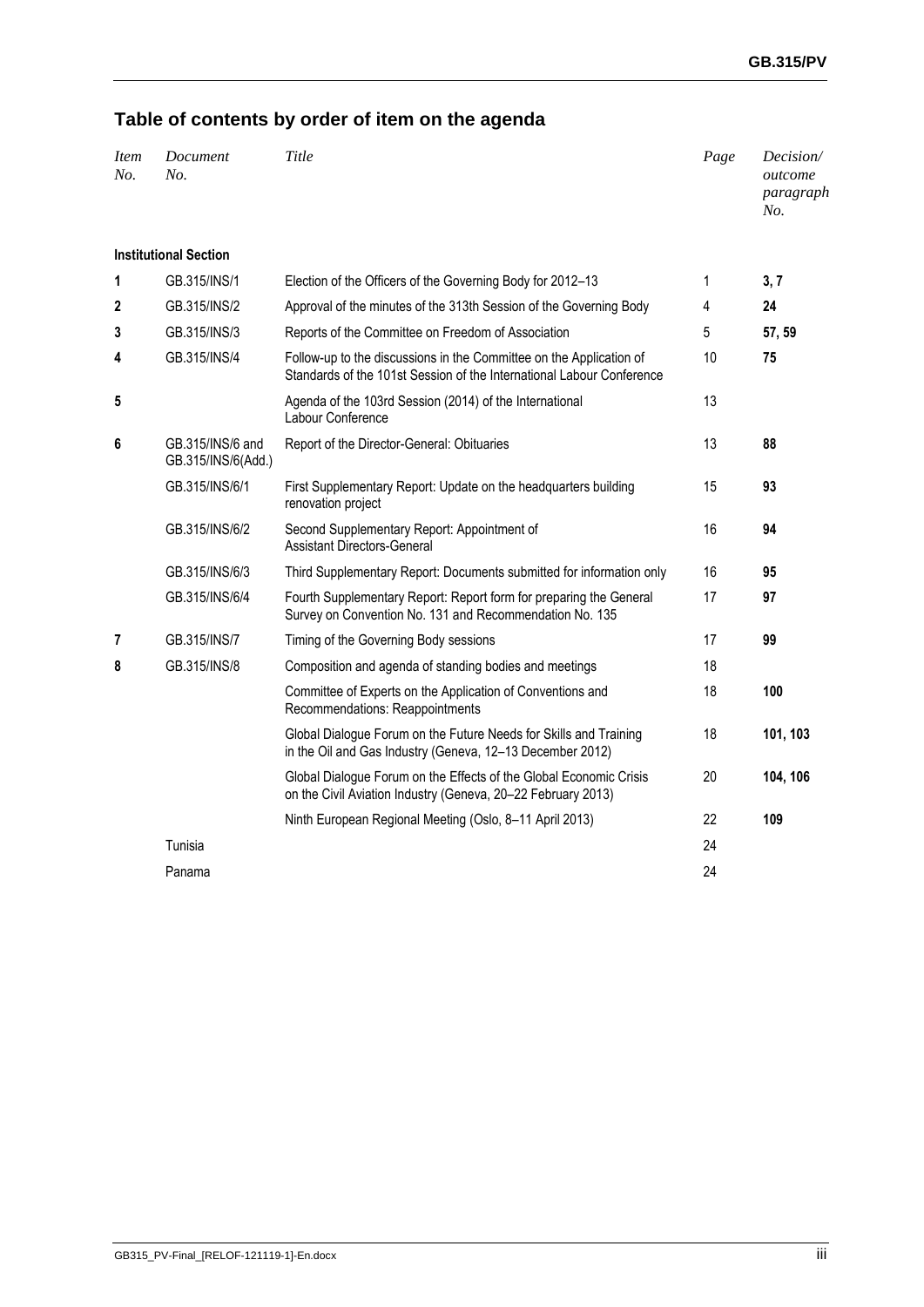## Table of contents by order of item on the agenda

| *Item No.* | *Document No.* | *Title* | *Page* | *Decision/ outcome paragraph No.* |
|---|---|---|---|---|
| | **Institutional Section** | | | |
| **1** | GB.315/INS/1 | Election of the Officers of the Governing Body for 2012–13 | 1 | **3, 7** |
| **2** | GB.315/INS/2 | Approval of the minutes of the 313th Session of the Governing Body | 4 | **24** |
| **3** | GB.315/INS/3 | Reports of the Committee on Freedom of Association | 5 | **57, 59** |
| **4** | GB.315/INS/4 | Follow-up to the discussions in the Committee on the Application of Standards of the 101st Session of the International Labour Conference | 10 | **75** |
| **5** | | Agenda of the 103rd Session (2014) of the International Labour Conference | 13 | |
| **6** | GB.315/INS/6 and GB.315/INS/6(Add.) | Report of the Director-General: Obituaries | 13 | **88** |
| | GB.315/INS/6/1 | First Supplementary Report: Update on the headquarters building renovation project | 15 | **93** |
| | GB.315/INS/6/2 | Second Supplementary Report: Appointment of Assistant Directors-General | 16 | **94** |
| | GB.315/INS/6/3 | Third Supplementary Report: Documents submitted for information only | 16 | **95** |
| | GB.315/INS/6/4 | Fourth Supplementary Report: Report form for preparing the General Survey on Convention No. 131 and Recommendation No. 135 | 17 | **97** |
| **7** | GB.315/INS/7 | Timing of the Governing Body sessions | 17 | **99** |
| **8** | GB.315/INS/8 | Composition and agenda of standing bodies and meetings | 18 | |
| | | Committee of Experts on the Application of Conventions and Recommendations: Reappointments | 18 | **100** |
| | | Global Dialogue Forum on the Future Needs for Skills and Training in the Oil and Gas Industry (Geneva, 12–13 December 2012) | 18 | **101, 103** |
| | | Global Dialogue Forum on the Effects of the Global Economic Crisis on the Civil Aviation Industry (Geneva, 20–22 February 2013) | 20 | **104, 106** |
| | | Ninth European Regional Meeting (Oslo, 8–11 April 2013) | 22 | **109** |
| | Tunisia | | 24 | |
| | Panama | | 24 | |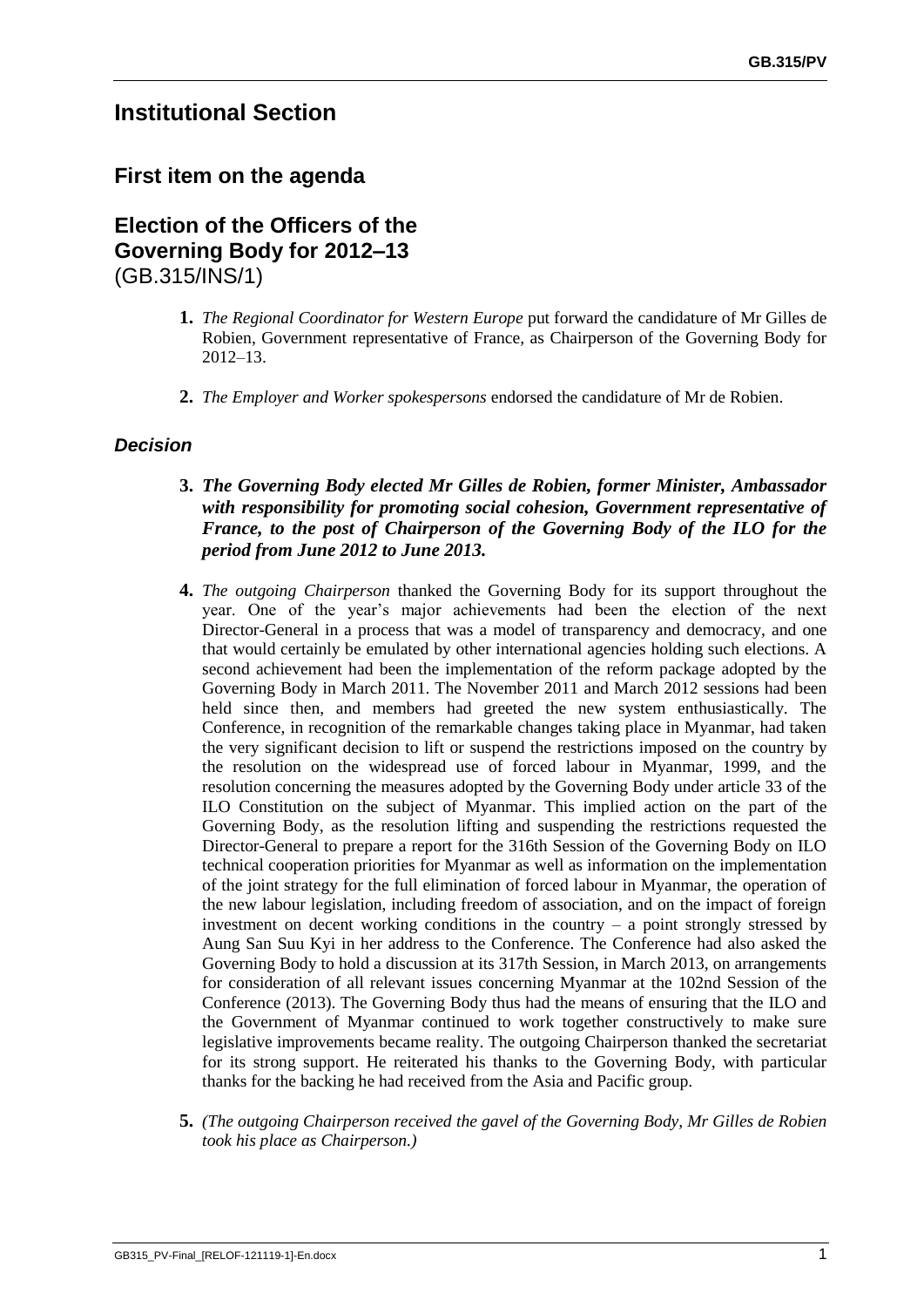# Institutional Section

## First item on the agenda

## Election of the Officers of the Governing Body for 2012–13
(GB.315/INS/1)

**1.** *The Regional Coordinator for Western Europe* put forward the candidature of Mr Gilles de Robien, Government representative of France, as Chairperson of the Governing Body for 2012–13.

**2.** *The Employer and Worker spokespersons* endorsed the candidature of Mr de Robien.

### *Decision*

**3.** ***The Governing Body elected Mr Gilles de Robien, former Minister, Ambassador with responsibility for promoting social cohesion, Government representative of France, to the post of Chairperson of the Governing Body of the ILO for the period from June 2012 to June 2013.***

**4.** *The outgoing Chairperson* thanked the Governing Body for its support throughout the year. One of the year's major achievements had been the election of the next Director-General in a process that was a model of transparency and democracy, and one that would certainly be emulated by other international agencies holding such elections. A second achievement had been the implementation of the reform package adopted by the Governing Body in March 2011. The November 2011 and March 2012 sessions had been held since then, and members had greeted the new system enthusiastically. The Conference, in recognition of the remarkable changes taking place in Myanmar, had taken the very significant decision to lift or suspend the restrictions imposed on the country by the resolution on the widespread use of forced labour in Myanmar, 1999, and the resolution concerning the measures adopted by the Governing Body under article 33 of the ILO Constitution on the subject of Myanmar. This implied action on the part of the Governing Body, as the resolution lifting and suspending the restrictions requested the Director-General to prepare a report for the 316th Session of the Governing Body on ILO technical cooperation priorities for Myanmar as well as information on the implementation of the joint strategy for the full elimination of forced labour in Myanmar, the operation of the new labour legislation, including freedom of association, and on the impact of foreign investment on decent working conditions in the country – a point strongly stressed by Aung San Suu Kyi in her address to the Conference. The Conference had also asked the Governing Body to hold a discussion at its 317th Session, in March 2013, on arrangements for consideration of all relevant issues concerning Myanmar at the 102nd Session of the Conference (2013). The Governing Body thus had the means of ensuring that the ILO and the Government of Myanmar continued to work together constructively to make sure legislative improvements became reality. The outgoing Chairperson thanked the secretariat for its strong support. He reiterated his thanks to the Governing Body, with particular thanks for the backing he had received from the Asia and Pacific group.

**5.** *(The outgoing Chairperson received the gavel of the Governing Body, Mr Gilles de Robien took his place as Chairperson.)*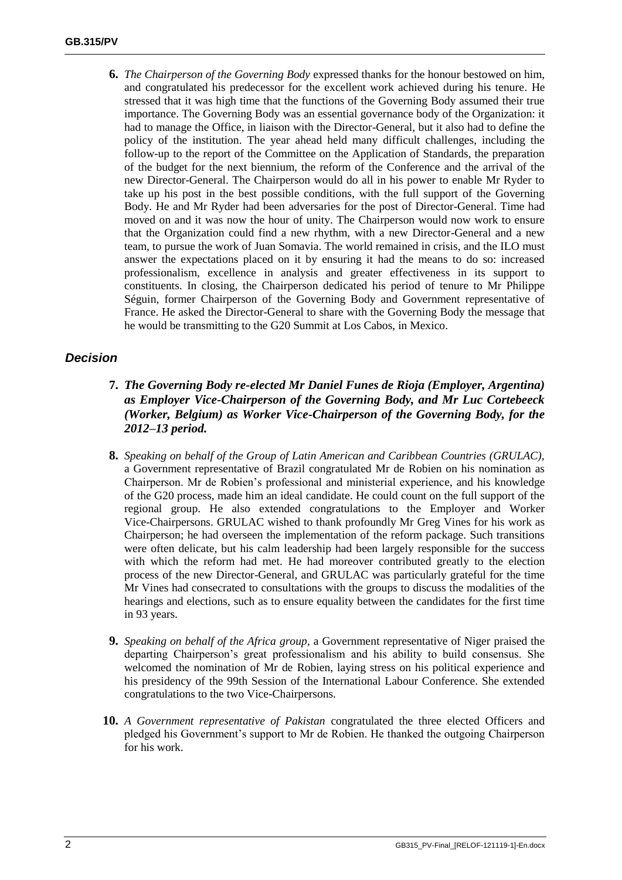**6.** *The Chairperson of the Governing Body* expressed thanks for the honour bestowed on him, and congratulated his predecessor for the excellent work achieved during his tenure. He stressed that it was high time that the functions of the Governing Body assumed their true importance. The Governing Body was an essential governance body of the Organization: it had to manage the Office, in liaison with the Director-General, but it also had to define the policy of the institution. The year ahead held many difficult challenges, including the follow-up to the report of the Committee on the Application of Standards, the preparation of the budget for the next biennium, the reform of the Conference and the arrival of the new Director-General. The Chairperson would do all in his power to enable Mr Ryder to take up his post in the best possible conditions, with the full support of the Governing Body. He and Mr Ryder had been adversaries for the post of Director-General. Time had moved on and it was now the hour of unity. The Chairperson would now work to ensure that the Organization could find a new rhythm, with a new Director-General and a new team, to pursue the work of Juan Somavia. The world remained in crisis, and the ILO must answer the expectations placed on it by ensuring it had the means to do so: increased professionalism, excellence in analysis and greater effectiveness in its support to constituents. In closing, the Chairperson dedicated his period of tenure to Mr Philippe Séguin, former Chairperson of the Governing Body and Government representative of France. He asked the Director-General to share with the Governing Body the message that he would be transmitting to the G20 Summit at Los Cabos, in Mexico.

### *Decision*

**7.** ***The Governing Body re-elected Mr Daniel Funes de Rioja (Employer, Argentina) as Employer Vice-Chairperson of the Governing Body, and Mr Luc Cortebeeck (Worker, Belgium) as Worker Vice-Chairperson of the Governing Body, for the 2012–13 period.***

**8.** *Speaking on behalf of the Group of Latin American and Caribbean Countries (GRULAC)*, a Government representative of Brazil congratulated Mr de Robien on his nomination as Chairperson. Mr de Robien's professional and ministerial experience, and his knowledge of the G20 process, made him an ideal candidate. He could count on the full support of the regional group. He also extended congratulations to the Employer and Worker Vice-Chairpersons. GRULAC wished to thank profoundly Mr Greg Vines for his work as Chairperson; he had overseen the implementation of the reform package. Such transitions were often delicate, but his calm leadership had been largely responsible for the success with which the reform had met. He had moreover contributed greatly to the election process of the new Director-General, and GRULAC was particularly grateful for the time Mr Vines had consecrated to consultations with the groups to discuss the modalities of the hearings and elections, such as to ensure equality between the candidates for the first time in 93 years.

**9.** *Speaking on behalf of the Africa group*, a Government representative of Niger praised the departing Chairperson's great professionalism and his ability to build consensus. She welcomed the nomination of Mr de Robien, laying stress on his political experience and his presidency of the 99th Session of the International Labour Conference. She extended congratulations to the two Vice-Chairpersons.

**10.** *A Government representative of Pakistan* congratulated the three elected Officers and pledged his Government's support to Mr de Robien. He thanked the outgoing Chairperson for his work.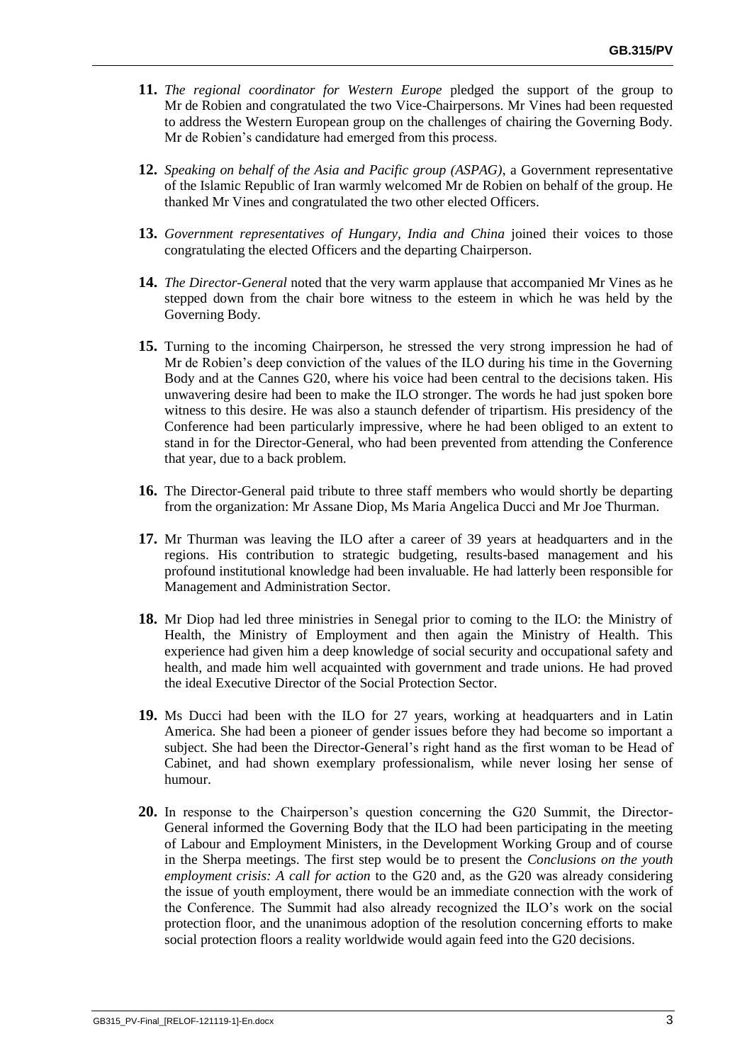**11.** *The regional coordinator for Western Europe* pledged the support of the group to Mr de Robien and congratulated the two Vice-Chairpersons. Mr Vines had been requested to address the Western European group on the challenges of chairing the Governing Body. Mr de Robien's candidature had emerged from this process.

**12.** *Speaking on behalf of the Asia and Pacific group (ASPAG)*, a Government representative of the Islamic Republic of Iran warmly welcomed Mr de Robien on behalf of the group. He thanked Mr Vines and congratulated the two other elected Officers.

**13.** *Government representatives of Hungary, India and China* joined their voices to those congratulating the elected Officers and the departing Chairperson.

**14.** *The Director-General* noted that the very warm applause that accompanied Mr Vines as he stepped down from the chair bore witness to the esteem in which he was held by the Governing Body.

**15.** Turning to the incoming Chairperson, he stressed the very strong impression he had of Mr de Robien's deep conviction of the values of the ILO during his time in the Governing Body and at the Cannes G20, where his voice had been central to the decisions taken. His unwavering desire had been to make the ILO stronger. The words he had just spoken bore witness to this desire. He was also a staunch defender of tripartism. His presidency of the Conference had been particularly impressive, where he had been obliged to an extent to stand in for the Director-General, who had been prevented from attending the Conference that year, due to a back problem.

**16.** The Director-General paid tribute to three staff members who would shortly be departing from the organization: Mr Assane Diop, Ms Maria Angelica Ducci and Mr Joe Thurman.

**17.** Mr Thurman was leaving the ILO after a career of 39 years at headquarters and in the regions. His contribution to strategic budgeting, results-based management and his profound institutional knowledge had been invaluable. He had latterly been responsible for Management and Administration Sector.

**18.** Mr Diop had led three ministries in Senegal prior to coming to the ILO: the Ministry of Health, the Ministry of Employment and then again the Ministry of Health. This experience had given him a deep knowledge of social security and occupational safety and health, and made him well acquainted with government and trade unions. He had proved the ideal Executive Director of the Social Protection Sector.

**19.** Ms Ducci had been with the ILO for 27 years, working at headquarters and in Latin America. She had been a pioneer of gender issues before they had become so important a subject. She had been the Director-General's right hand as the first woman to be Head of Cabinet, and had shown exemplary professionalism, while never losing her sense of humour.

**20.** In response to the Chairperson's question concerning the G20 Summit, the Director-General informed the Governing Body that the ILO had been participating in the meeting of Labour and Employment Ministers, in the Development Working Group and of course in the Sherpa meetings. The first step would be to present the *Conclusions on the youth employment crisis: A call for action* to the G20 and, as the G20 was already considering the issue of youth employment, there would be an immediate connection with the work of the Conference. The Summit had also already recognized the ILO's work on the social protection floor, and the unanimous adoption of the resolution concerning efforts to make social protection floors a reality worldwide would again feed into the G20 decisions.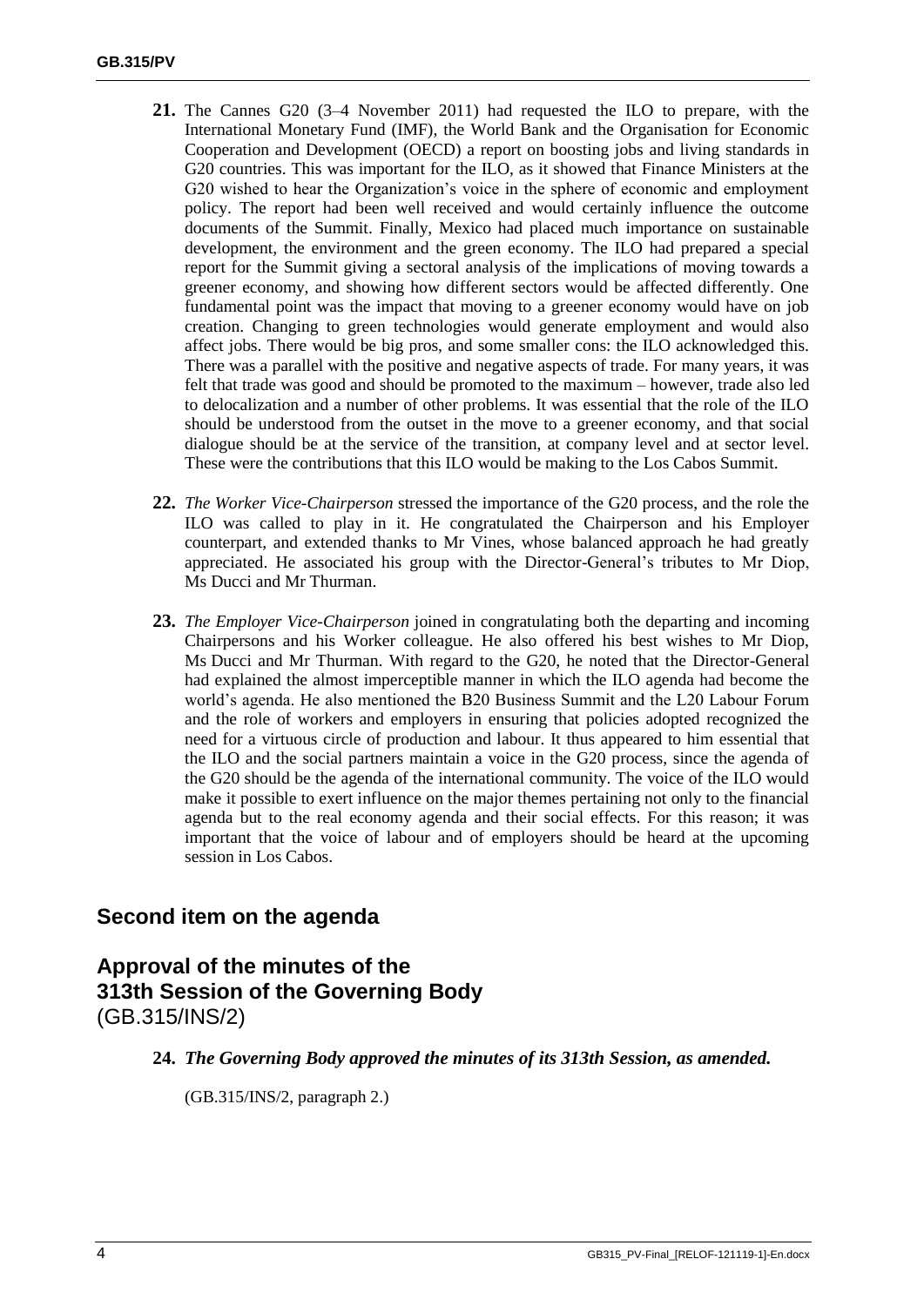**21.** The Cannes G20 (3–4 November 2011) had requested the ILO to prepare, with the International Monetary Fund (IMF), the World Bank and the Organisation for Economic Cooperation and Development (OECD) a report on boosting jobs and living standards in G20 countries. This was important for the ILO, as it showed that Finance Ministers at the G20 wished to hear the Organization's voice in the sphere of economic and employment policy. The report had been well received and would certainly influence the outcome documents of the Summit. Finally, Mexico had placed much importance on sustainable development, the environment and the green economy. The ILO had prepared a special report for the Summit giving a sectoral analysis of the implications of moving towards a greener economy, and showing how different sectors would be affected differently. One fundamental point was the impact that moving to a greener economy would have on job creation. Changing to green technologies would generate employment and would also affect jobs. There would be big pros, and some smaller cons: the ILO acknowledged this. There was a parallel with the positive and negative aspects of trade. For many years, it was felt that trade was good and should be promoted to the maximum – however, trade also led to delocalization and a number of other problems. It was essential that the role of the ILO should be understood from the outset in the move to a greener economy, and that social dialogue should be at the service of the transition, at company level and at sector level. These were the contributions that this ILO would be making to the Los Cabos Summit.

**22.** *The Worker Vice-Chairperson* stressed the importance of the G20 process, and the role the ILO was called to play in it. He congratulated the Chairperson and his Employer counterpart, and extended thanks to Mr Vines, whose balanced approach he had greatly appreciated. He associated his group with the Director-General's tributes to Mr Diop, Ms Ducci and Mr Thurman.

**23.** *The Employer Vice-Chairperson* joined in congratulating both the departing and incoming Chairpersons and his Worker colleague. He also offered his best wishes to Mr Diop, Ms Ducci and Mr Thurman. With regard to the G20, he noted that the Director-General had explained the almost imperceptible manner in which the ILO agenda had become the world's agenda. He also mentioned the B20 Business Summit and the L20 Labour Forum and the role of workers and employers in ensuring that policies adopted recognized the need for a virtuous circle of production and labour. It thus appeared to him essential that the ILO and the social partners maintain a voice in the G20 process, since the agenda of the G20 should be the agenda of the international community. The voice of the ILO would make it possible to exert influence on the major themes pertaining not only to the financial agenda but to the real economy agenda and their social effects. For this reason; it was important that the voice of labour and of employers should be heard at the upcoming session in Los Cabos.

## Second item on the agenda

## Approval of the minutes of the 313th Session of the Governing Body
(GB.315/INS/2)

**24.** ***The Governing Body approved the minutes of its 313th Session, as amended.***

(GB.315/INS/2, paragraph 2.)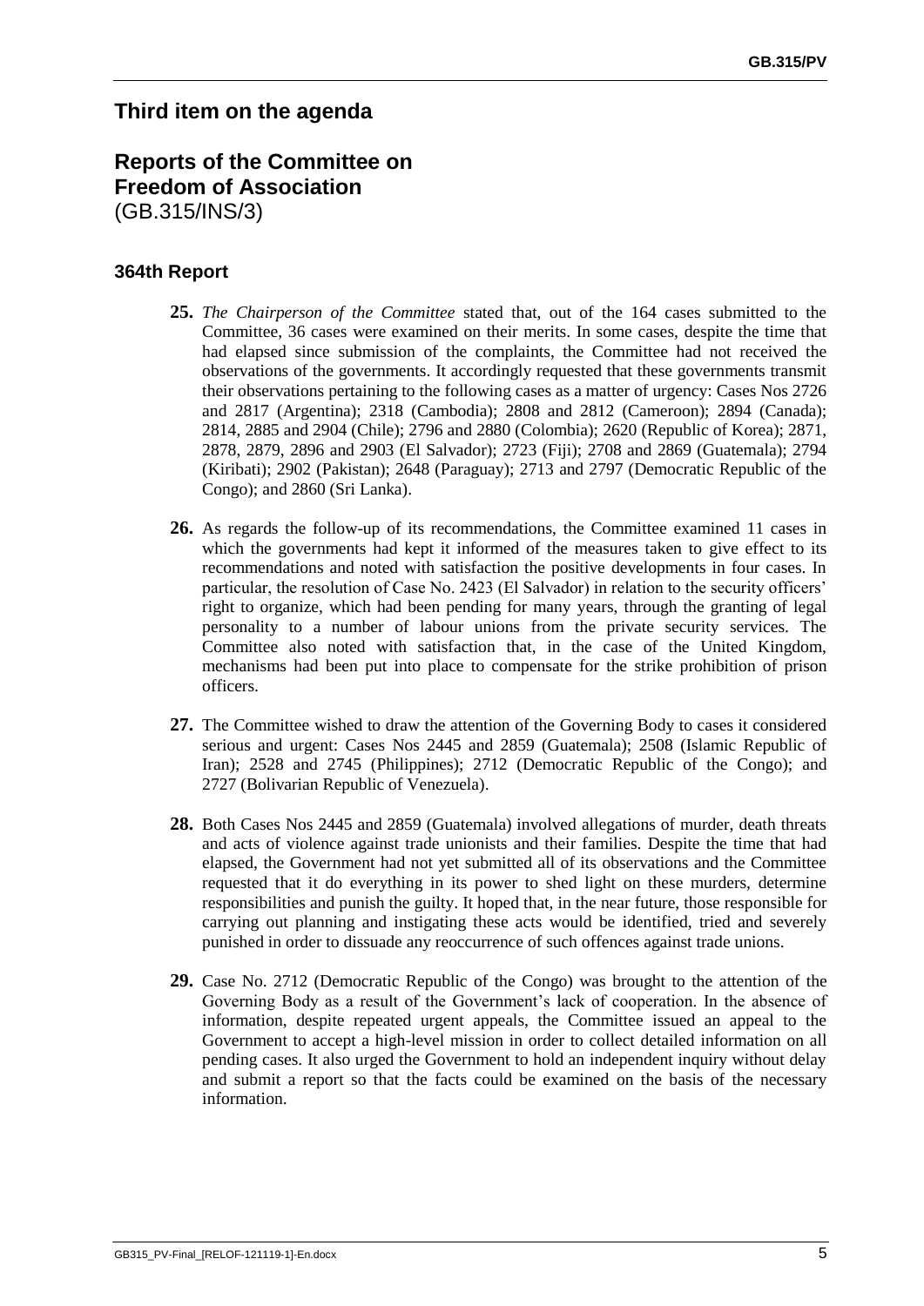## Third item on the agenda

## Reports of the Committee on Freedom of Association
(GB.315/INS/3)

### 364th Report

**25.** *The Chairperson of the Committee* stated that, out of the 164 cases submitted to the Committee, 36 cases were examined on their merits. In some cases, despite the time that had elapsed since submission of the complaints, the Committee had not received the observations of the governments. It accordingly requested that these governments transmit their observations pertaining to the following cases as a matter of urgency: Cases Nos 2726 and 2817 (Argentina); 2318 (Cambodia); 2808 and 2812 (Cameroon); 2894 (Canada); 2814, 2885 and 2904 (Chile); 2796 and 2880 (Colombia); 2620 (Republic of Korea); 2871, 2878, 2879, 2896 and 2903 (El Salvador); 2723 (Fiji); 2708 and 2869 (Guatemala); 2794 (Kiribati); 2902 (Pakistan); 2648 (Paraguay); 2713 and 2797 (Democratic Republic of the Congo); and 2860 (Sri Lanka).

**26.** As regards the follow-up of its recommendations, the Committee examined 11 cases in which the governments had kept it informed of the measures taken to give effect to its recommendations and noted with satisfaction the positive developments in four cases. In particular, the resolution of Case No. 2423 (El Salvador) in relation to the security officers' right to organize, which had been pending for many years, through the granting of legal personality to a number of labour unions from the private security services. The Committee also noted with satisfaction that, in the case of the United Kingdom, mechanisms had been put into place to compensate for the strike prohibition of prison officers.

**27.** The Committee wished to draw the attention of the Governing Body to cases it considered serious and urgent: Cases Nos 2445 and 2859 (Guatemala); 2508 (Islamic Republic of Iran); 2528 and 2745 (Philippines); 2712 (Democratic Republic of the Congo); and 2727 (Bolivarian Republic of Venezuela).

**28.** Both Cases Nos 2445 and 2859 (Guatemala) involved allegations of murder, death threats and acts of violence against trade unionists and their families. Despite the time that had elapsed, the Government had not yet submitted all of its observations and the Committee requested that it do everything in its power to shed light on these murders, determine responsibilities and punish the guilty. It hoped that, in the near future, those responsible for carrying out planning and instigating these acts would be identified, tried and severely punished in order to dissuade any reoccurrence of such offences against trade unions.

**29.** Case No. 2712 (Democratic Republic of the Congo) was brought to the attention of the Governing Body as a result of the Government's lack of cooperation. In the absence of information, despite repeated urgent appeals, the Committee issued an appeal to the Government to accept a high-level mission in order to collect detailed information on all pending cases. It also urged the Government to hold an independent inquiry without delay and submit a report so that the facts could be examined on the basis of the necessary information.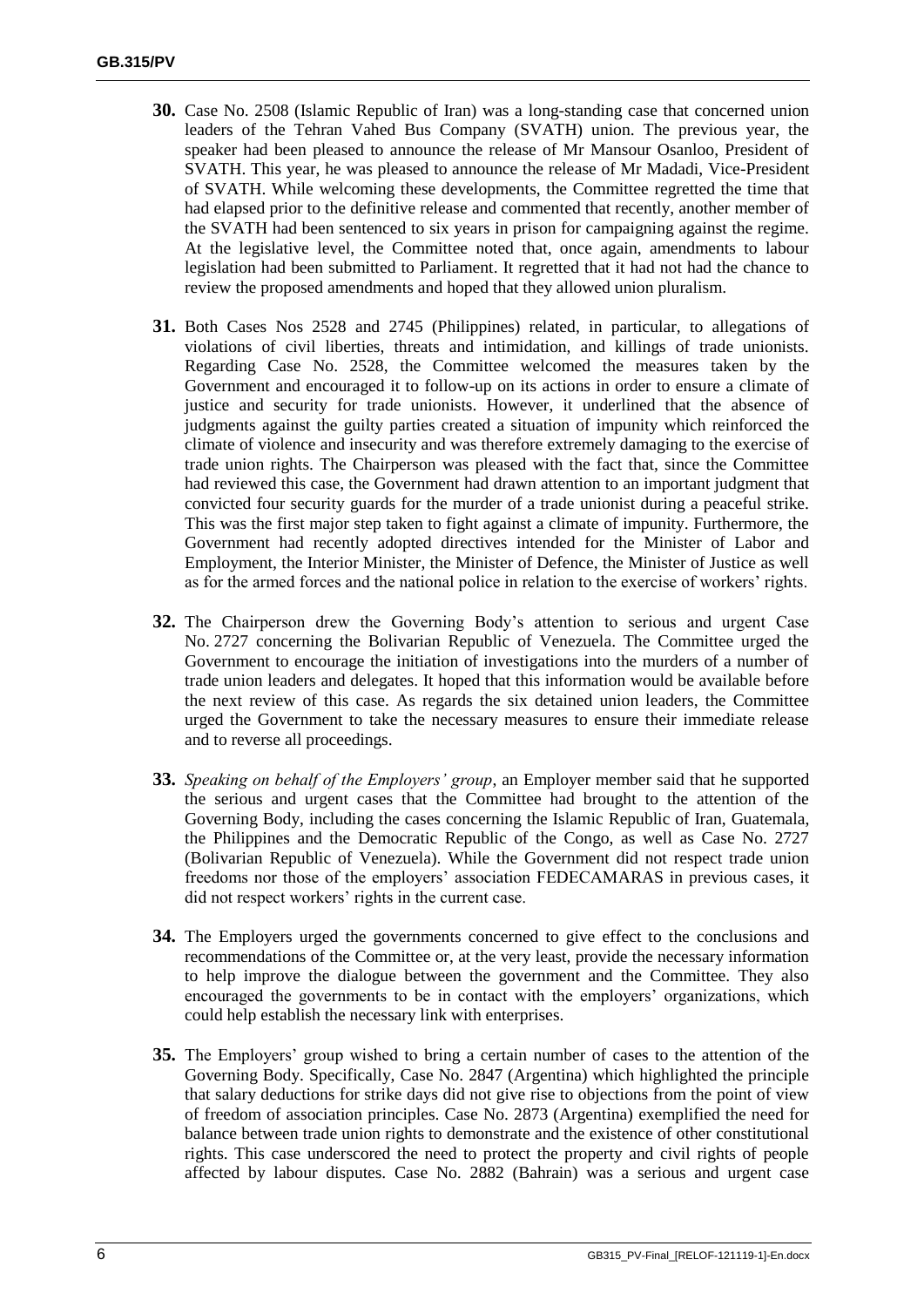**30.** Case No. 2508 (Islamic Republic of Iran) was a long-standing case that concerned union leaders of the Tehran Vahed Bus Company (SVATH) union. The previous year, the speaker had been pleased to announce the release of Mr Mansour Osanloo, President of SVATH. This year, he was pleased to announce the release of Mr Madadi, Vice-President of SVATH. While welcoming these developments, the Committee regretted the time that had elapsed prior to the definitive release and commented that recently, another member of the SVATH had been sentenced to six years in prison for campaigning against the regime. At the legislative level, the Committee noted that, once again, amendments to labour legislation had been submitted to Parliament. It regretted that it had not had the chance to review the proposed amendments and hoped that they allowed union pluralism.

**31.** Both Cases Nos 2528 and 2745 (Philippines) related, in particular, to allegations of violations of civil liberties, threats and intimidation, and killings of trade unionists. Regarding Case No. 2528, the Committee welcomed the measures taken by the Government and encouraged it to follow-up on its actions in order to ensure a climate of justice and security for trade unionists. However, it underlined that the absence of judgments against the guilty parties created a situation of impunity which reinforced the climate of violence and insecurity and was therefore extremely damaging to the exercise of trade union rights. The Chairperson was pleased with the fact that, since the Committee had reviewed this case, the Government had drawn attention to an important judgment that convicted four security guards for the murder of a trade unionist during a peaceful strike. This was the first major step taken to fight against a climate of impunity. Furthermore, the Government had recently adopted directives intended for the Minister of Labor and Employment, the Interior Minister, the Minister of Defence, the Minister of Justice as well as for the armed forces and the national police in relation to the exercise of workers' rights.

**32.** The Chairperson drew the Governing Body's attention to serious and urgent Case No. 2727 concerning the Bolivarian Republic of Venezuela. The Committee urged the Government to encourage the initiation of investigations into the murders of a number of trade union leaders and delegates. It hoped that this information would be available before the next review of this case. As regards the six detained union leaders, the Committee urged the Government to take the necessary measures to ensure their immediate release and to reverse all proceedings.

**33.** *Speaking on behalf of the Employers' group*, an Employer member said that he supported the serious and urgent cases that the Committee had brought to the attention of the Governing Body, including the cases concerning the Islamic Republic of Iran, Guatemala, the Philippines and the Democratic Republic of the Congo, as well as Case No. 2727 (Bolivarian Republic of Venezuela). While the Government did not respect trade union freedoms nor those of the employers' association FEDECAMARAS in previous cases, it did not respect workers' rights in the current case.

**34.** The Employers urged the governments concerned to give effect to the conclusions and recommendations of the Committee or, at the very least, provide the necessary information to help improve the dialogue between the government and the Committee. They also encouraged the governments to be in contact with the employers' organizations, which could help establish the necessary link with enterprises.

**35.** The Employers' group wished to bring a certain number of cases to the attention of the Governing Body. Specifically, Case No. 2847 (Argentina) which highlighted the principle that salary deductions for strike days did not give rise to objections from the point of view of freedom of association principles. Case No. 2873 (Argentina) exemplified the need for balance between trade union rights to demonstrate and the existence of other constitutional rights. This case underscored the need to protect the property and civil rights of people affected by labour disputes. Case No. 2882 (Bahrain) was a serious and urgent case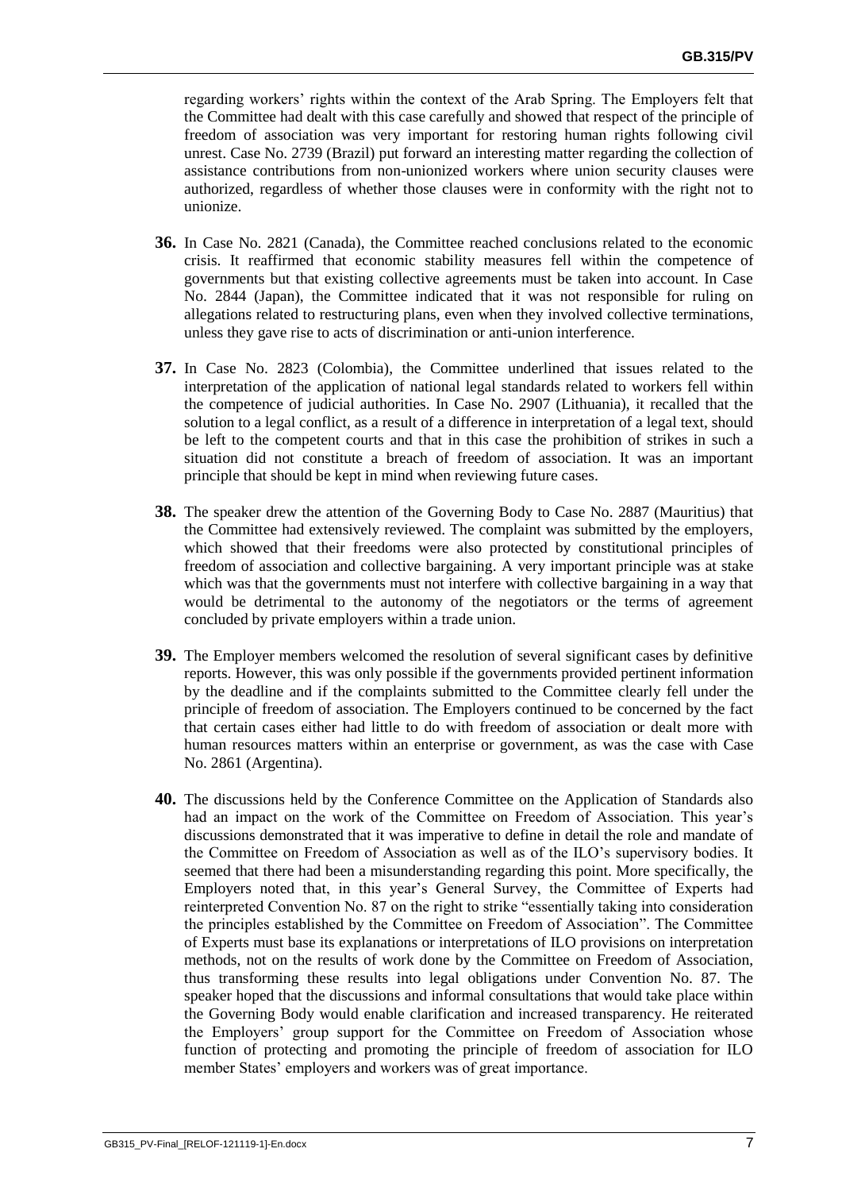regarding workers' rights within the context of the Arab Spring. The Employers felt that the Committee had dealt with this case carefully and showed that respect of the principle of freedom of association was very important for restoring human rights following civil unrest. Case No. 2739 (Brazil) put forward an interesting matter regarding the collection of assistance contributions from non-unionized workers where union security clauses were authorized, regardless of whether those clauses were in conformity with the right not to unionize.

**36.** In Case No. 2821 (Canada), the Committee reached conclusions related to the economic crisis. It reaffirmed that economic stability measures fell within the competence of governments but that existing collective agreements must be taken into account. In Case No. 2844 (Japan), the Committee indicated that it was not responsible for ruling on allegations related to restructuring plans, even when they involved collective terminations, unless they gave rise to acts of discrimination or anti-union interference.

**37.** In Case No. 2823 (Colombia), the Committee underlined that issues related to the interpretation of the application of national legal standards related to workers fell within the competence of judicial authorities. In Case No. 2907 (Lithuania), it recalled that the solution to a legal conflict, as a result of a difference in interpretation of a legal text, should be left to the competent courts and that in this case the prohibition of strikes in such a situation did not constitute a breach of freedom of association. It was an important principle that should be kept in mind when reviewing future cases.

**38.** The speaker drew the attention of the Governing Body to Case No. 2887 (Mauritius) that the Committee had extensively reviewed. The complaint was submitted by the employers, which showed that their freedoms were also protected by constitutional principles of freedom of association and collective bargaining. A very important principle was at stake which was that the governments must not interfere with collective bargaining in a way that would be detrimental to the autonomy of the negotiators or the terms of agreement concluded by private employers within a trade union.

**39.** The Employer members welcomed the resolution of several significant cases by definitive reports. However, this was only possible if the governments provided pertinent information by the deadline and if the complaints submitted to the Committee clearly fell under the principle of freedom of association. The Employers continued to be concerned by the fact that certain cases either had little to do with freedom of association or dealt more with human resources matters within an enterprise or government, as was the case with Case No. 2861 (Argentina).

**40.** The discussions held by the Conference Committee on the Application of Standards also had an impact on the work of the Committee on Freedom of Association. This year's discussions demonstrated that it was imperative to define in detail the role and mandate of the Committee on Freedom of Association as well as of the ILO's supervisory bodies. It seemed that there had been a misunderstanding regarding this point. More specifically, the Employers noted that, in this year's General Survey, the Committee of Experts had reinterpreted Convention No. 87 on the right to strike "essentially taking into consideration the principles established by the Committee on Freedom of Association". The Committee of Experts must base its explanations or interpretations of ILO provisions on interpretation methods, not on the results of work done by the Committee on Freedom of Association, thus transforming these results into legal obligations under Convention No. 87. The speaker hoped that the discussions and informal consultations that would take place within the Governing Body would enable clarification and increased transparency. He reiterated the Employers' group support for the Committee on Freedom of Association whose function of protecting and promoting the principle of freedom of association for ILO member States' employers and workers was of great importance.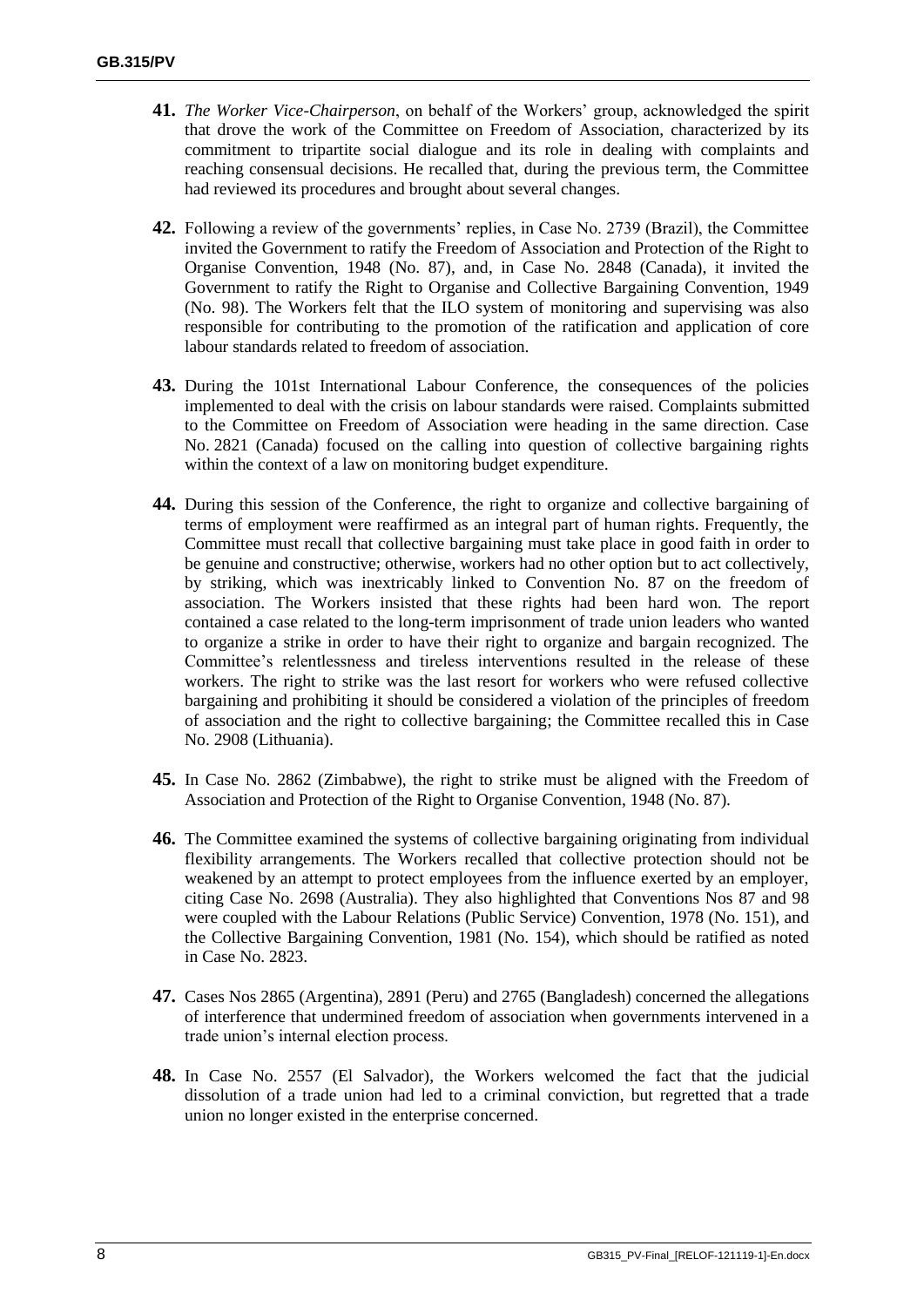**41.** *The Worker Vice-Chairperson*, on behalf of the Workers' group, acknowledged the spirit that drove the work of the Committee on Freedom of Association, characterized by its commitment to tripartite social dialogue and its role in dealing with complaints and reaching consensual decisions. He recalled that, during the previous term, the Committee had reviewed its procedures and brought about several changes.

**42.** Following a review of the governments' replies, in Case No. 2739 (Brazil), the Committee invited the Government to ratify the Freedom of Association and Protection of the Right to Organise Convention, 1948 (No. 87), and, in Case No. 2848 (Canada), it invited the Government to ratify the Right to Organise and Collective Bargaining Convention, 1949 (No. 98). The Workers felt that the ILO system of monitoring and supervising was also responsible for contributing to the promotion of the ratification and application of core labour standards related to freedom of association.

**43.** During the 101st International Labour Conference, the consequences of the policies implemented to deal with the crisis on labour standards were raised. Complaints submitted to the Committee on Freedom of Association were heading in the same direction. Case No. 2821 (Canada) focused on the calling into question of collective bargaining rights within the context of a law on monitoring budget expenditure.

**44.** During this session of the Conference, the right to organize and collective bargaining of terms of employment were reaffirmed as an integral part of human rights. Frequently, the Committee must recall that collective bargaining must take place in good faith in order to be genuine and constructive; otherwise, workers had no other option but to act collectively, by striking, which was inextricably linked to Convention No. 87 on the freedom of association. The Workers insisted that these rights had been hard won. The report contained a case related to the long-term imprisonment of trade union leaders who wanted to organize a strike in order to have their right to organize and bargain recognized. The Committee's relentlessness and tireless interventions resulted in the release of these workers. The right to strike was the last resort for workers who were refused collective bargaining and prohibiting it should be considered a violation of the principles of freedom of association and the right to collective bargaining; the Committee recalled this in Case No. 2908 (Lithuania).

**45.** In Case No. 2862 (Zimbabwe), the right to strike must be aligned with the Freedom of Association and Protection of the Right to Organise Convention, 1948 (No. 87).

**46.** The Committee examined the systems of collective bargaining originating from individual flexibility arrangements. The Workers recalled that collective protection should not be weakened by an attempt to protect employees from the influence exerted by an employer, citing Case No. 2698 (Australia). They also highlighted that Conventions Nos 87 and 98 were coupled with the Labour Relations (Public Service) Convention, 1978 (No. 151), and the Collective Bargaining Convention, 1981 (No. 154), which should be ratified as noted in Case No. 2823.

**47.** Cases Nos 2865 (Argentina), 2891 (Peru) and 2765 (Bangladesh) concerned the allegations of interference that undermined freedom of association when governments intervened in a trade union's internal election process.

**48.** In Case No. 2557 (El Salvador), the Workers welcomed the fact that the judicial dissolution of a trade union had led to a criminal conviction, but regretted that a trade union no longer existed in the enterprise concerned.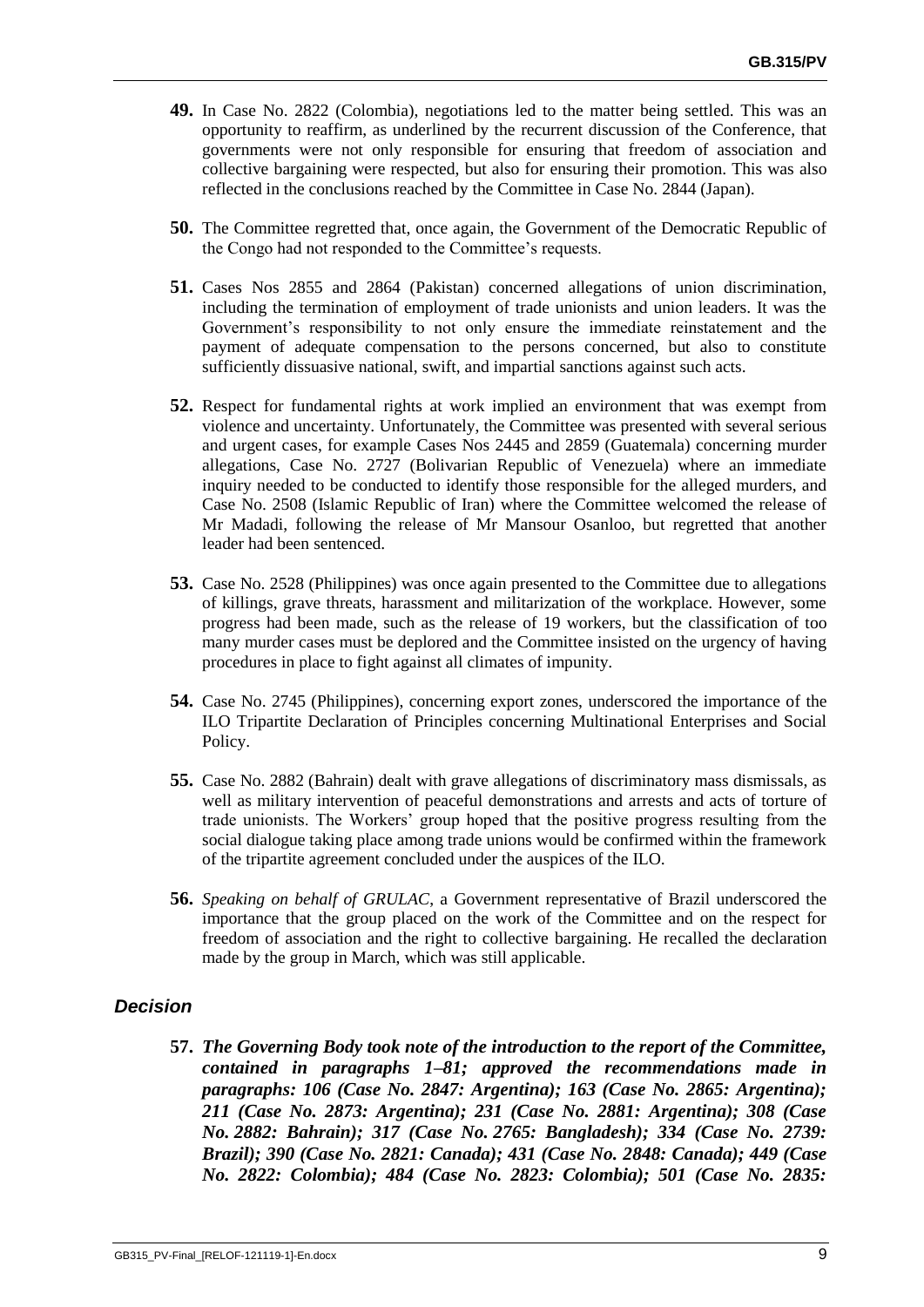**49.** In Case No. 2822 (Colombia), negotiations led to the matter being settled. This was an opportunity to reaffirm, as underlined by the recurrent discussion of the Conference, that governments were not only responsible for ensuring that freedom of association and collective bargaining were respected, but also for ensuring their promotion. This was also reflected in the conclusions reached by the Committee in Case No. 2844 (Japan).

**50.** The Committee regretted that, once again, the Government of the Democratic Republic of the Congo had not responded to the Committee's requests.

**51.** Cases Nos 2855 and 2864 (Pakistan) concerned allegations of union discrimination, including the termination of employment of trade unionists and union leaders. It was the Government's responsibility to not only ensure the immediate reinstatement and the payment of adequate compensation to the persons concerned, but also to constitute sufficiently dissuasive national, swift, and impartial sanctions against such acts.

**52.** Respect for fundamental rights at work implied an environment that was exempt from violence and uncertainty. Unfortunately, the Committee was presented with several serious and urgent cases, for example Cases Nos 2445 and 2859 (Guatemala) concerning murder allegations, Case No. 2727 (Bolivarian Republic of Venezuela) where an immediate inquiry needed to be conducted to identify those responsible for the alleged murders, and Case No. 2508 (Islamic Republic of Iran) where the Committee welcomed the release of Mr Madadi, following the release of Mr Mansour Osanloo, but regretted that another leader had been sentenced.

**53.** Case No. 2528 (Philippines) was once again presented to the Committee due to allegations of killings, grave threats, harassment and militarization of the workplace. However, some progress had been made, such as the release of 19 workers, but the classification of too many murder cases must be deplored and the Committee insisted on the urgency of having procedures in place to fight against all climates of impunity.

**54.** Case No. 2745 (Philippines), concerning export zones, underscored the importance of the ILO Tripartite Declaration of Principles concerning Multinational Enterprises and Social Policy.

**55.** Case No. 2882 (Bahrain) dealt with grave allegations of discriminatory mass dismissals, as well as military intervention of peaceful demonstrations and arrests and acts of torture of trade unionists. The Workers' group hoped that the positive progress resulting from the social dialogue taking place among trade unions would be confirmed within the framework of the tripartite agreement concluded under the auspices of the ILO.

**56.** *Speaking on behalf of GRULAC*, a Government representative of Brazil underscored the importance that the group placed on the work of the Committee and on the respect for freedom of association and the right to collective bargaining. He recalled the declaration made by the group in March, which was still applicable.

### *Decision*

**57.** ***The Governing Body took note of the introduction to the report of the Committee, contained in paragraphs 1–81; approved the recommendations made in paragraphs: 106 (Case No. 2847: Argentina); 163 (Case No. 2865: Argentina); 211 (Case No. 2873: Argentina); 231 (Case No. 2881: Argentina); 308 (Case No. 2882: Bahrain); 317 (Case No. 2765: Bangladesh); 334 (Case No. 2739: Brazil); 390 (Case No. 2821: Canada); 431 (Case No. 2848: Canada); 449 (Case No. 2822: Colombia); 484 (Case No. 2823: Colombia); 501 (Case No. 2835:***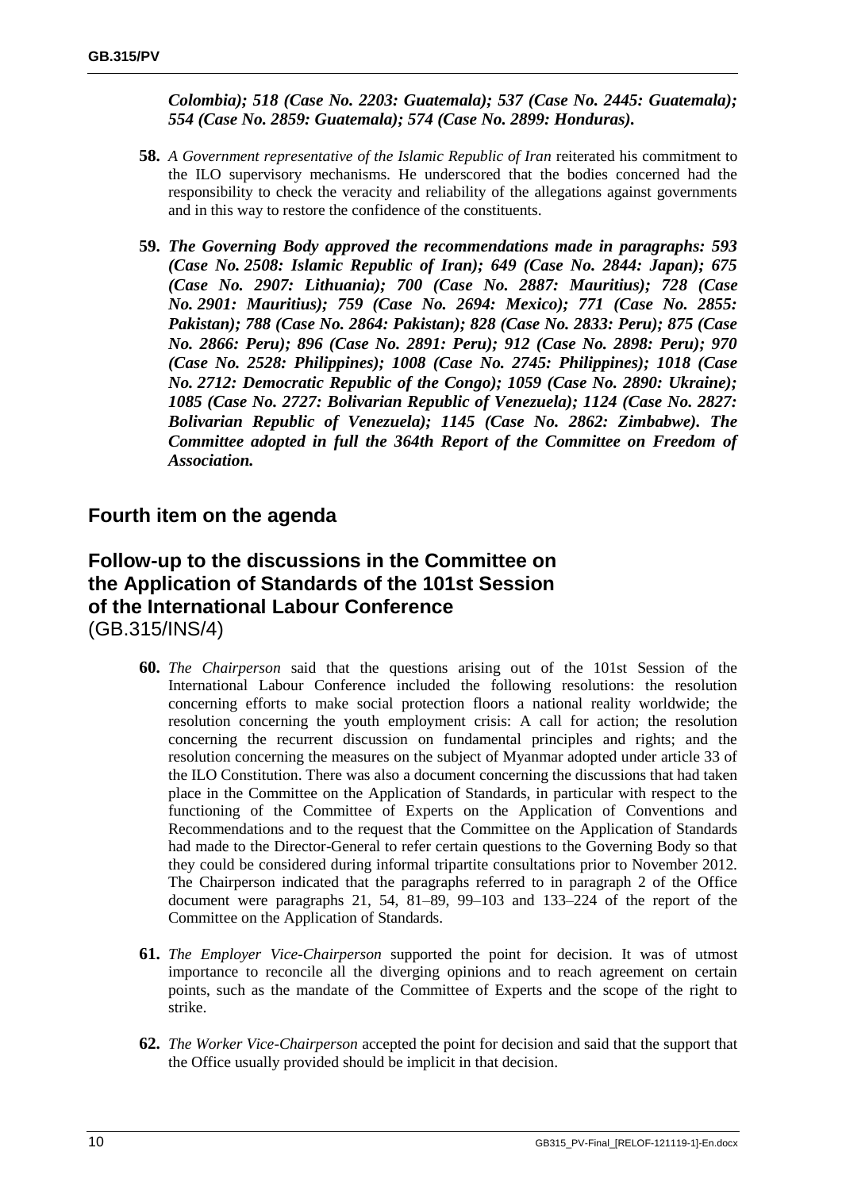***Colombia); 518 (Case No. 2203: Guatemala); 537 (Case No. 2445: Guatemala); 554 (Case No. 2859: Guatemala); 574 (Case No. 2899: Honduras).***

**58.** *A Government representative of the Islamic Republic of Iran* reiterated his commitment to the ILO supervisory mechanisms. He underscored that the bodies concerned had the responsibility to check the veracity and reliability of the allegations against governments and in this way to restore the confidence of the constituents.

**59.** ***The Governing Body approved the recommendations made in paragraphs: 593 (Case No. 2508: Islamic Republic of Iran); 649 (Case No. 2844: Japan); 675 (Case No. 2907: Lithuania); 700 (Case No. 2887: Mauritius); 728 (Case No. 2901: Mauritius); 759 (Case No. 2694: Mexico); 771 (Case No. 2855: Pakistan); 788 (Case No. 2864: Pakistan); 828 (Case No. 2833: Peru); 875 (Case No. 2866: Peru); 896 (Case No. 2891: Peru); 912 (Case No. 2898: Peru); 970 (Case No. 2528: Philippines); 1008 (Case No. 2745: Philippines); 1018 (Case No. 2712: Democratic Republic of the Congo); 1059 (Case No. 2890: Ukraine); 1085 (Case No. 2727: Bolivarian Republic of Venezuela); 1124 (Case No. 2827: Bolivarian Republic of Venezuela); 1145 (Case No. 2862: Zimbabwe). The Committee adopted in full the 364th Report of the Committee on Freedom of Association.***

## Fourth item on the agenda

## Follow-up to the discussions in the Committee on the Application of Standards of the 101st Session of the International Labour Conference
(GB.315/INS/4)

**60.** *The Chairperson* said that the questions arising out of the 101st Session of the International Labour Conference included the following resolutions: the resolution concerning efforts to make social protection floors a national reality worldwide; the resolution concerning the youth employment crisis: A call for action; the resolution concerning the recurrent discussion on fundamental principles and rights; and the resolution concerning the measures on the subject of Myanmar adopted under article 33 of the ILO Constitution. There was also a document concerning the discussions that had taken place in the Committee on the Application of Standards, in particular with respect to the functioning of the Committee of Experts on the Application of Conventions and Recommendations and to the request that the Committee on the Application of Standards had made to the Director-General to refer certain questions to the Governing Body so that they could be considered during informal tripartite consultations prior to November 2012. The Chairperson indicated that the paragraphs referred to in paragraph 2 of the Office document were paragraphs 21, 54, 81–89, 99–103 and 133–224 of the report of the Committee on the Application of Standards.

**61.** *The Employer Vice-Chairperson* supported the point for decision. It was of utmost importance to reconcile all the diverging opinions and to reach agreement on certain points, such as the mandate of the Committee of Experts and the scope of the right to strike.

**62.** *The Worker Vice-Chairperson* accepted the point for decision and said that the support that the Office usually provided should be implicit in that decision.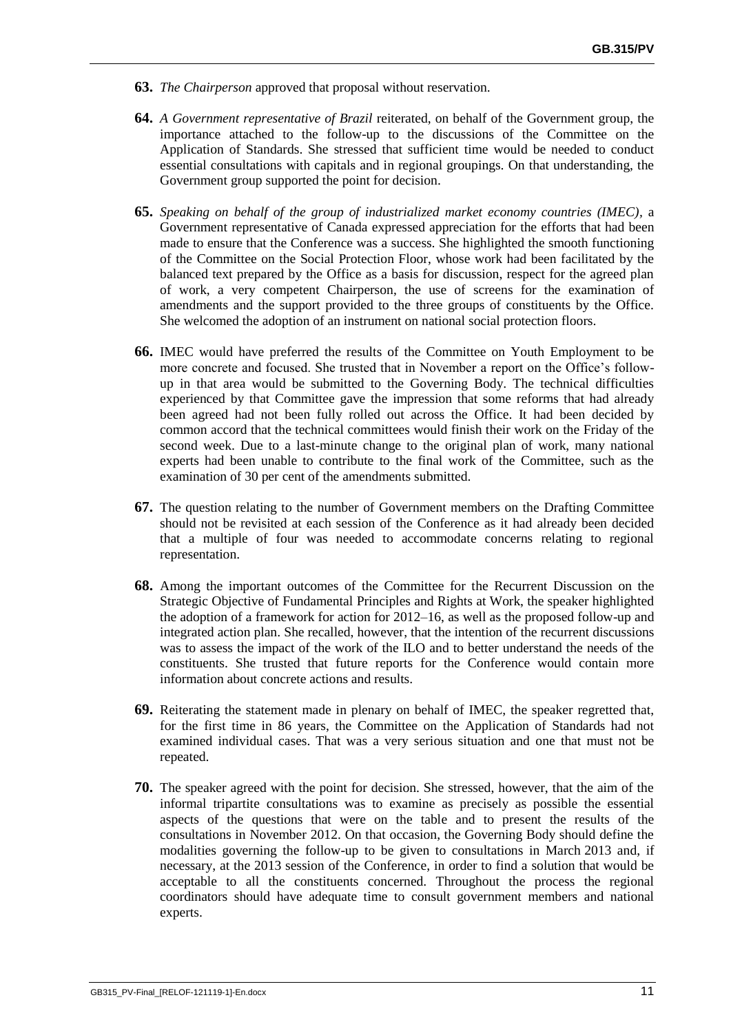**63.** *The Chairperson* approved that proposal without reservation.

**64.** *A Government representative of Brazil* reiterated, on behalf of the Government group, the importance attached to the follow-up to the discussions of the Committee on the Application of Standards. She stressed that sufficient time would be needed to conduct essential consultations with capitals and in regional groupings. On that understanding, the Government group supported the point for decision.

**65.** *Speaking on behalf of the group of industrialized market economy countries (IMEC),* a Government representative of Canada expressed appreciation for the efforts that had been made to ensure that the Conference was a success. She highlighted the smooth functioning of the Committee on the Social Protection Floor, whose work had been facilitated by the balanced text prepared by the Office as a basis for discussion, respect for the agreed plan of work, a very competent Chairperson, the use of screens for the examination of amendments and the support provided to the three groups of constituents by the Office. She welcomed the adoption of an instrument on national social protection floors.

**66.** IMEC would have preferred the results of the Committee on Youth Employment to be more concrete and focused. She trusted that in November a report on the Office's follow-up in that area would be submitted to the Governing Body. The technical difficulties experienced by that Committee gave the impression that some reforms that had already been agreed had not been fully rolled out across the Office. It had been decided by common accord that the technical committees would finish their work on the Friday of the second week. Due to a last-minute change to the original plan of work, many national experts had been unable to contribute to the final work of the Committee, such as the examination of 30 per cent of the amendments submitted.

**67.** The question relating to the number of Government members on the Drafting Committee should not be revisited at each session of the Conference as it had already been decided that a multiple of four was needed to accommodate concerns relating to regional representation.

**68.** Among the important outcomes of the Committee for the Recurrent Discussion on the Strategic Objective of Fundamental Principles and Rights at Work, the speaker highlighted the adoption of a framework for action for 2012–16, as well as the proposed follow-up and integrated action plan. She recalled, however, that the intention of the recurrent discussions was to assess the impact of the work of the ILO and to better understand the needs of the constituents. She trusted that future reports for the Conference would contain more information about concrete actions and results.

**69.** Reiterating the statement made in plenary on behalf of IMEC, the speaker regretted that, for the first time in 86 years, the Committee on the Application of Standards had not examined individual cases. That was a very serious situation and one that must not be repeated.

**70.** The speaker agreed with the point for decision. She stressed, however, that the aim of the informal tripartite consultations was to examine as precisely as possible the essential aspects of the questions that were on the table and to present the results of the consultations in November 2012. On that occasion, the Governing Body should define the modalities governing the follow-up to be given to consultations in March 2013 and, if necessary, at the 2013 session of the Conference, in order to find a solution that would be acceptable to all the constituents concerned. Throughout the process the regional coordinators should have adequate time to consult government members and national experts.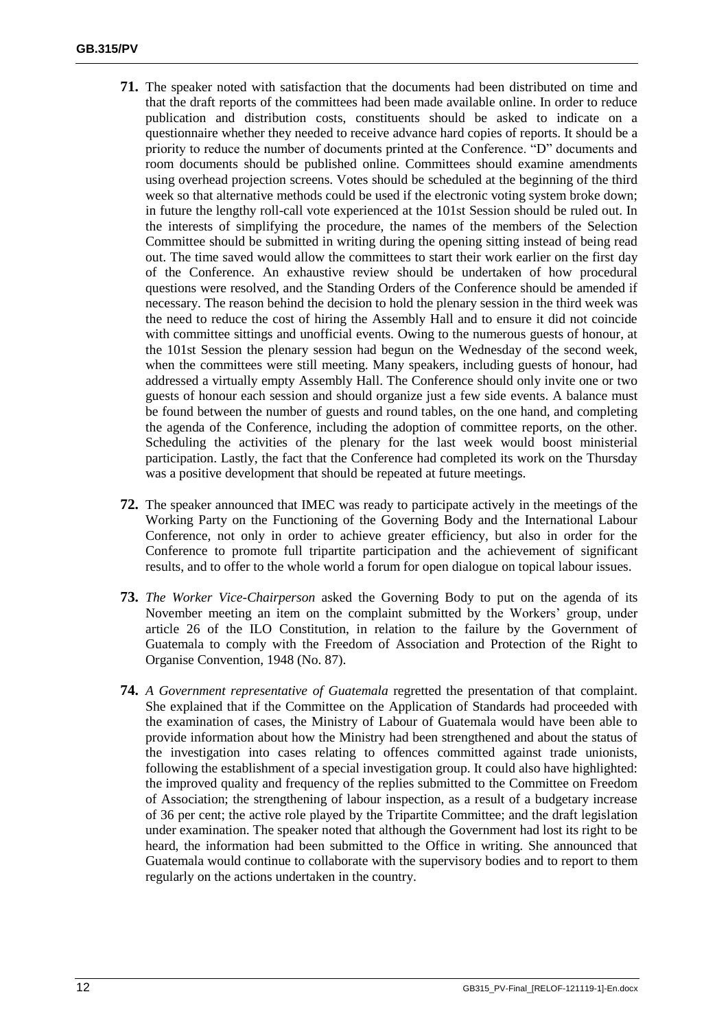**71.** The speaker noted with satisfaction that the documents had been distributed on time and that the draft reports of the committees had been made available online. In order to reduce publication and distribution costs, constituents should be asked to indicate on a questionnaire whether they needed to receive advance hard copies of reports. It should be a priority to reduce the number of documents printed at the Conference. "D" documents and room documents should be published online. Committees should examine amendments using overhead projection screens. Votes should be scheduled at the beginning of the third week so that alternative methods could be used if the electronic voting system broke down; in future the lengthy roll-call vote experienced at the 101st Session should be ruled out. In the interests of simplifying the procedure, the names of the members of the Selection Committee should be submitted in writing during the opening sitting instead of being read out. The time saved would allow the committees to start their work earlier on the first day of the Conference. An exhaustive review should be undertaken of how procedural questions were resolved, and the Standing Orders of the Conference should be amended if necessary. The reason behind the decision to hold the plenary session in the third week was the need to reduce the cost of hiring the Assembly Hall and to ensure it did not coincide with committee sittings and unofficial events. Owing to the numerous guests of honour, at the 101st Session the plenary session had begun on the Wednesday of the second week, when the committees were still meeting. Many speakers, including guests of honour, had addressed a virtually empty Assembly Hall. The Conference should only invite one or two guests of honour each session and should organize just a few side events. A balance must be found between the number of guests and round tables, on the one hand, and completing the agenda of the Conference, including the adoption of committee reports, on the other. Scheduling the activities of the plenary for the last week would boost ministerial participation. Lastly, the fact that the Conference had completed its work on the Thursday was a positive development that should be repeated at future meetings.

**72.** The speaker announced that IMEC was ready to participate actively in the meetings of the Working Party on the Functioning of the Governing Body and the International Labour Conference, not only in order to achieve greater efficiency, but also in order for the Conference to promote full tripartite participation and the achievement of significant results, and to offer to the whole world a forum for open dialogue on topical labour issues.

**73.** *The Worker Vice-Chairperson* asked the Governing Body to put on the agenda of its November meeting an item on the complaint submitted by the Workers' group, under article 26 of the ILO Constitution, in relation to the failure by the Government of Guatemala to comply with the Freedom of Association and Protection of the Right to Organise Convention, 1948 (No. 87).

**74.** *A Government representative of Guatemala* regretted the presentation of that complaint. She explained that if the Committee on the Application of Standards had proceeded with the examination of cases, the Ministry of Labour of Guatemala would have been able to provide information about how the Ministry had been strengthened and about the status of the investigation into cases relating to offences committed against trade unionists, following the establishment of a special investigation group. It could also have highlighted: the improved quality and frequency of the replies submitted to the Committee on Freedom of Association; the strengthening of labour inspection, as a result of a budgetary increase of 36 per cent; the active role played by the Tripartite Committee; and the draft legislation under examination. The speaker noted that although the Government had lost its right to be heard, the information had been submitted to the Office in writing. She announced that Guatemala would continue to collaborate with the supervisory bodies and to report to them regularly on the actions undertaken in the country.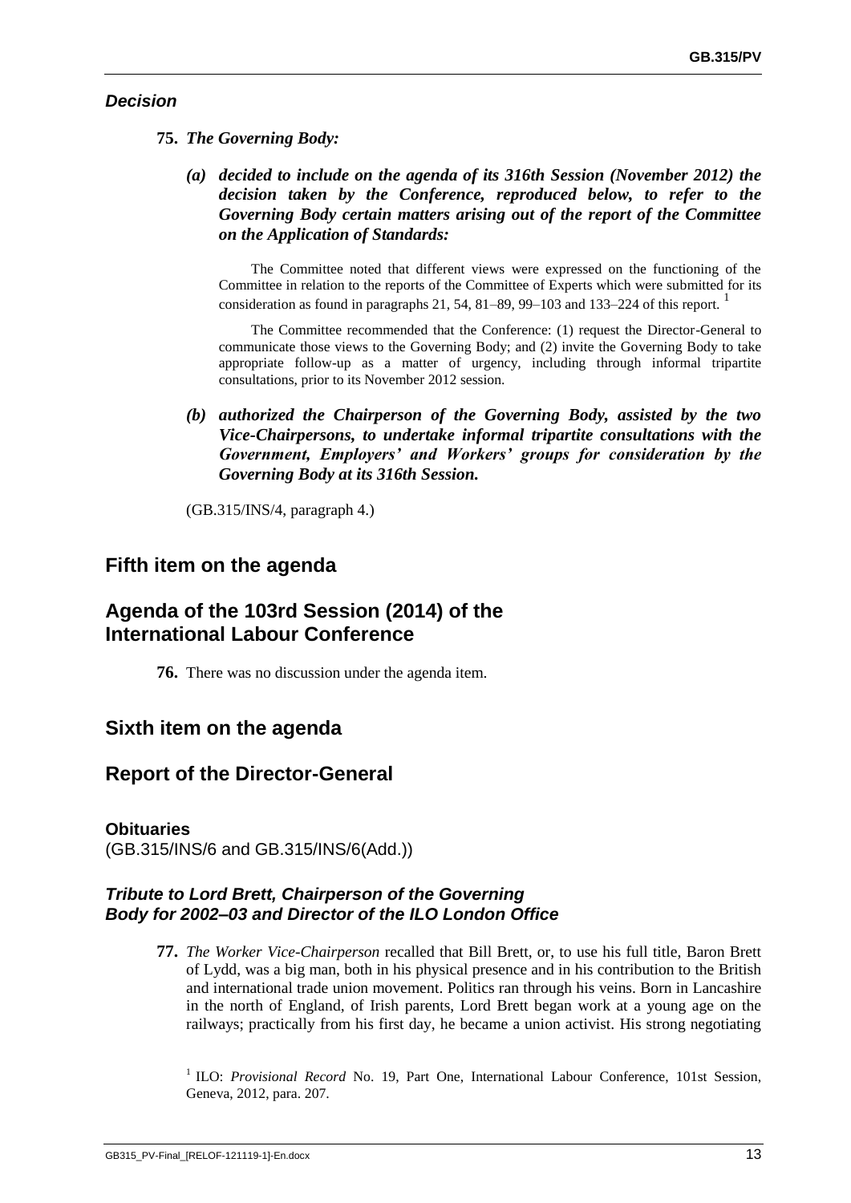### *Decision*

**75.** ***The Governing Body:***

***(a) decided to include on the agenda of its 316th Session (November 2012) the decision taken by the Conference, reproduced below, to refer to the Governing Body certain matters arising out of the report of the Committee on the Application of Standards:***

The Committee noted that different views were expressed on the functioning of the Committee in relation to the reports of the Committee of Experts which were submitted for its consideration as found in paragraphs 21, 54, 81–89, 99–103 and 133–224 of this report. [1]

The Committee recommended that the Conference: (1) request the Director-General to communicate those views to the Governing Body; and (2) invite the Governing Body to take appropriate follow-up as a matter of urgency, including through informal tripartite consultations, prior to its November 2012 session.

***(b) authorized the Chairperson of the Governing Body, assisted by the two Vice-Chairpersons, to undertake informal tripartite consultations with the Government, Employers' and Workers' groups for consideration by the Governing Body at its 316th Session.***

(GB.315/INS/4, paragraph 4.)

## Fifth item on the agenda

## Agenda of the 103rd Session (2014) of the International Labour Conference

**76.** There was no discussion under the agenda item.

## Sixth item on the agenda

## Report of the Director-General

### Obituaries

(GB.315/INS/6 and GB.315/INS/6(Add.))

### *Tribute to Lord Brett, Chairperson of the Governing Body for 2002–03 and Director of the ILO London Office*

**77.** *The Worker Vice-Chairperson* recalled that Bill Brett, or, to use his full title, Baron Brett of Lydd, was a big man, both in his physical presence and in his contribution to the British and international trade union movement. Politics ran through his veins. Born in Lancashire in the north of England, of Irish parents, Lord Brett began work at a young age on the railways; practically from his first day, he became a union activist. His strong negotiating

[1] ILO: *Provisional Record* No. 19, Part One, International Labour Conference, 101st Session, Geneva, 2012, para. 207.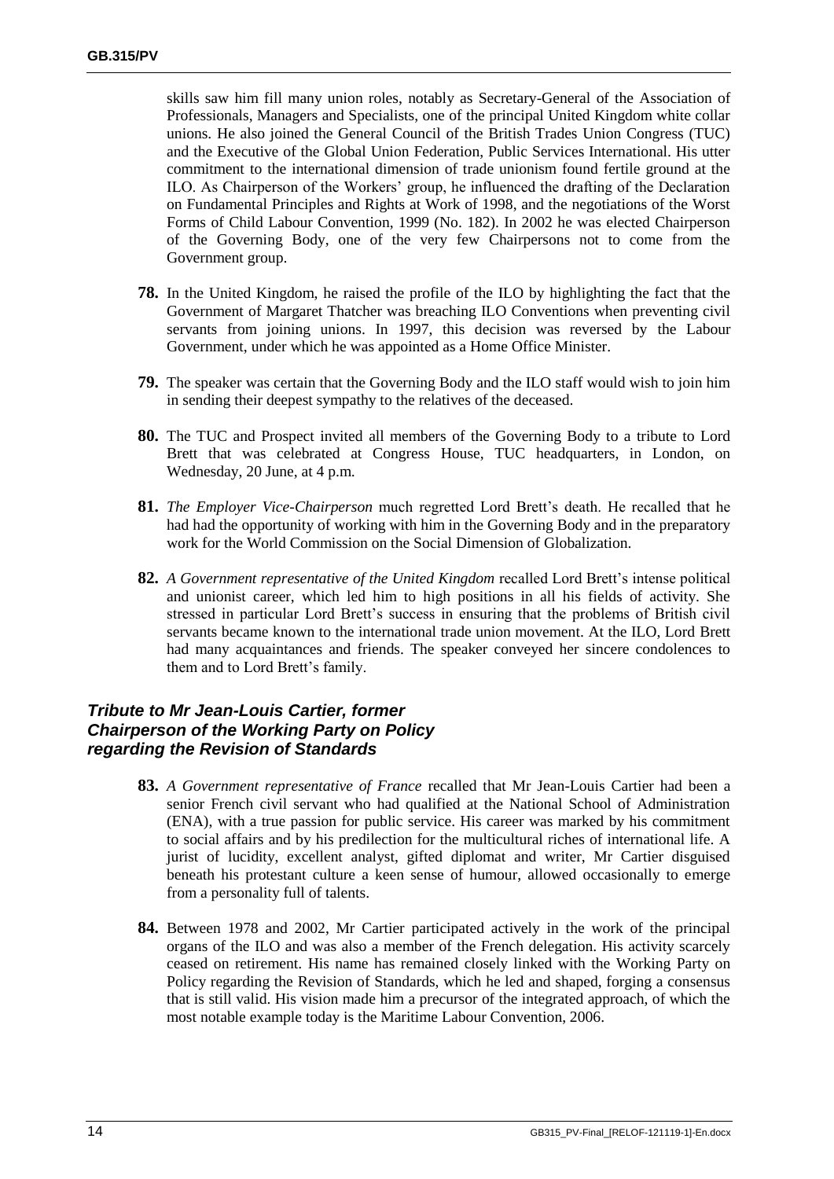skills saw him fill many union roles, notably as Secretary-General of the Association of Professionals, Managers and Specialists, one of the principal United Kingdom white collar unions. He also joined the General Council of the British Trades Union Congress (TUC) and the Executive of the Global Union Federation, Public Services International. His utter commitment to the international dimension of trade unionism found fertile ground at the ILO. As Chairperson of the Workers' group, he influenced the drafting of the Declaration on Fundamental Principles and Rights at Work of 1998, and the negotiations of the Worst Forms of Child Labour Convention, 1999 (No. 182). In 2002 he was elected Chairperson of the Governing Body, one of the very few Chairpersons not to come from the Government group.

**78.** In the United Kingdom, he raised the profile of the ILO by highlighting the fact that the Government of Margaret Thatcher was breaching ILO Conventions when preventing civil servants from joining unions. In 1997, this decision was reversed by the Labour Government, under which he was appointed as a Home Office Minister.

**79.** The speaker was certain that the Governing Body and the ILO staff would wish to join him in sending their deepest sympathy to the relatives of the deceased.

**80.** The TUC and Prospect invited all members of the Governing Body to a tribute to Lord Brett that was celebrated at Congress House, TUC headquarters, in London, on Wednesday, 20 June, at 4 p.m.

**81.** *The Employer Vice-Chairperson* much regretted Lord Brett's death. He recalled that he had had the opportunity of working with him in the Governing Body and in the preparatory work for the World Commission on the Social Dimension of Globalization.

**82.** *A Government representative of the United Kingdom* recalled Lord Brett's intense political and unionist career, which led him to high positions in all his fields of activity. She stressed in particular Lord Brett's success in ensuring that the problems of British civil servants became known to the international trade union movement. At the ILO, Lord Brett had many acquaintances and friends. The speaker conveyed her sincere condolences to them and to Lord Brett's family.

### *Tribute to Mr Jean-Louis Cartier, former Chairperson of the Working Party on Policy regarding the Revision of Standards*

**83.** *A Government representative of France* recalled that Mr Jean-Louis Cartier had been a senior French civil servant who had qualified at the National School of Administration (ENA), with a true passion for public service. His career was marked by his commitment to social affairs and by his predilection for the multicultural riches of international life. A jurist of lucidity, excellent analyst, gifted diplomat and writer, Mr Cartier disguised beneath his protestant culture a keen sense of humour, allowed occasionally to emerge from a personality full of talents.

**84.** Between 1978 and 2002, Mr Cartier participated actively in the work of the principal organs of the ILO and was also a member of the French delegation. His activity scarcely ceased on retirement. His name has remained closely linked with the Working Party on Policy regarding the Revision of Standards, which he led and shaped, forging a consensus that is still valid. His vision made him a precursor of the integrated approach, of which the most notable example today is the Maritime Labour Convention, 2006.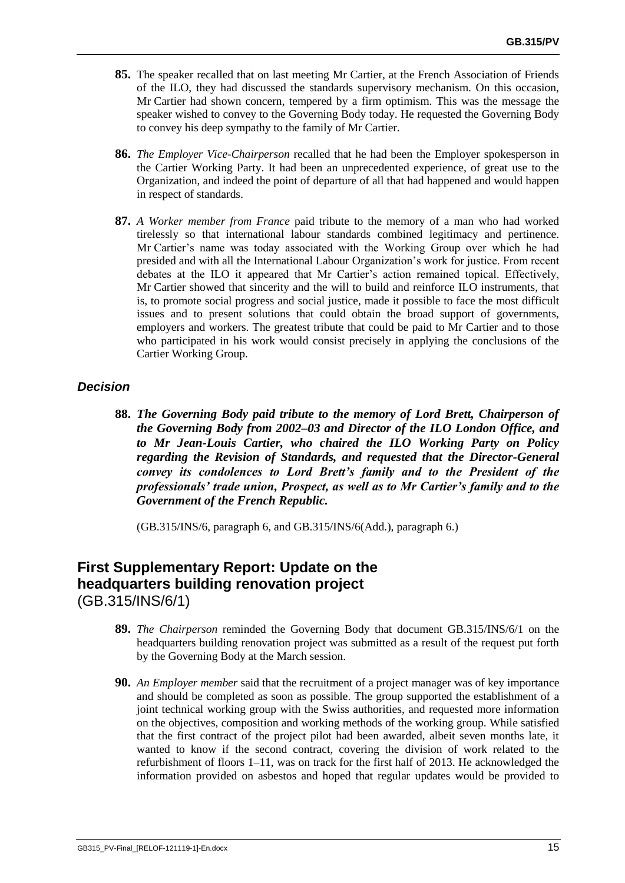**85.** The speaker recalled that on last meeting Mr Cartier, at the French Association of Friends of the ILO, they had discussed the standards supervisory mechanism. On this occasion, Mr Cartier had shown concern, tempered by a firm optimism. This was the message the speaker wished to convey to the Governing Body today. He requested the Governing Body to convey his deep sympathy to the family of Mr Cartier.

**86.** *The Employer Vice-Chairperson* recalled that he had been the Employer spokesperson in the Cartier Working Party. It had been an unprecedented experience, of great use to the Organization, and indeed the point of departure of all that had happened and would happen in respect of standards.

**87.** *A Worker member from France* paid tribute to the memory of a man who had worked tirelessly so that international labour standards combined legitimacy and pertinence. Mr Cartier's name was today associated with the Working Group over which he had presided and with all the International Labour Organization's work for justice. From recent debates at the ILO it appeared that Mr Cartier's action remained topical. Effectively, Mr Cartier showed that sincerity and the will to build and reinforce ILO instruments, that is, to promote social progress and social justice, made it possible to face the most difficult issues and to present solutions that could obtain the broad support of governments, employers and workers. The greatest tribute that could be paid to Mr Cartier and to those who participated in his work would consist precisely in applying the conclusions of the Cartier Working Group.

### *Decision*

**88.** ***The Governing Body paid tribute to the memory of Lord Brett, Chairperson of the Governing Body from 2002–03 and Director of the ILO London Office, and to Mr Jean-Louis Cartier, who chaired the ILO Working Party on Policy regarding the Revision of Standards, and requested that the Director-General convey its condolences to Lord Brett's family and to the President of the professionals' trade union, Prospect, as well as to Mr Cartier's family and to the Government of the French Republic.***

(GB.315/INS/6, paragraph 6, and GB.315/INS/6(Add.), paragraph 6.)

## First Supplementary Report: Update on the headquarters building renovation project (GB.315/INS/6/1)

**89.** *The Chairperson* reminded the Governing Body that document GB.315/INS/6/1 on the headquarters building renovation project was submitted as a result of the request put forth by the Governing Body at the March session.

**90.** *An Employer member* said that the recruitment of a project manager was of key importance and should be completed as soon as possible. The group supported the establishment of a joint technical working group with the Swiss authorities, and requested more information on the objectives, composition and working methods of the working group. While satisfied that the first contract of the project pilot had been awarded, albeit seven months late, it wanted to know if the second contract, covering the division of work related to the refurbishment of floors 1–11, was on track for the first half of 2013. He acknowledged the information provided on asbestos and hoped that regular updates would be provided to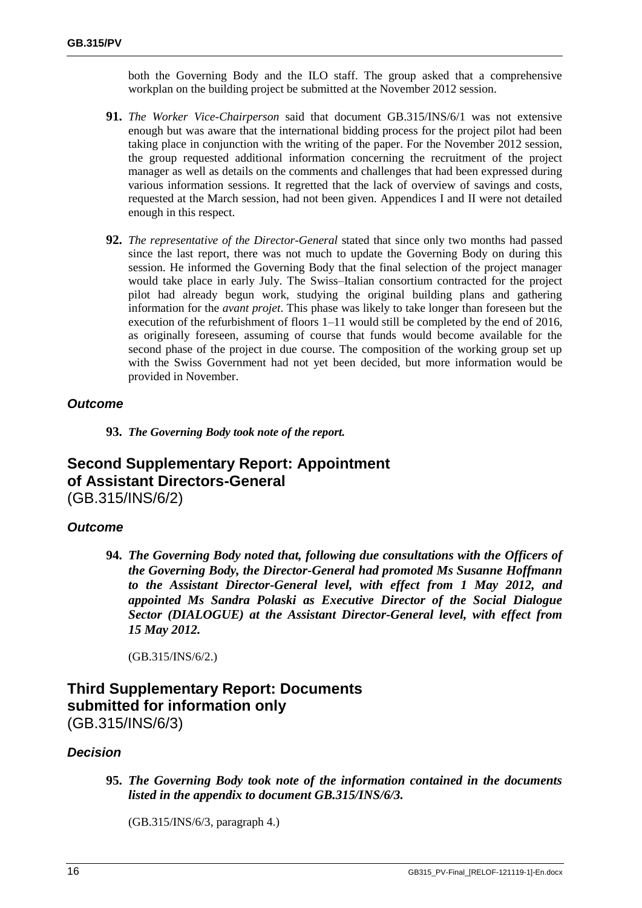both the Governing Body and the ILO staff. The group asked that a comprehensive workplan on the building project be submitted at the November 2012 session.

**91.** *The Worker Vice-Chairperson* said that document GB.315/INS/6/1 was not extensive enough but was aware that the international bidding process for the project pilot had been taking place in conjunction with the writing of the paper. For the November 2012 session, the group requested additional information concerning the recruitment of the project manager as well as details on the comments and challenges that had been expressed during various information sessions. It regretted that the lack of overview of savings and costs, requested at the March session, had not been given. Appendices I and II were not detailed enough in this respect.

**92.** *The representative of the Director-General* stated that since only two months had passed since the last report, there was not much to update the Governing Body on during this session. He informed the Governing Body that the final selection of the project manager would take place in early July. The Swiss–Italian consortium contracted for the project pilot had already begun work, studying the original building plans and gathering information for the *avant projet*. This phase was likely to take longer than foreseen but the execution of the refurbishment of floors 1–11 would still be completed by the end of 2016, as originally foreseen, assuming of course that funds would become available for the second phase of the project in due course. The composition of the working group set up with the Swiss Government had not yet been decided, but more information would be provided in November.

### *Outcome*

**93.** ***The Governing Body took note of the report.***

## Second Supplementary Report: Appointment of Assistant Directors-General
(GB.315/INS/6/2)

### *Outcome*

**94.** ***The Governing Body noted that, following due consultations with the Officers of the Governing Body, the Director-General had promoted Ms Susanne Hoffmann to the Assistant Director-General level, with effect from 1 May 2012, and appointed Ms Sandra Polaski as Executive Director of the Social Dialogue Sector (DIALOGUE) at the Assistant Director-General level, with effect from 15 May 2012.***

(GB.315/INS/6/2.)

## Third Supplementary Report: Documents submitted for information only
(GB.315/INS/6/3)

### *Decision*

**95.** ***The Governing Body took note of the information contained in the documents listed in the appendix to document GB.315/INS/6/3.***

(GB.315/INS/6/3, paragraph 4.)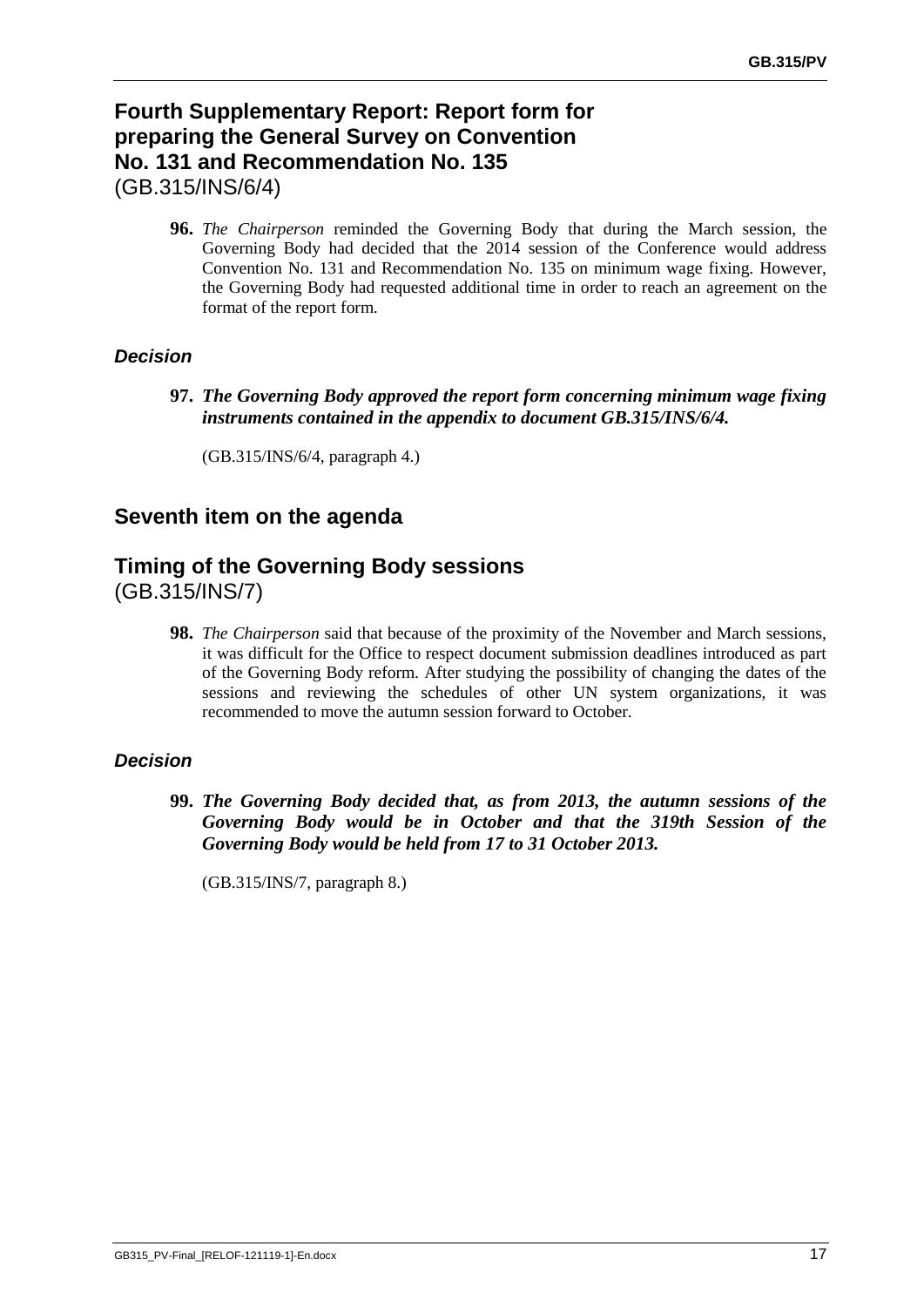## Fourth Supplementary Report: Report form for preparing the General Survey on Convention No. 131 and Recommendation No. 135
(GB.315/INS/6/4)

**96.** *The Chairperson* reminded the Governing Body that during the March session, the Governing Body had decided that the 2014 session of the Conference would address Convention No. 131 and Recommendation No. 135 on minimum wage fixing. However, the Governing Body had requested additional time in order to reach an agreement on the format of the report form.

### *Decision*

**97.** ***The Governing Body approved the report form concerning minimum wage fixing instruments contained in the appendix to document GB.315/INS/6/4.***

(GB.315/INS/6/4, paragraph 4.)

## Seventh item on the agenda

## Timing of the Governing Body sessions
(GB.315/INS/7)

**98.** *The Chairperson* said that because of the proximity of the November and March sessions, it was difficult for the Office to respect document submission deadlines introduced as part of the Governing Body reform. After studying the possibility of changing the dates of the sessions and reviewing the schedules of other UN system organizations, it was recommended to move the autumn session forward to October.

### *Decision*

**99.** ***The Governing Body decided that, as from 2013, the autumn sessions of the Governing Body would be in October and that the 319th Session of the Governing Body would be held from 17 to 31 October 2013.***

(GB.315/INS/7, paragraph 8.)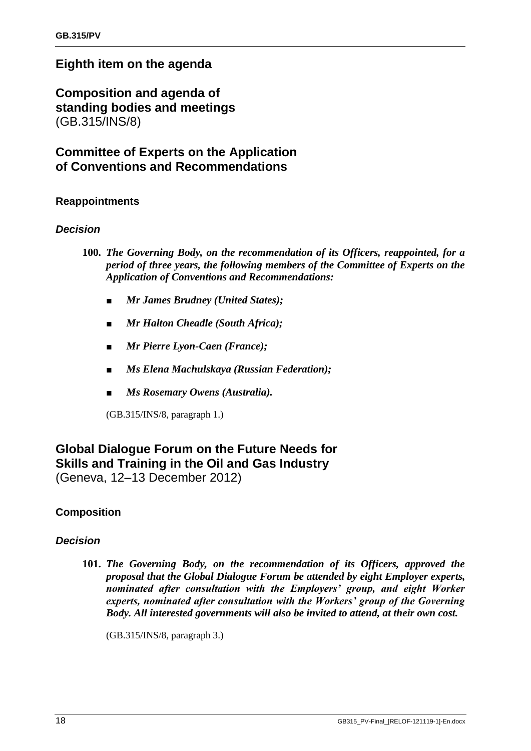## Eighth item on the agenda

## Composition and agenda of standing bodies and meetings
(GB.315/INS/8)

## Committee of Experts on the Application of Conventions and Recommendations

### Reappointments

#### *Decision*

**100.** ***The Governing Body, on the recommendation of its Officers, reappointed, for a period of three years, the following members of the Committee of Experts on the Application of Conventions and Recommendations:***

- ***Mr James Brudney (United States);***
- ***Mr Halton Cheadle (South Africa);***
- ***Mr Pierre Lyon-Caen (France);***
- ***Ms Elena Machulskaya (Russian Federation);***
- ***Ms Rosemary Owens (Australia).***

(GB.315/INS/8, paragraph 1.)

## Global Dialogue Forum on the Future Needs for Skills and Training in the Oil and Gas Industry
(Geneva, 12–13 December 2012)

### Composition

#### *Decision*

**101.** ***The Governing Body, on the recommendation of its Officers, approved the proposal that the Global Dialogue Forum be attended by eight Employer experts, nominated after consultation with the Employers' group, and eight Worker experts, nominated after consultation with the Workers' group of the Governing Body. All interested governments will also be invited to attend, at their own cost.***

(GB.315/INS/8, paragraph 3.)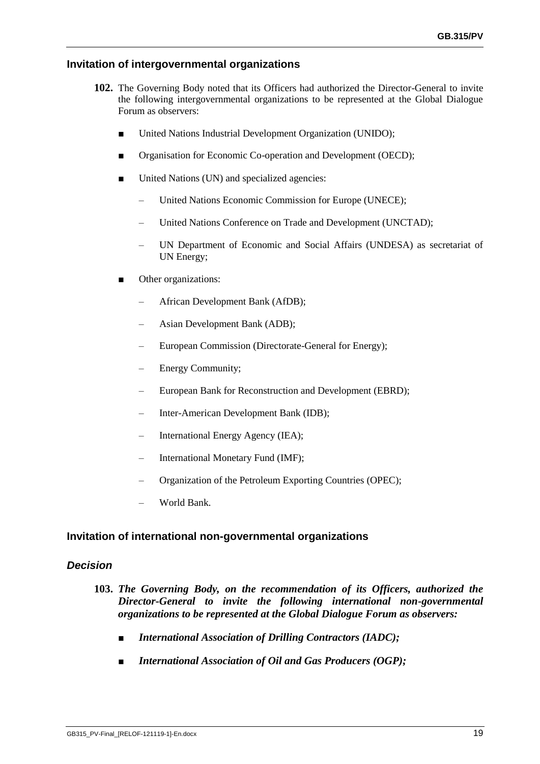### Invitation of intergovernmental organizations

**102.** The Governing Body noted that its Officers had authorized the Director-General to invite the following intergovernmental organizations to be represented at the Global Dialogue Forum as observers:

- United Nations Industrial Development Organization (UNIDO);
- Organisation for Economic Co-operation and Development (OECD);
- United Nations (UN) and specialized agencies:
  - United Nations Economic Commission for Europe (UNECE);
  - United Nations Conference on Trade and Development (UNCTAD);
  - UN Department of Economic and Social Affairs (UNDESA) as secretariat of UN Energy;
- Other organizations:
  - African Development Bank (AfDB);
  - Asian Development Bank (ADB);
  - European Commission (Directorate-General for Energy);
  - Energy Community;
  - European Bank for Reconstruction and Development (EBRD);
  - Inter-American Development Bank (IDB);
  - International Energy Agency (IEA);
  - International Monetary Fund (IMF);
  - Organization of the Petroleum Exporting Countries (OPEC);
  - World Bank.

### Invitation of international non-governmental organizations

#### *Decision*

**103.** ***The Governing Body, on the recommendation of its Officers, authorized the Director-General to invite the following international non-governmental organizations to be represented at the Global Dialogue Forum as observers:***

- ***International Association of Drilling Contractors (IADC);***
- ***International Association of Oil and Gas Producers (OGP);***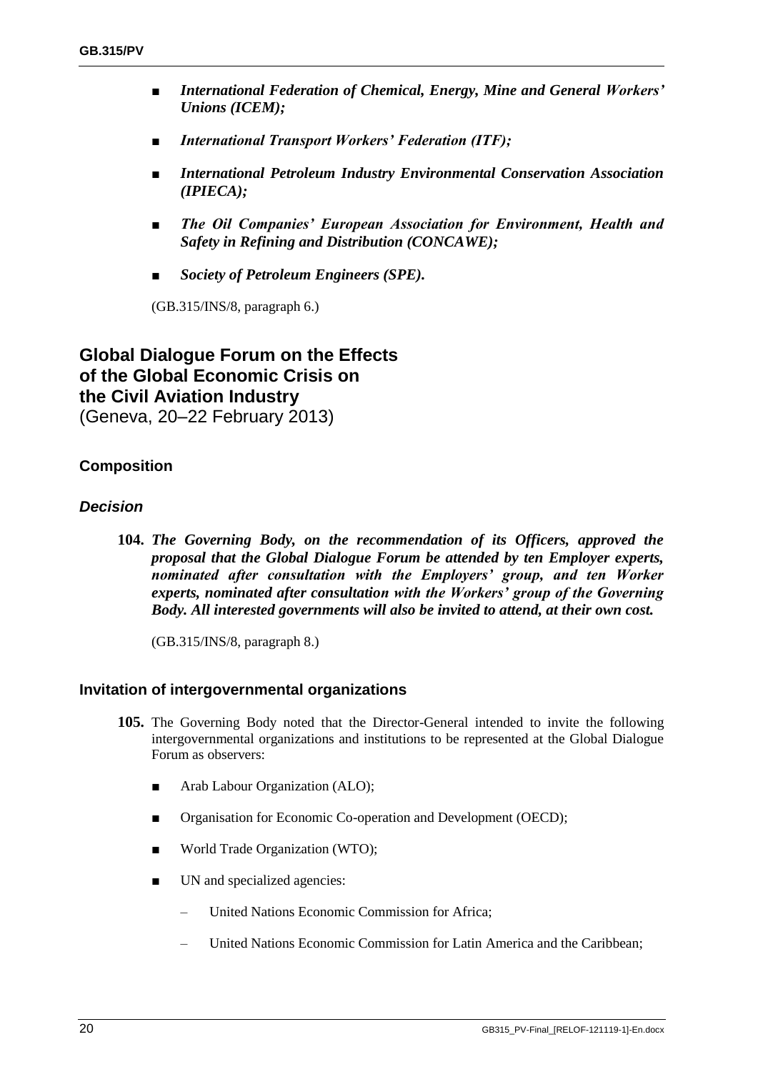- ***International Federation of Chemical, Energy, Mine and General Workers' Unions (ICEM);***
- ***International Transport Workers' Federation (ITF);***
- ***International Petroleum Industry Environmental Conservation Association (IPIECA);***
- ***The Oil Companies' European Association for Environment, Health and Safety in Refining and Distribution (CONCAWE);***
- ***Society of Petroleum Engineers (SPE).***

(GB.315/INS/8, paragraph 6.)

## Global Dialogue Forum on the Effects of the Global Economic Crisis on the Civil Aviation Industry
(Geneva, 20–22 February 2013)

### Composition

#### *Decision*

**104.** ***The Governing Body, on the recommendation of its Officers, approved the proposal that the Global Dialogue Forum be attended by ten Employer experts, nominated after consultation with the Employers' group, and ten Worker experts, nominated after consultation with the Workers' group of the Governing Body. All interested governments will also be invited to attend, at their own cost.***

(GB.315/INS/8, paragraph 8.)

### Invitation of intergovernmental organizations

**105.** The Governing Body noted that the Director-General intended to invite the following intergovernmental organizations and institutions to be represented at the Global Dialogue Forum as observers:

- Arab Labour Organization (ALO);
- Organisation for Economic Co-operation and Development (OECD);
- World Trade Organization (WTO);
- UN and specialized agencies:
  - United Nations Economic Commission for Africa;
  - United Nations Economic Commission for Latin America and the Caribbean;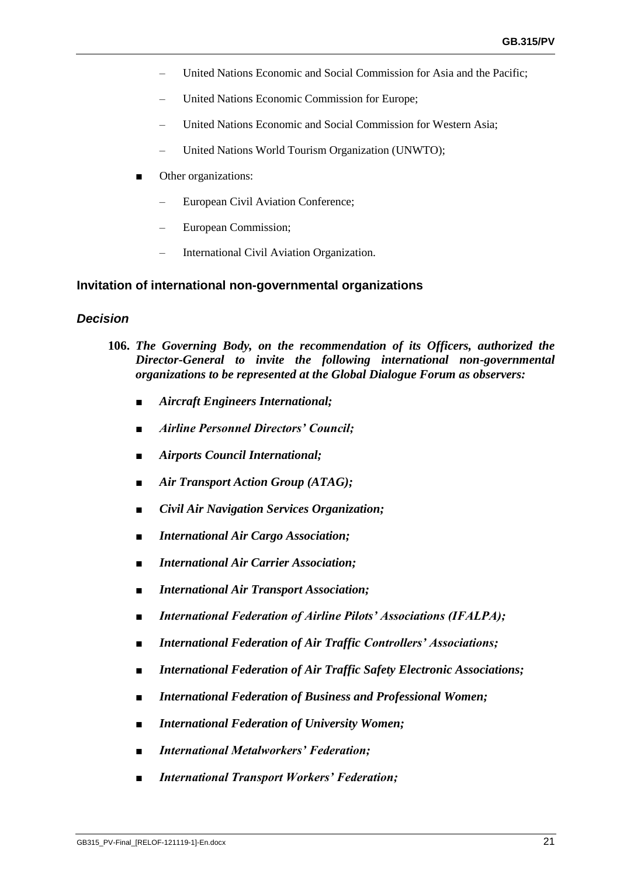- United Nations Economic and Social Commission for Asia and the Pacific;
- United Nations Economic Commission for Europe;
- United Nations Economic and Social Commission for Western Asia;
- United Nations World Tourism Organization (UNWTO);

■ Other organizations:

- European Civil Aviation Conference;
- European Commission;
- International Civil Aviation Organization.

### Invitation of international non-governmental organizations

#### *Decision*

**106.** ***The Governing Body, on the recommendation of its Officers, authorized the Director-General to invite the following international non-governmental organizations to be represented at the Global Dialogue Forum as observers:***

- ***Aircraft Engineers International;***
- ***Airline Personnel Directors' Council;***
- ***Airports Council International;***
- ***Air Transport Action Group (ATAG);***
- ***Civil Air Navigation Services Organization;***
- ***International Air Cargo Association;***
- ***International Air Carrier Association;***
- ***International Air Transport Association;***
- ***International Federation of Airline Pilots' Associations (IFALPA);***
- ***International Federation of Air Traffic Controllers' Associations;***
- ***International Federation of Air Traffic Safety Electronic Associations;***
- ***International Federation of Business and Professional Women;***
- ***International Federation of University Women;***
- ***International Metalworkers' Federation;***
- ***International Transport Workers' Federation;***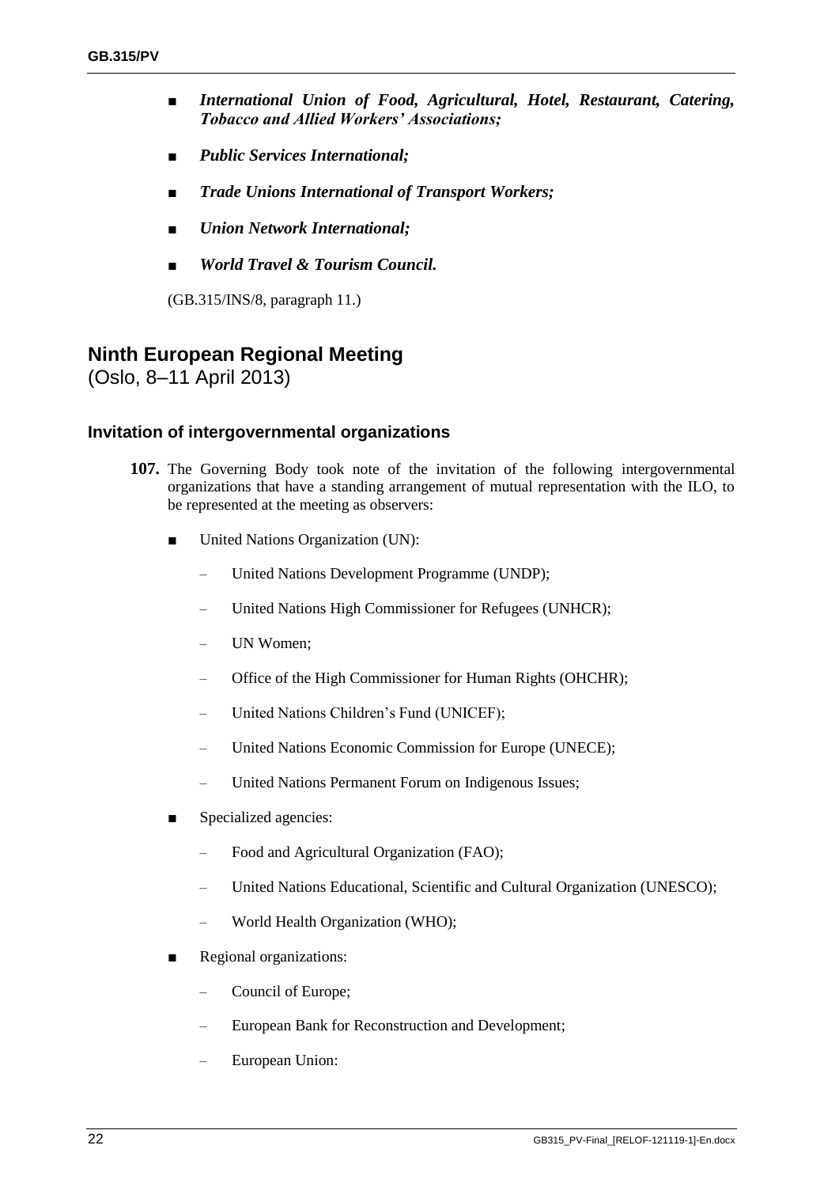- ***International Union of Food, Agricultural, Hotel, Restaurant, Catering, Tobacco and Allied Workers' Associations;***
- ***Public Services International;***
- ***Trade Unions International of Transport Workers;***
- ***Union Network International;***
- ***World Travel & Tourism Council.***

(GB.315/INS/8, paragraph 11.)

## Ninth European Regional Meeting
(Oslo, 8–11 April 2013)

### Invitation of intergovernmental organizations

**107.** The Governing Body took note of the invitation of the following intergovernmental organizations that have a standing arrangement of mutual representation with the ILO, to be represented at the meeting as observers:

- United Nations Organization (UN):
  - United Nations Development Programme (UNDP);
  - United Nations High Commissioner for Refugees (UNHCR);
  - UN Women;
  - Office of the High Commissioner for Human Rights (OHCHR);
  - United Nations Children's Fund (UNICEF);
  - United Nations Economic Commission for Europe (UNECE);
  - United Nations Permanent Forum on Indigenous Issues;
- Specialized agencies:
  - Food and Agricultural Organization (FAO);
  - United Nations Educational, Scientific and Cultural Organization (UNESCO);
  - World Health Organization (WHO);
- Regional organizations:
  - Council of Europe;
  - European Bank for Reconstruction and Development;
  - European Union: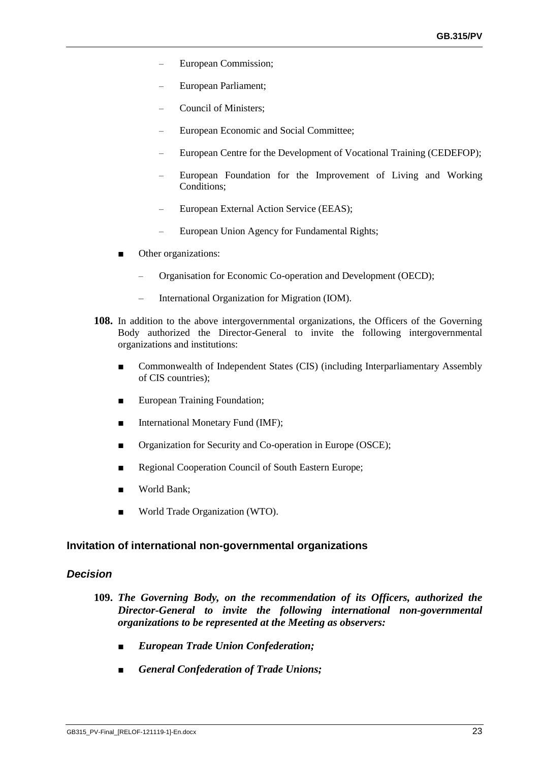- European Commission;
  - European Parliament;
  - Council of Ministers;
  - European Economic and Social Committee;
  - European Centre for the Development of Vocational Training (CEDEFOP);
  - European Foundation for the Improvement of Living and Working Conditions;
  - European External Action Service (EEAS);
  - European Union Agency for Fundamental Rights;

- Other organizations:
  - Organisation for Economic Co-operation and Development (OECD);
  - International Organization for Migration (IOM).

**108.** In addition to the above intergovernmental organizations, the Officers of the Governing Body authorized the Director-General to invite the following intergovernmental organizations and institutions:

- Commonwealth of Independent States (CIS) (including Interparliamentary Assembly of CIS countries);
- European Training Foundation;
- International Monetary Fund (IMF);
- Organization for Security and Co-operation in Europe (OSCE);
- Regional Cooperation Council of South Eastern Europe;
- World Bank;
- World Trade Organization (WTO).

### Invitation of international non-governmental organizations

#### *Decision*

**109.** ***The Governing Body, on the recommendation of its Officers, authorized the Director-General to invite the following international non-governmental organizations to be represented at the Meeting as observers:***

- ***European Trade Union Confederation;***
- ***General Confederation of Trade Unions;***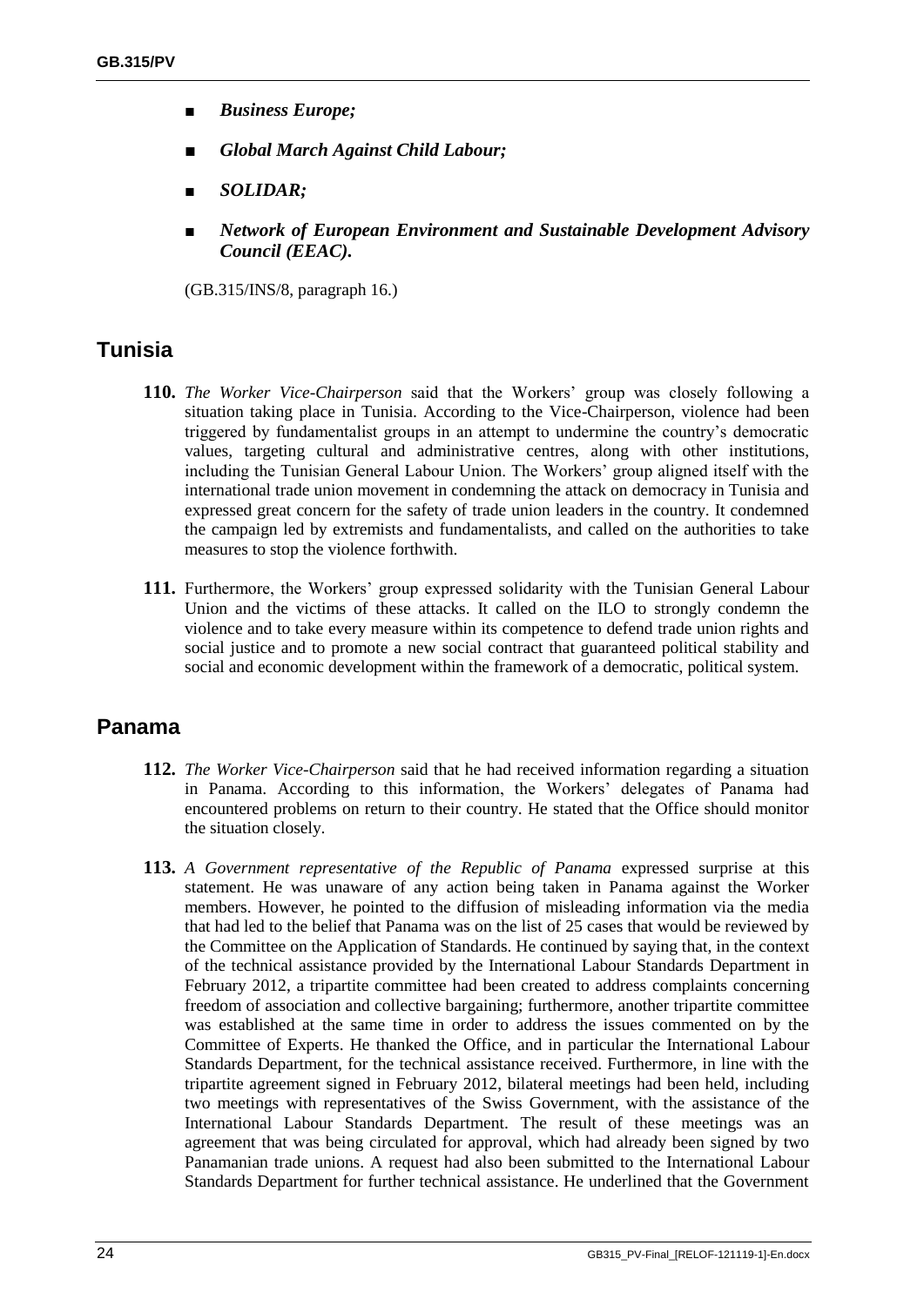- ***Business Europe;***
- ***Global March Against Child Labour;***
- ***SOLIDAR;***
- ***Network of European Environment and Sustainable Development Advisory Council (EEAC).***

(GB.315/INS/8, paragraph 16.)

## Tunisia

**110.** *The Worker Vice-Chairperson* said that the Workers' group was closely following a situation taking place in Tunisia. According to the Vice-Chairperson, violence had been triggered by fundamentalist groups in an attempt to undermine the country's democratic values, targeting cultural and administrative centres, along with other institutions, including the Tunisian General Labour Union. The Workers' group aligned itself with the international trade union movement in condemning the attack on democracy in Tunisia and expressed great concern for the safety of trade union leaders in the country. It condemned the campaign led by extremists and fundamentalists, and called on the authorities to take measures to stop the violence forthwith.

**111.** Furthermore, the Workers' group expressed solidarity with the Tunisian General Labour Union and the victims of these attacks. It called on the ILO to strongly condemn the violence and to take every measure within its competence to defend trade union rights and social justice and to promote a new social contract that guaranteed political stability and social and economic development within the framework of a democratic, political system.

## Panama

**112.** *The Worker Vice-Chairperson* said that he had received information regarding a situation in Panama. According to this information, the Workers' delegates of Panama had encountered problems on return to their country. He stated that the Office should monitor the situation closely.

**113.** *A Government representative of the Republic of Panama* expressed surprise at this statement. He was unaware of any action being taken in Panama against the Worker members. However, he pointed to the diffusion of misleading information via the media that had led to the belief that Panama was on the list of 25 cases that would be reviewed by the Committee on the Application of Standards. He continued by saying that, in the context of the technical assistance provided by the International Labour Standards Department in February 2012, a tripartite committee had been created to address complaints concerning freedom of association and collective bargaining; furthermore, another tripartite committee was established at the same time in order to address the issues commented on by the Committee of Experts. He thanked the Office, and in particular the International Labour Standards Department, for the technical assistance received. Furthermore, in line with the tripartite agreement signed in February 2012, bilateral meetings had been held, including two meetings with representatives of the Swiss Government, with the assistance of the International Labour Standards Department. The result of these meetings was an agreement that was being circulated for approval, which had already been signed by two Panamanian trade unions. A request had also been submitted to the International Labour Standards Department for further technical assistance. He underlined that the Government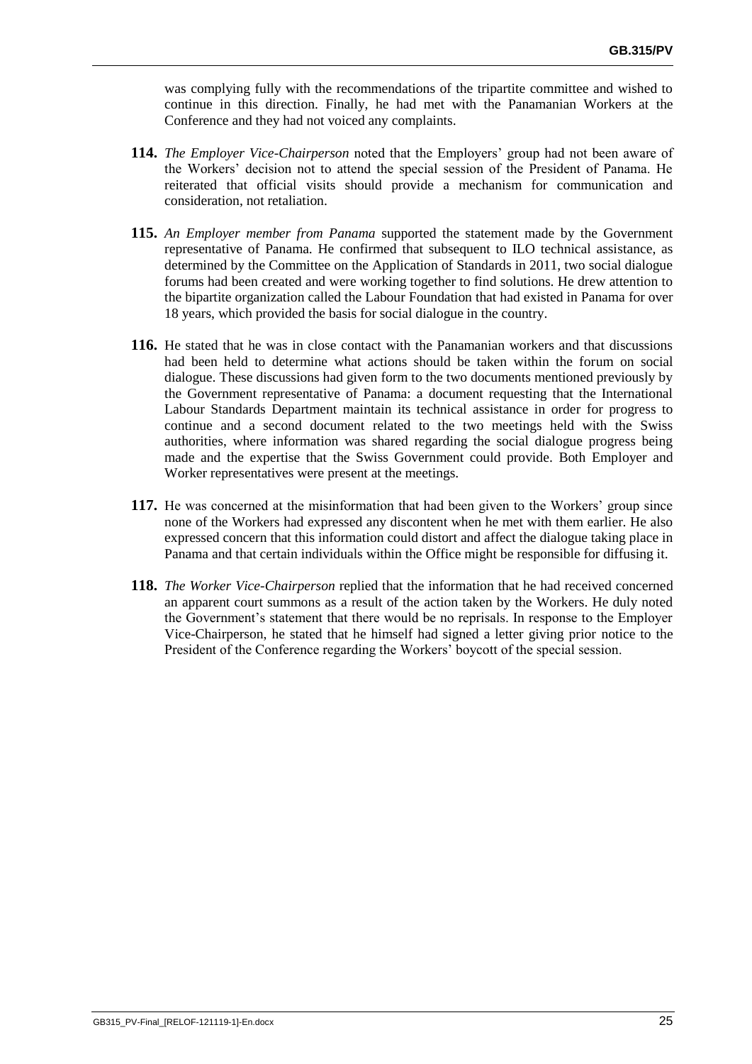was complying fully with the recommendations of the tripartite committee and wished to continue in this direction. Finally, he had met with the Panamanian Workers at the Conference and they had not voiced any complaints.

**114.** *The Employer Vice-Chairperson* noted that the Employers' group had not been aware of the Workers' decision not to attend the special session of the President of Panama. He reiterated that official visits should provide a mechanism for communication and consideration, not retaliation.

**115.** *An Employer member from Panama* supported the statement made by the Government representative of Panama. He confirmed that subsequent to ILO technical assistance, as determined by the Committee on the Application of Standards in 2011, two social dialogue forums had been created and were working together to find solutions. He drew attention to the bipartite organization called the Labour Foundation that had existed in Panama for over 18 years, which provided the basis for social dialogue in the country.

**116.** He stated that he was in close contact with the Panamanian workers and that discussions had been held to determine what actions should be taken within the forum on social dialogue. These discussions had given form to the two documents mentioned previously by the Government representative of Panama: a document requesting that the International Labour Standards Department maintain its technical assistance in order for progress to continue and a second document related to the two meetings held with the Swiss authorities, where information was shared regarding the social dialogue progress being made and the expertise that the Swiss Government could provide. Both Employer and Worker representatives were present at the meetings.

**117.** He was concerned at the misinformation that had been given to the Workers' group since none of the Workers had expressed any discontent when he met with them earlier. He also expressed concern that this information could distort and affect the dialogue taking place in Panama and that certain individuals within the Office might be responsible for diffusing it.

**118.** *The Worker Vice-Chairperson* replied that the information that he had received concerned an apparent court summons as a result of the action taken by the Workers. He duly noted the Government's statement that there would be no reprisals. In response to the Employer Vice-Chairperson, he stated that he himself had signed a letter giving prior notice to the President of the Conference regarding the Workers' boycott of the special session.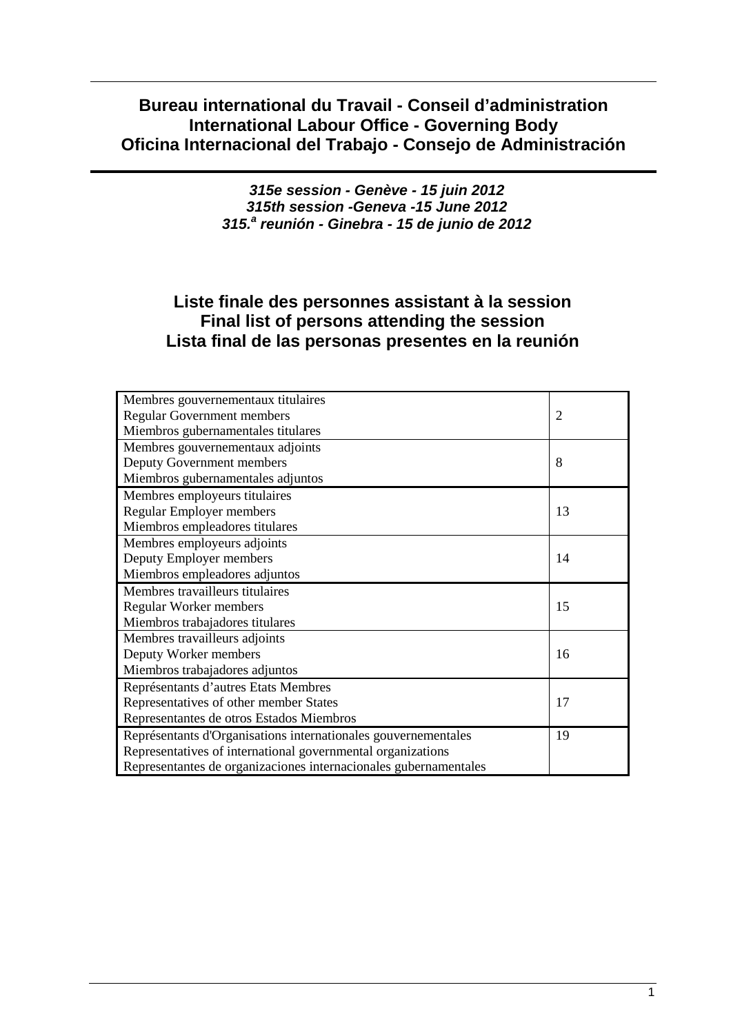**Bureau international du Travail - Conseil d'administration**
**International Labour Office - Governing Body**
**Oficina Internacional del Trabajo - Consejo de Administración**

***315e session - Genève - 15 juin 2012***
***315th session -Geneva -15 June 2012***
***315.ª reunión - Ginebra - 15 de junio de 2012***

# Liste finale des personnes assistant à la session
# Final list of persons attending the session
# Lista final de las personas presentes en la reunión

| | |
|---|---|
| Membres gouvernementaux titulaires<br>Regular Government members<br>Miembros gubernamentales titulares | 2 |
| Membres gouvernementaux adjoints<br>Deputy Government members<br>Miembros gubernamentales adjuntos | 8 |
| Membres employeurs titulaires<br>Regular Employer members<br>Miembros empleadores titulares | 13 |
| Membres employeurs adjoints<br>Deputy Employer members<br>Miembros empleadores adjuntos | 14 |
| Membres travailleurs titulaires<br>Regular Worker members<br>Miembros trabajadores titulares | 15 |
| Membres travailleurs adjoints<br>Deputy Worker members<br>Miembros trabajadores adjuntos | 16 |
| Représentants d'autres Etats Membres<br>Representatives of other member States<br>Representantes de otros Estados Miembros | 17 |
| Représentants d'Organisations internationales gouvernementales<br>Representatives of international governmental organizations<br>Representantes de organizaciones internacionales gubernamentales | 19 |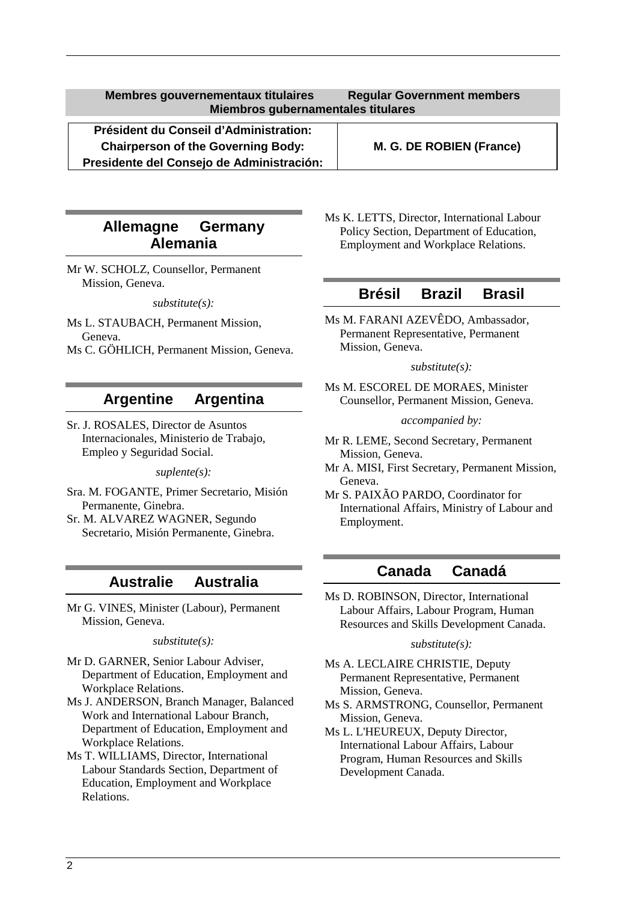## Membres gouvernementaux titulaires     Regular Government members
## Miembros gubernamentales titulares

| Président du Conseil d'Administration: Chairperson of the Governing Body: Presidente del Consejo de Administración: | M. G. DE ROBIEN (France) |
|---|---|

### Allemagne     Germany     Alemania

Mr W. SCHOLZ, Counsellor, Permanent Mission, Geneva.

*substitute(s):*

Ms L. STAUBACH, Permanent Mission, Geneva.
Ms C. GÖHLICH, Permanent Mission, Geneva.

### Argentine     Argentina

Sr. J. ROSALES, Director de Asuntos Internacionales, Ministerio de Trabajo, Empleo y Seguridad Social.

*suplente(s):*

Sra. M. FOGANTE, Primer Secretario, Misión Permanente, Ginebra.
Sr. M. ALVAREZ WAGNER, Segundo Secretario, Misión Permanente, Ginebra.

### Australie     Australia

Mr G. VINES, Minister (Labour), Permanent Mission, Geneva.

*substitute(s):*

Mr D. GARNER, Senior Labour Adviser, Department of Education, Employment and Workplace Relations.
Ms J. ANDERSON, Branch Manager, Balanced Work and International Labour Branch, Department of Education, Employment and Workplace Relations.
Ms T. WILLIAMS, Director, International Labour Standards Section, Department of Education, Employment and Workplace Relations.
Ms K. LETTS, Director, International Labour Policy Section, Department of Education, Employment and Workplace Relations.

### Brésil     Brazil     Brasil

Ms M. FARANI AZEVÊDO, Ambassador, Permanent Representative, Permanent Mission, Geneva.

*substitute(s):*

Ms M. ESCOREL DE MORAES, Minister Counsellor, Permanent Mission, Geneva.

*accompanied by:*

Mr R. LEME, Second Secretary, Permanent Mission, Geneva.
Mr A. MISI, First Secretary, Permanent Mission, Geneva.
Mr S. PAIXÃO PARDO, Coordinator for International Affairs, Ministry of Labour and Employment.

### Canada     Canadá

Ms D. ROBINSON, Director, International Labour Affairs, Labour Program, Human Resources and Skills Development Canada.

*substitute(s):*

Ms A. LECLAIRE CHRISTIE, Deputy Permanent Representative, Permanent Mission, Geneva.
Ms S. ARMSTRONG, Counsellor, Permanent Mission, Geneva.
Ms L. L'HEUREUX, Deputy Director, International Labour Affairs, Labour Program, Human Resources and Skills Development Canada.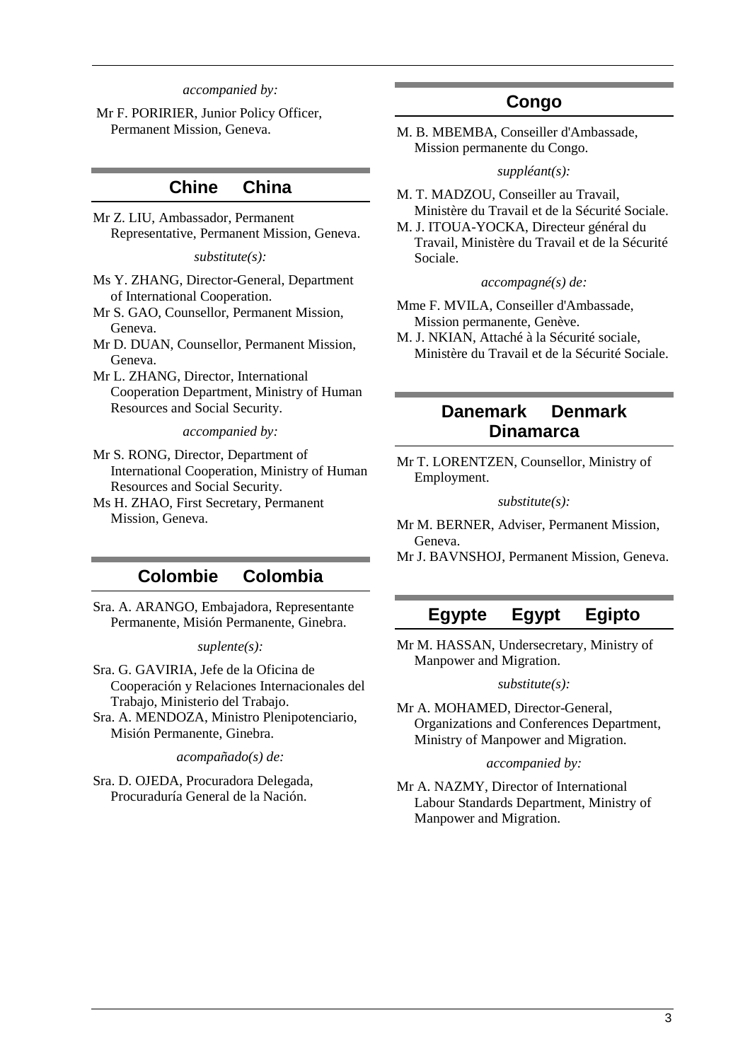*accompanied by:*

Mr F. PORIRIER, Junior Policy Officer, Permanent Mission, Geneva.

## Chine China

Mr Z. LIU, Ambassador, Permanent Representative, Permanent Mission, Geneva.

*substitute(s):*

Ms Y. ZHANG, Director-General, Department of International Cooperation.

Mr S. GAO, Counsellor, Permanent Mission, Geneva.

Mr D. DUAN, Counsellor, Permanent Mission, Geneva.

Mr L. ZHANG, Director, International Cooperation Department, Ministry of Human Resources and Social Security.

*accompanied by:*

Mr S. RONG, Director, Department of International Cooperation, Ministry of Human Resources and Social Security.

Ms H. ZHAO, First Secretary, Permanent Mission, Geneva.

## Colombie Colombia

Sra. A. ARANGO, Embajadora, Representante Permanente, Misión Permanente, Ginebra.

*suplente(s):*

Sra. G. GAVIRIA, Jefe de la Oficina de Cooperación y Relaciones Internacionales del Trabajo, Ministerio del Trabajo.

Sra. A. MENDOZA, Ministro Plenipotenciario, Misión Permanente, Ginebra.

*acompañado(s) de:*

Sra. D. OJEDA, Procuradora Delegada, Procuraduría General de la Nación.

## Congo

M. B. MBEMBA, Conseiller d'Ambassade, Mission permanente du Congo.

*suppléant(s):*

M. T. MADZOU, Conseiller au Travail, Ministère du Travail et de la Sécurité Sociale.

M. J. ITOUA-YOCKA, Directeur général du Travail, Ministère du Travail et de la Sécurité Sociale.

*accompagné(s) de:*

Mme F. MVILA, Conseiller d'Ambassade, Mission permanente, Genève.

M. J. NKIAN, Attaché à la Sécurité sociale, Ministère du Travail et de la Sécurité Sociale.

## Danemark Denmark Dinamarca

Mr T. LORENTZEN, Counsellor, Ministry of Employment.

*substitute(s):*

Mr M. BERNER, Adviser, Permanent Mission, Geneva.

Mr J. BAVNSHOJ, Permanent Mission, Geneva.

## Egypte Egypt Egipto

Mr M. HASSAN, Undersecretary, Ministry of Manpower and Migration.

*substitute(s):*

Mr A. MOHAMED, Director-General, Organizations and Conferences Department, Ministry of Manpower and Migration.

*accompanied by:*

Mr A. NAZMY, Director of International Labour Standards Department, Ministry of Manpower and Migration.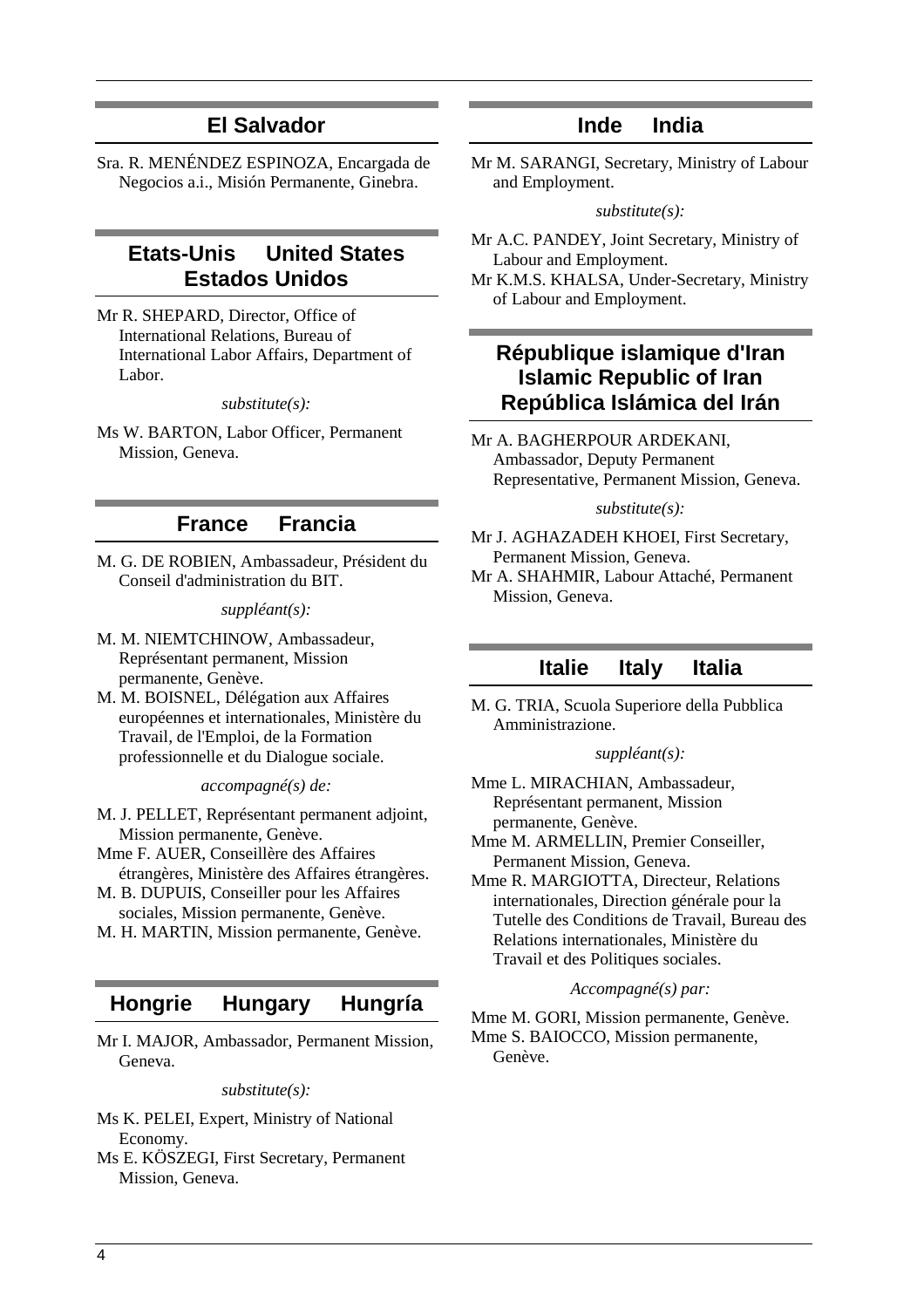## El Salvador

Sra. R. MENÉNDEZ ESPINOZA, Encargada de Negocios a.i., Misión Permanente, Ginebra.

## Etats-Unis United States Estados Unidos

Mr R. SHEPARD, Director, Office of International Relations, Bureau of International Labor Affairs, Department of Labor.

*substitute(s):*

Ms W. BARTON, Labor Officer, Permanent Mission, Geneva.

## France Francia

M. G. DE ROBIEN, Ambassadeur, Président du Conseil d'administration du BIT.

*suppléant(s):*

M. M. NIEMTCHINOW, Ambassadeur, Représentant permanent, Mission permanente, Genève.

M. M. BOISNEL, Délégation aux Affaires européennes et internationales, Ministère du Travail, de l'Emploi, de la Formation professionnelle et du Dialogue sociale.

*accompagné(s) de:*

M. J. PELLET, Représentant permanent adjoint, Mission permanente, Genève.

Mme F. AUER, Conseillère des Affaires étrangères, Ministère des Affaires étrangères.

M. B. DUPUIS, Conseiller pour les Affaires sociales, Mission permanente, Genève.

M. H. MARTIN, Mission permanente, Genève.

## Hongrie Hungary Hungría

Mr I. MAJOR, Ambassador, Permanent Mission, Geneva.

*substitute(s):*

Ms K. PELEI, Expert, Ministry of National Economy.

Ms E. KÖSZEGI, First Secretary, Permanent Mission, Geneva.

## Inde India

Mr M. SARANGI, Secretary, Ministry of Labour and Employment.

*substitute(s):*

Mr A.C. PANDEY, Joint Secretary, Ministry of Labour and Employment.

Mr K.M.S. KHALSA, Under-Secretary, Ministry of Labour and Employment.

## République islamique d'Iran Islamic Republic of Iran República Islámica del Irán

Mr A. BAGHERPOUR ARDEKANI, Ambassador, Deputy Permanent Representative, Permanent Mission, Geneva.

*substitute(s):*

Mr J. AGHAZADEH KHOEI, First Secretary, Permanent Mission, Geneva.

Mr A. SHAHMIR, Labour Attaché, Permanent Mission, Geneva.

## Italie Italy Italia

M. G. TRIA, Scuola Superiore della Pubblica Amministrazione.

*suppléant(s):*

Mme L. MIRACHIAN, Ambassadeur, Représentant permanent, Mission permanente, Genève.

Mme M. ARMELLIN, Premier Conseiller, Permanent Mission, Geneva.

Mme R. MARGIOTTA, Directeur, Relations internationales, Direction générale pour la Tutelle des Conditions de Travail, Bureau des Relations internationales, Ministère du Travail et des Politiques sociales.

*Accompagné(s) par:*

Mme M. GORI, Mission permanente, Genève.

Mme S. BAIOCCO, Mission permanente, Genève.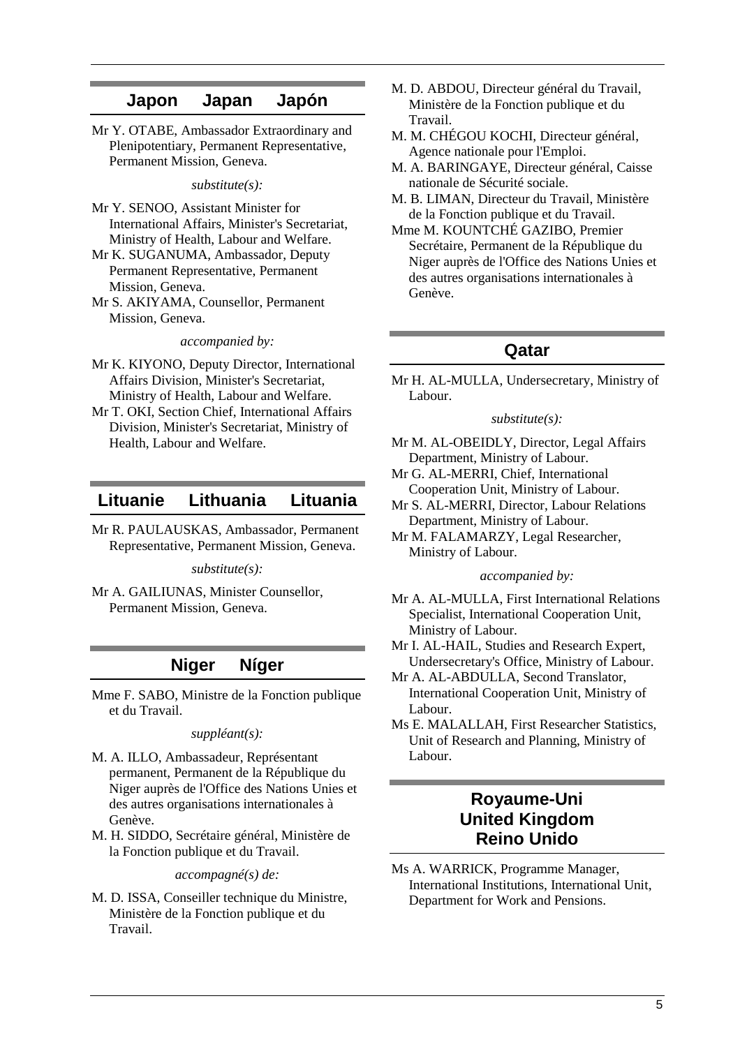## Japon Japan Japón

Mr Y. OTABE, Ambassador Extraordinary and Plenipotentiary, Permanent Representative, Permanent Mission, Geneva.

*substitute(s):*

Mr Y. SENOO, Assistant Minister for International Affairs, Minister's Secretariat, Ministry of Health, Labour and Welfare.

Mr K. SUGANUMA, Ambassador, Deputy Permanent Representative, Permanent Mission, Geneva.

Mr S. AKIYAMA, Counsellor, Permanent Mission, Geneva.

*accompanied by:*

Mr K. KIYONO, Deputy Director, International Affairs Division, Minister's Secretariat, Ministry of Health, Labour and Welfare.

Mr T. OKI, Section Chief, International Affairs Division, Minister's Secretariat, Ministry of Health, Labour and Welfare.

## Lituanie Lithuania Lituania

Mr R. PAULAUSKAS, Ambassador, Permanent Representative, Permanent Mission, Geneva.

*substitute(s):*

Mr A. GAILIUNAS, Minister Counsellor, Permanent Mission, Geneva.

## Niger Níger

Mme F. SABO, Ministre de la Fonction publique et du Travail.

*suppléant(s):*

M. A. ILLO, Ambassadeur, Représentant permanent, Permanent de la République du Niger auprès de l'Office des Nations Unies et des autres organisations internationales à Genève.

M. H. SIDDO, Secrétaire général, Ministère de la Fonction publique et du Travail.

*accompagné(s) de:*

M. D. ISSA, Conseiller technique du Ministre, Ministère de la Fonction publique et du Travail.

M. D. ABDOU, Directeur général du Travail, Ministère de la Fonction publique et du Travail.

M. M. CHÉGOU KOCHI, Directeur général, Agence nationale pour l'Emploi.

M. A. BARINGAYE, Directeur général, Caisse nationale de Sécurité sociale.

M. B. LIMAN, Directeur du Travail, Ministère de la Fonction publique et du Travail.

Mme M. KOUNTCHÉ GAZIBO, Premier Secrétaire, Permanent de la République du Niger auprès de l'Office des Nations Unies et des autres organisations internationales à Genève.

## Qatar

Mr H. AL-MULLA, Undersecretary, Ministry of Labour.

*substitute(s):*

Mr M. AL-OBEIDLY, Director, Legal Affairs Department, Ministry of Labour.

Mr G. AL-MERRI, Chief, International Cooperation Unit, Ministry of Labour.

Mr S. AL-MERRI, Director, Labour Relations Department, Ministry of Labour.

Mr M. FALAMARZY, Legal Researcher, Ministry of Labour.

*accompanied by:*

Mr A. AL-MULLA, First International Relations Specialist, International Cooperation Unit, Ministry of Labour.

Mr I. AL-HAIL, Studies and Research Expert, Undersecretary's Office, Ministry of Labour.

Mr A. AL-ABDULLA, Second Translator, International Cooperation Unit, Ministry of Labour.

Ms E. MALALLAH, First Researcher Statistics, Unit of Research and Planning, Ministry of Labour.

## Royaume-Uni United Kingdom Reino Unido

Ms A. WARRICK, Programme Manager, International Institutions, International Unit, Department for Work and Pensions.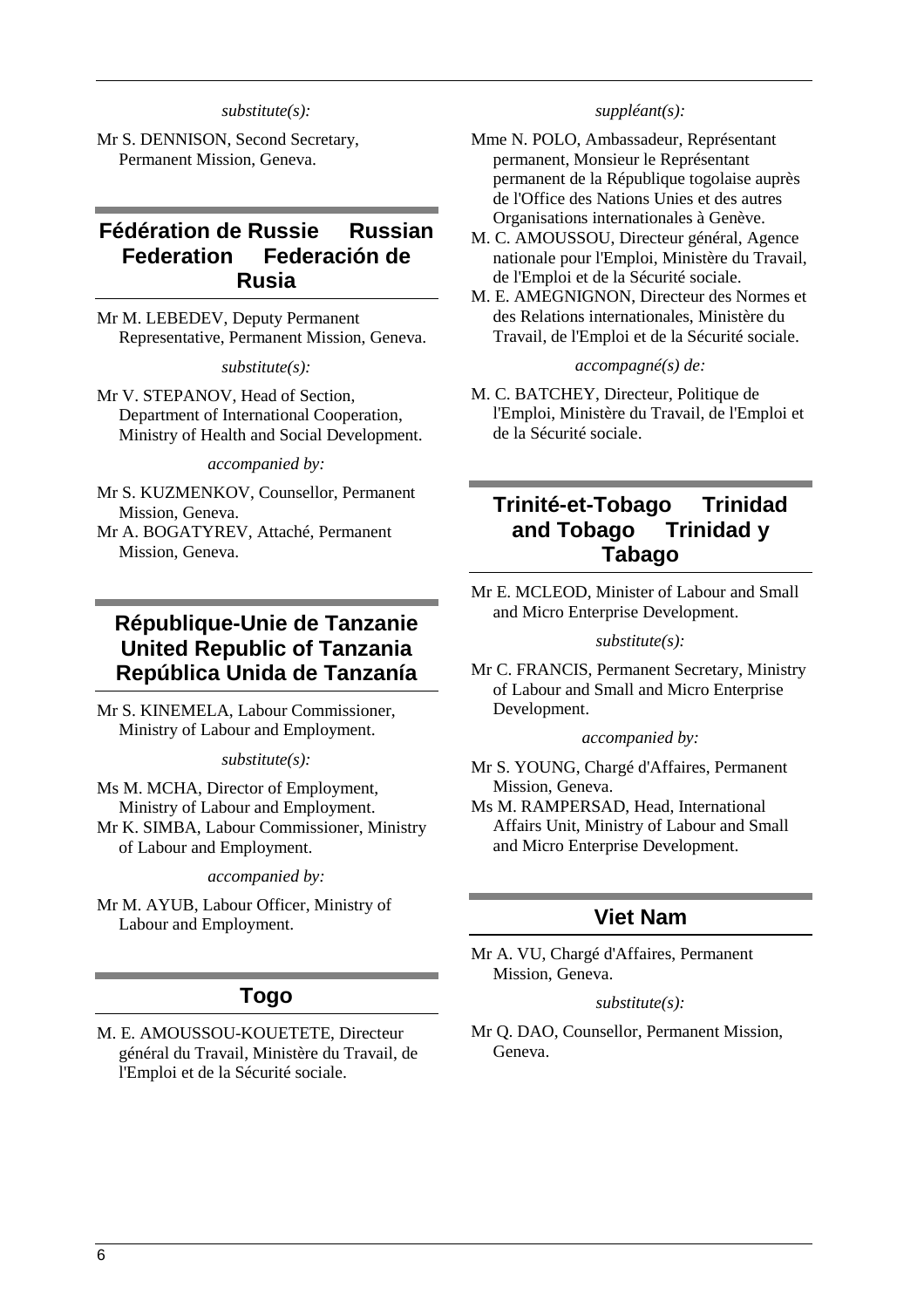*substitute(s):*

Mr S. DENNISON, Second Secretary, Permanent Mission, Geneva.

## Fédération de Russie Russian Federation Federación de Rusia

Mr M. LEBEDEV, Deputy Permanent Representative, Permanent Mission, Geneva.

*substitute(s):*

Mr V. STEPANOV, Head of Section, Department of International Cooperation, Ministry of Health and Social Development.

*accompanied by:*

Mr S. KUZMENKOV, Counsellor, Permanent Mission, Geneva.

Mr A. BOGATYREV, Attaché, Permanent Mission, Geneva.

## République-Unie de Tanzanie United Republic of Tanzania República Unida de Tanzanía

Mr S. KINEMELA, Labour Commissioner, Ministry of Labour and Employment.

*substitute(s):*

Ms M. MCHA, Director of Employment, Ministry of Labour and Employment.

Mr K. SIMBA, Labour Commissioner, Ministry of Labour and Employment.

*accompanied by:*

Mr M. AYUB, Labour Officer, Ministry of Labour and Employment.

## Togo

M. E. AMOUSSOU-KOUETETE, Directeur général du Travail, Ministère du Travail, de l'Emploi et de la Sécurité sociale.

*suppléant(s):*

Mme N. POLO, Ambassadeur, Représentant permanent, Monsieur le Représentant permanent de la République togolaise auprès de l'Office des Nations Unies et des autres Organisations internationales à Genève.

M. C. AMOUSSOU, Directeur général, Agence nationale pour l'Emploi, Ministère du Travail, de l'Emploi et de la Sécurité sociale.

M. E. AMEGNIGNON, Directeur des Normes et des Relations internationales, Ministère du Travail, de l'Emploi et de la Sécurité sociale.

*accompagné(s) de:*

M. C. BATCHEY, Directeur, Politique de l'Emploi, Ministère du Travail, de l'Emploi et de la Sécurité sociale.

## Trinité-et-Tobago Trinidad and Tobago Trinidad y Tabago

Mr E. MCLEOD, Minister of Labour and Small and Micro Enterprise Development.

*substitute(s):*

Mr C. FRANCIS, Permanent Secretary, Ministry of Labour and Small and Micro Enterprise Development.

*accompanied by:*

Mr S. YOUNG, Chargé d'Affaires, Permanent Mission, Geneva.

Ms M. RAMPERSAD, Head, International Affairs Unit, Ministry of Labour and Small and Micro Enterprise Development.

## Viet Nam

Mr A. VU, Chargé d'Affaires, Permanent Mission, Geneva.

*substitute(s):*

Mr Q. DAO, Counsellor, Permanent Mission, Geneva.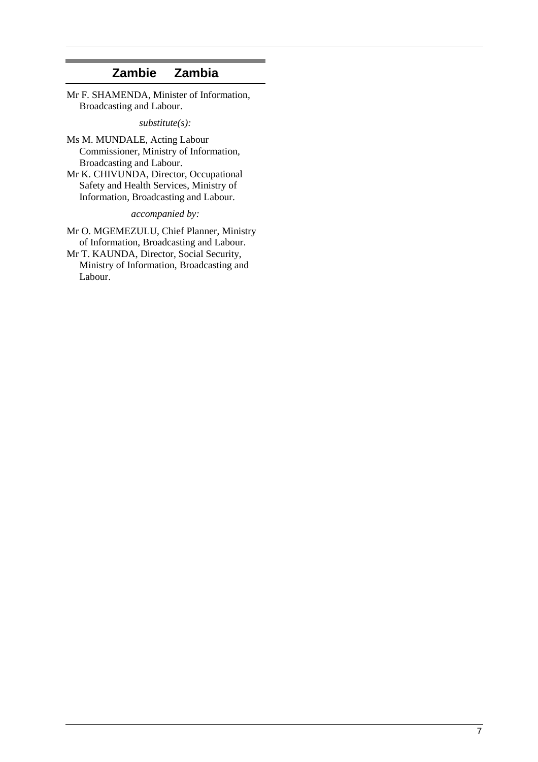## Zambie Zambia

Mr F. SHAMENDA, Minister of Information, Broadcasting and Labour.

*substitute(s):*

Ms M. MUNDALE, Acting Labour Commissioner, Ministry of Information, Broadcasting and Labour.

Mr K. CHIVUNDA, Director, Occupational Safety and Health Services, Ministry of Information, Broadcasting and Labour.

*accompanied by:*

Mr O. MGEMEZULU, Chief Planner, Ministry of Information, Broadcasting and Labour.

Mr T. KAUNDA, Director, Social Security, Ministry of Information, Broadcasting and Labour.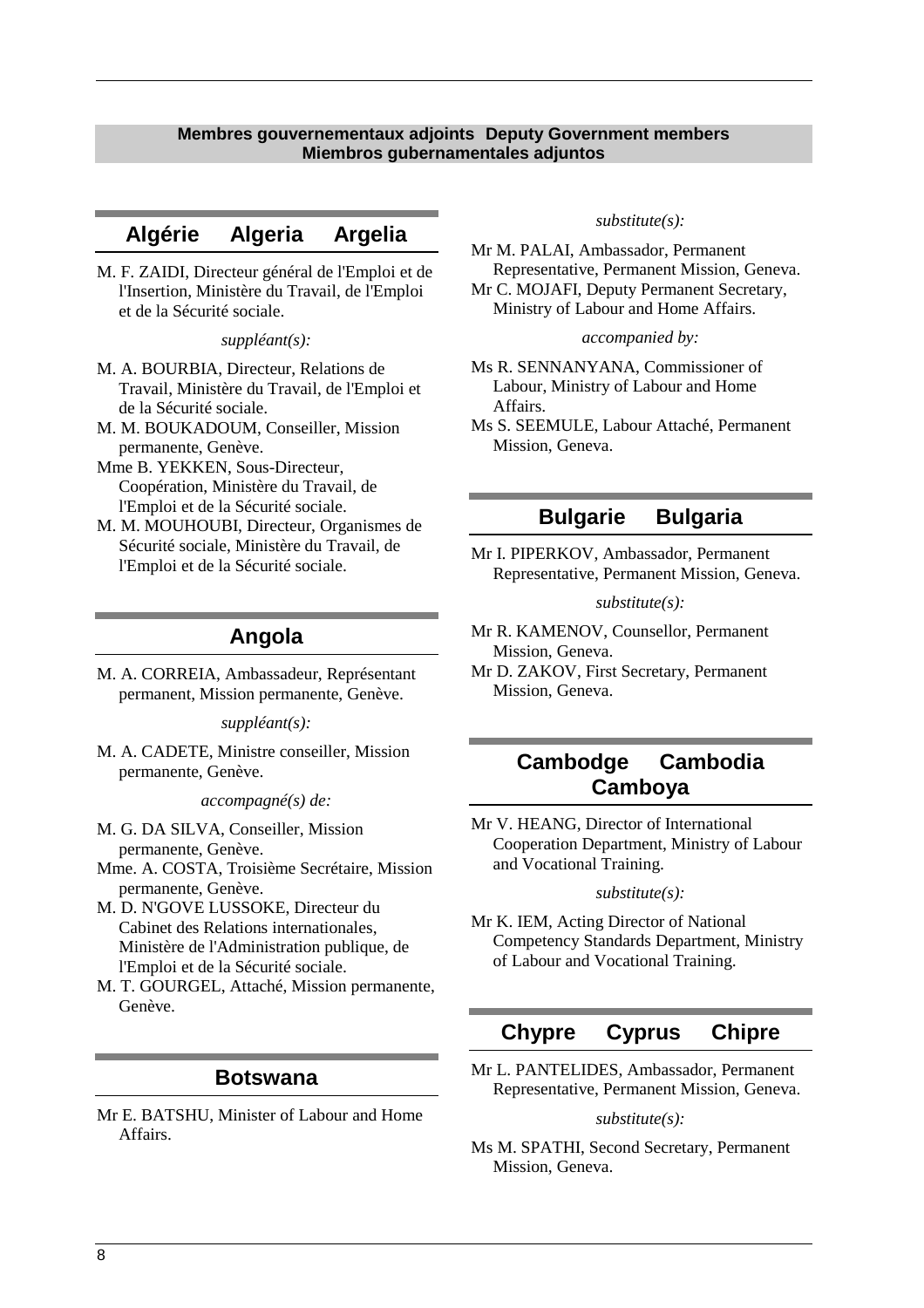## Membres gouvernementaux adjoints Deputy Government members Miembros gubernamentales adjuntos

### Algérie Algeria Argelia

M. F. ZAIDI, Directeur général de l'Emploi et de l'Insertion, Ministère du Travail, de l'Emploi et de la Sécurité sociale.

*suppléant(s):*

M. A. BOURBIA, Directeur, Relations de Travail, Ministère du Travail, de l'Emploi et de la Sécurité sociale.
M. M. BOUKADOUM, Conseiller, Mission permanente, Genève.
Mme B. YEKKEN, Sous-Directeur, Coopération, Ministère du Travail, de l'Emploi et de la Sécurité sociale.
M. M. MOUHOUBI, Directeur, Organismes de Sécurité sociale, Ministère du Travail, de l'Emploi et de la Sécurité sociale.

### Angola

M. A. CORREIA, Ambassadeur, Représentant permanent, Mission permanente, Genève.

*suppléant(s):*

M. A. CADETE, Ministre conseiller, Mission permanente, Genève.

*accompagné(s) de:*

M. G. DA SILVA, Conseiller, Mission permanente, Genève.
Mme. A. COSTA, Troisième Secrétaire, Mission permanente, Genève.
M. D. N'GOVE LUSSOKE, Directeur du Cabinet des Relations internationales, Ministère de l'Administration publique, de l'Emploi et de la Sécurité sociale.
M. T. GOURGEL, Attaché, Mission permanente, Genève.

### Botswana

Mr E. BATSHU, Minister of Labour and Home Affairs.

*substitute(s):*

Mr M. PALAI, Ambassador, Permanent Representative, Permanent Mission, Geneva.
Mr C. MOJAFI, Deputy Permanent Secretary, Ministry of Labour and Home Affairs.

*accompanied by:*

Ms R. SENNANYANA, Commissioner of Labour, Ministry of Labour and Home Affairs.
Ms S. SEEMULE, Labour Attaché, Permanent Mission, Geneva.

### Bulgarie Bulgaria

Mr I. PIPERKOV, Ambassador, Permanent Representative, Permanent Mission, Geneva.

*substitute(s):*

Mr R. KAMENOV, Counsellor, Permanent Mission, Geneva.
Mr D. ZAKOV, First Secretary, Permanent Mission, Geneva.

### Cambodge Cambodia Camboya

Mr V. HEANG, Director of International Cooperation Department, Ministry of Labour and Vocational Training.

*substitute(s):*

Mr K. IEM, Acting Director of National Competency Standards Department, Ministry of Labour and Vocational Training.

### Chypre Cyprus Chipre

Mr L. PANTELIDES, Ambassador, Permanent Representative, Permanent Mission, Geneva.

*substitute(s):*

Ms M. SPATHI, Second Secretary, Permanent Mission, Geneva.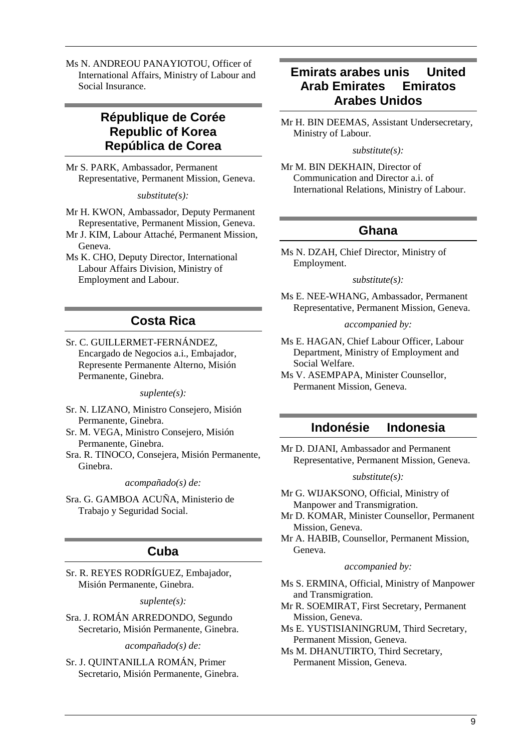Ms N. ANDREOU PANAYIOTOU, Officer of International Affairs, Ministry of Labour and Social Insurance.

## République de Corée Republic of Korea República de Corea

Mr S. PARK, Ambassador, Permanent Representative, Permanent Mission, Geneva.

*substitute(s):*

Mr H. KWON, Ambassador, Deputy Permanent Representative, Permanent Mission, Geneva.

Mr J. KIM, Labour Attaché, Permanent Mission, Geneva.

Ms K. CHO, Deputy Director, International Labour Affairs Division, Ministry of Employment and Labour.

## Costa Rica

Sr. C. GUILLERMET-FERNÁNDEZ, Encargado de Negocios a.i., Embajador, Represente Permanente Alterno, Misión Permanente, Ginebra.

*suplente(s):*

Sr. N. LIZANO, Ministro Consejero, Misión Permanente, Ginebra.

Sr. M. VEGA, Ministro Consejero, Misión Permanente, Ginebra.

Sra. R. TINOCO, Consejera, Misión Permanente, Ginebra.

*acompañado(s) de:*

Sra. G. GAMBOA ACUÑA, Ministerio de Trabajo y Seguridad Social.

## Cuba

Sr. R. REYES RODRÍGUEZ, Embajador, Misión Permanente, Ginebra.

*suplente(s):*

Sra. J. ROMÁN ARREDONDO, Segundo Secretario, Misión Permanente, Ginebra.

*acompañado(s) de:*

Sr. J. QUINTANILLA ROMÁN, Primer Secretario, Misión Permanente, Ginebra.

## Emirats arabes unis United Arab Emirates Emiratos Arabes Unidos

Mr H. BIN DEEMAS, Assistant Undersecretary, Ministry of Labour.

*substitute(s):*

Mr M. BIN DEKHAIN, Director of Communication and Director a.i. of International Relations, Ministry of Labour.

## Ghana

Ms N. DZAH, Chief Director, Ministry of Employment.

*substitute(s):*

Ms E. NEE-WHANG, Ambassador, Permanent Representative, Permanent Mission, Geneva.

*accompanied by:*

Ms E. HAGAN, Chief Labour Officer, Labour Department, Ministry of Employment and Social Welfare.

Ms V. ASEMPAPA, Minister Counsellor, Permanent Mission, Geneva.

## Indonésie Indonesia

Mr D. DJANI, Ambassador and Permanent Representative, Permanent Mission, Geneva.

*substitute(s):*

Mr G. WIJAKSONO, Official, Ministry of Manpower and Transmigration.

Mr D. KOMAR, Minister Counsellor, Permanent Mission, Geneva.

Mr A. HABIB, Counsellor, Permanent Mission, Geneva.

*accompanied by:*

Ms S. ERMINA, Official, Ministry of Manpower and Transmigration.

Mr R. SOEMIRAT, First Secretary, Permanent Mission, Geneva.

Ms E. YUSTISIANINGRUM, Third Secretary, Permanent Mission, Geneva.

Ms M. DHANUTIRTO, Third Secretary, Permanent Mission, Geneva.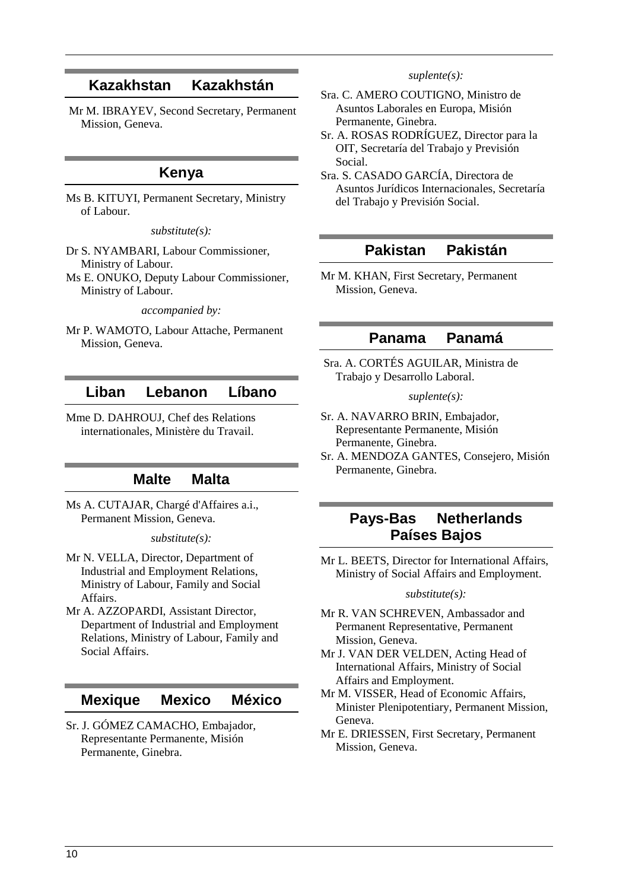## Kazakhstan Kazakhstán

Mr M. IBRAYEV, Second Secretary, Permanent Mission, Geneva.

## Kenya

Ms B. KITUYI, Permanent Secretary, Ministry of Labour.

*substitute(s):*

Dr S. NYAMBARI, Labour Commissioner, Ministry of Labour.

Ms E. ONUKO, Deputy Labour Commissioner, Ministry of Labour.

*accompanied by:*

Mr P. WAMOTO, Labour Attache, Permanent Mission, Geneva.

## Liban Lebanon Líbano

Mme D. DAHROUJ, Chef des Relations internationales, Ministère du Travail.

## Malte Malta

Ms A. CUTAJAR, Chargé d'Affaires a.i., Permanent Mission, Geneva.

*substitute(s):*

Mr N. VELLA, Director, Department of Industrial and Employment Relations, Ministry of Labour, Family and Social Affairs.

Mr A. AZZOPARDI, Assistant Director, Department of Industrial and Employment Relations, Ministry of Labour, Family and Social Affairs.

## Mexique Mexico México

Sr. J. GÓMEZ CAMACHO, Embajador, Representante Permanente, Misión Permanente, Ginebra.

*suplente(s):*

Sra. C. AMERO COUTIGNO, Ministro de Asuntos Laborales en Europa, Misión Permanente, Ginebra.

Sr. A. ROSAS RODRÍGUEZ, Director para la OIT, Secretaría del Trabajo y Previsión Social.

Sra. S. CASADO GARCÍA, Directora de Asuntos Jurídicos Internacionales, Secretaría del Trabajo y Previsión Social.

## Pakistan Pakistán

Mr M. KHAN, First Secretary, Permanent Mission, Geneva.

## Panama Panamá

Sra. A. CORTÉS AGUILAR, Ministra de Trabajo y Desarrollo Laboral.

*suplente(s):*

Sr. A. NAVARRO BRIN, Embajador, Representante Permanente, Misión Permanente, Ginebra.

Sr. A. MENDOZA GANTES, Consejero, Misión Permanente, Ginebra.

## Pays-Bas Netherlands Países Bajos

Mr L. BEETS, Director for International Affairs, Ministry of Social Affairs and Employment.

*substitute(s):*

Mr R. VAN SCHREVEN, Ambassador and Permanent Representative, Permanent Mission, Geneva.

Mr J. VAN DER VELDEN, Acting Head of International Affairs, Ministry of Social Affairs and Employment.

Mr M. VISSER, Head of Economic Affairs, Minister Plenipotentiary, Permanent Mission, Geneva.

Mr E. DRIESSEN, First Secretary, Permanent Mission, Geneva.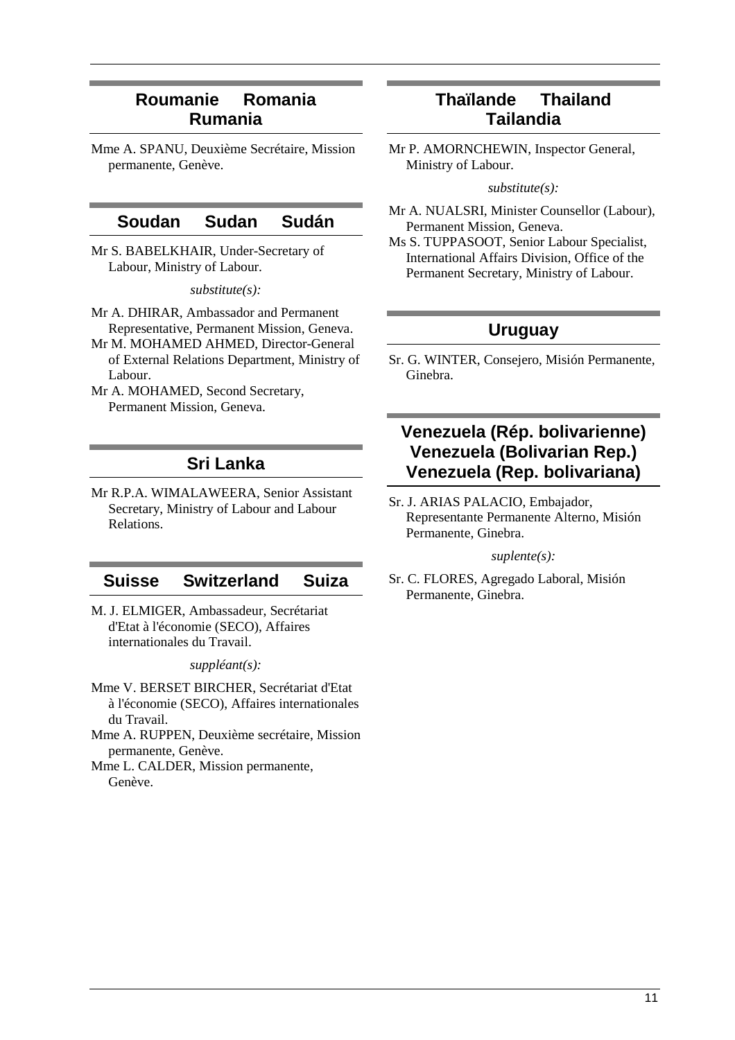## Roumanie Romania Rumania

Mme A. SPANU, Deuxième Secrétaire, Mission permanente, Genève.

## Soudan Sudan Sudán

Mr S. BABELKHAIR, Under-Secretary of Labour, Ministry of Labour.

*substitute(s):*

Mr A. DHIRAR, Ambassador and Permanent Representative, Permanent Mission, Geneva.

Mr M. MOHAMED AHMED, Director-General of External Relations Department, Ministry of Labour.

Mr A. MOHAMED, Second Secretary, Permanent Mission, Geneva.

## Sri Lanka

Mr R.P.A. WIMALAWEERA, Senior Assistant Secretary, Ministry of Labour and Labour Relations.

## Suisse Switzerland Suiza

M. J. ELMIGER, Ambassadeur, Secrétariat d'Etat à l'économie (SECO), Affaires internationales du Travail.

*suppléant(s):*

Mme V. BERSET BIRCHER, Secrétariat d'Etat à l'économie (SECO), Affaires internationales du Travail.

Mme A. RUPPEN, Deuxième secrétaire, Mission permanente, Genève.

Mme L. CALDER, Mission permanente, Genève.

## Thaïlande Thailand Tailandia

Mr P. AMORNCHEWIN, Inspector General, Ministry of Labour.

*substitute(s):*

Mr A. NUALSRI, Minister Counsellor (Labour), Permanent Mission, Geneva.

Ms S. TUPPASOOT, Senior Labour Specialist, International Affairs Division, Office of the Permanent Secretary, Ministry of Labour.

## Uruguay

Sr. G. WINTER, Consejero, Misión Permanente, Ginebra.

## Venezuela (Rép. bolivarienne) Venezuela (Bolivarian Rep.) Venezuela (Rep. bolivariana)

Sr. J. ARIAS PALACIO, Embajador, Representante Permanente Alterno, Misión Permanente, Ginebra.

*suplente(s):*

Sr. C. FLORES, Agregado Laboral, Misión Permanente, Ginebra.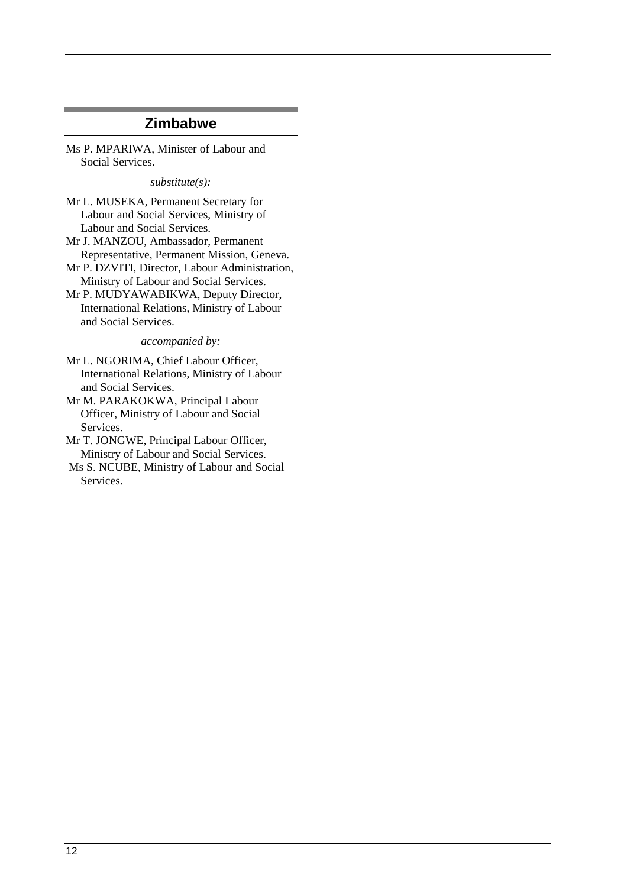## Zimbabwe

Ms P. MPARIWA, Minister of Labour and Social Services.

*substitute(s):*

Mr L. MUSEKA, Permanent Secretary for Labour and Social Services, Ministry of Labour and Social Services.

Mr J. MANZOU, Ambassador, Permanent Representative, Permanent Mission, Geneva.

Mr P. DZVITI, Director, Labour Administration, Ministry of Labour and Social Services.

Mr P. MUDYAWABIKWA, Deputy Director, International Relations, Ministry of Labour and Social Services.

*accompanied by:*

Mr L. NGORIMA, Chief Labour Officer, International Relations, Ministry of Labour and Social Services.

Mr M. PARAKOKWA, Principal Labour Officer, Ministry of Labour and Social Services.

Mr T. JONGWE, Principal Labour Officer, Ministry of Labour and Social Services.

Ms S. NCUBE, Ministry of Labour and Social Services.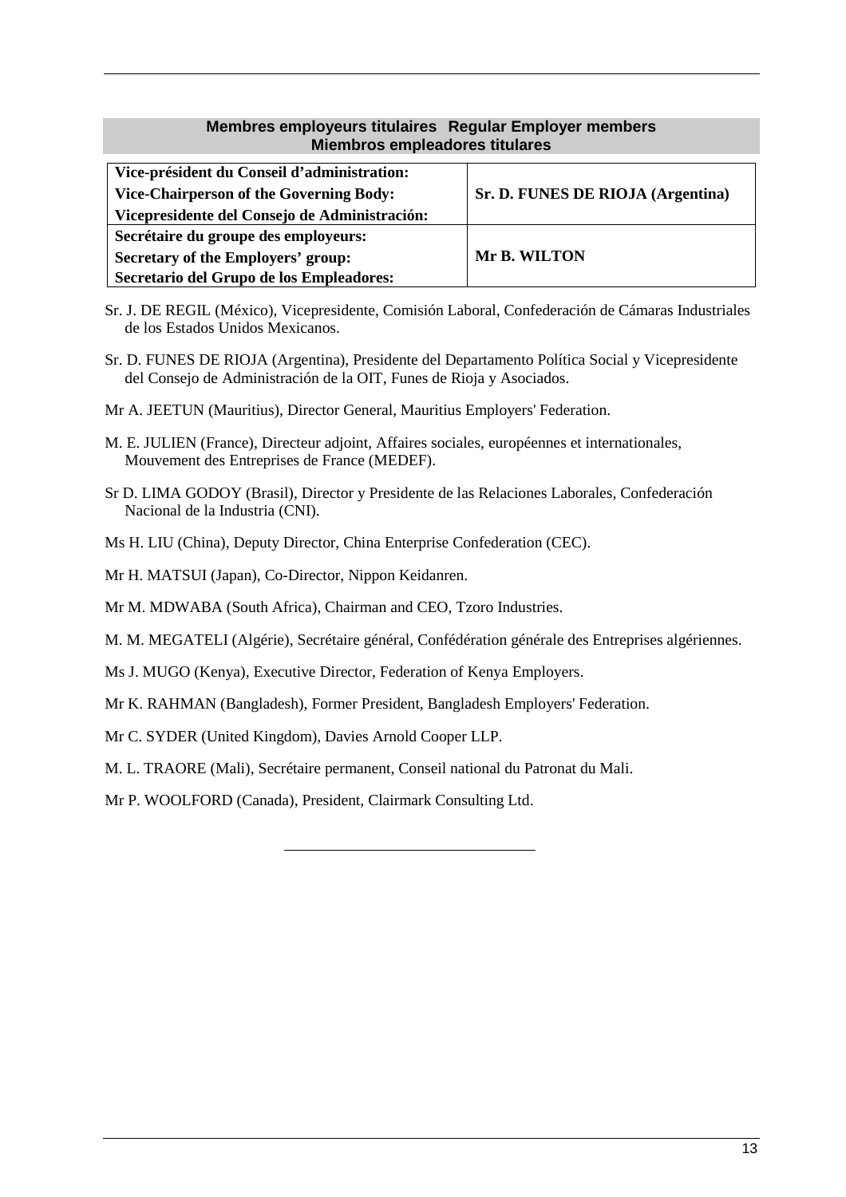## Membres employeurs titulaires Regular Employer members Miembros empleadores titulares

| | |
|---|---|
| **Vice-président du Conseil d'administration: Vice-Chairperson of the Governing Body: Vicepresidente del Consejo de Administración:** | **Sr. D. FUNES DE RIOJA (Argentina)** |
| **Secrétaire du groupe des employeurs: Secretary of the Employers' group: Secretario del Grupo de los Empleadores:** | **Mr B. WILTON** |

Sr. J. DE REGIL (México), Vicepresidente, Comisión Laboral, Confederación de Cámaras Industriales de los Estados Unidos Mexicanos.

Sr. D. FUNES DE RIOJA (Argentina), Presidente del Departamento Política Social y Vicepresidente del Consejo de Administración de la OIT, Funes de Rioja y Asociados.

Mr A. JEETUN (Mauritius), Director General, Mauritius Employers' Federation.

M. E. JULIEN (France), Directeur adjoint, Affaires sociales, européennes et internationales, Mouvement des Entreprises de France (MEDEF).

Sr D. LIMA GODOY (Brasil), Director y Presidente de las Relaciones Laborales, Confederación Nacional de la Industria (CNI).

Ms H. LIU (China), Deputy Director, China Enterprise Confederation (CEC).

Mr H. MATSUI (Japan), Co-Director, Nippon Keidanren.

Mr M. MDWABA (South Africa), Chairman and CEO, Tzoro Industries.

M. M. MEGATELI (Algérie), Secrétaire général, Confédération générale des Entreprises algériennes.

Ms J. MUGO (Kenya), Executive Director, Federation of Kenya Employers.

Mr K. RAHMAN (Bangladesh), Former President, Bangladesh Employers' Federation.

Mr C. SYDER (United Kingdom), Davies Arnold Cooper LLP.

M. L. TRAORE (Mali), Secrétaire permanent, Conseil national du Patronat du Mali.

Mr P. WOOLFORD (Canada), President, Clairmark Consulting Ltd.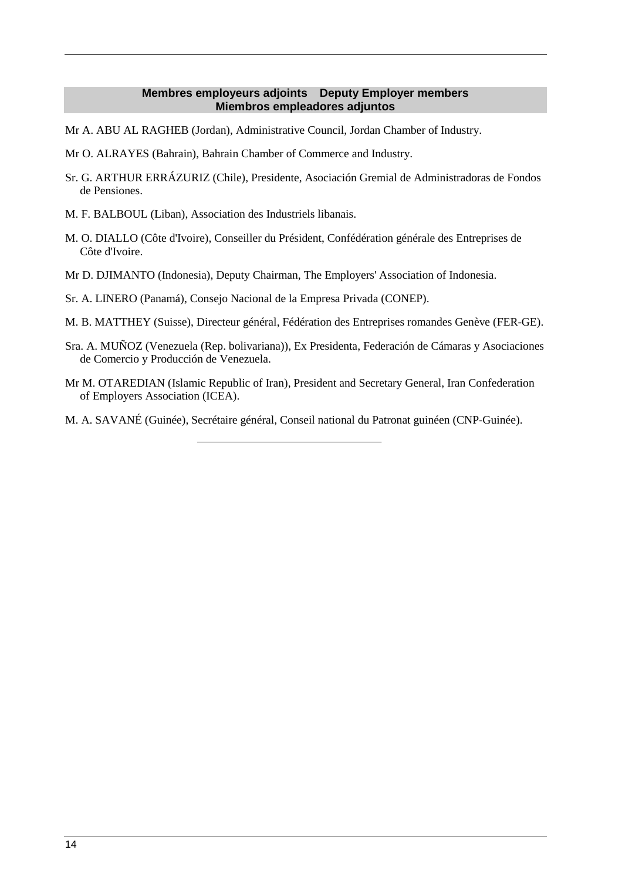## Membres employeurs adjoints    Deputy Employer members
## Miembros empleadores adjuntos

Mr A. ABU AL RAGHEB (Jordan), Administrative Council, Jordan Chamber of Industry.

Mr O. ALRAYES (Bahrain), Bahrain Chamber of Commerce and Industry.

Sr. G. ARTHUR ERRÁZURIZ (Chile), Presidente, Asociación Gremial de Administradoras de Fondos de Pensiones.

M. F. BALBOUL (Liban), Association des Industriels libanais.

M. O. DIALLO (Côte d'Ivoire), Conseiller du Président, Confédération générale des Entreprises de Côte d'Ivoire.

Mr D. DJIMANTO (Indonesia), Deputy Chairman, The Employers' Association of Indonesia.

Sr. A. LINERO (Panamá), Consejo Nacional de la Empresa Privada (CONEP).

M. B. MATTHEY (Suisse), Directeur général, Fédération des Entreprises romandes Genève (FER-GE).

Sra. A. MUÑOZ (Venezuela (Rep. bolivariana)), Ex Presidenta, Federación de Cámaras y Asociaciones de Comercio y Producción de Venezuela.

Mr M. OTAREDIAN (Islamic Republic of Iran), President and Secretary General, Iran Confederation of Employers Association (ICEA).

M. A. SAVANÉ (Guinée), Secrétaire général, Conseil national du Patronat guinéen (CNP-Guinée).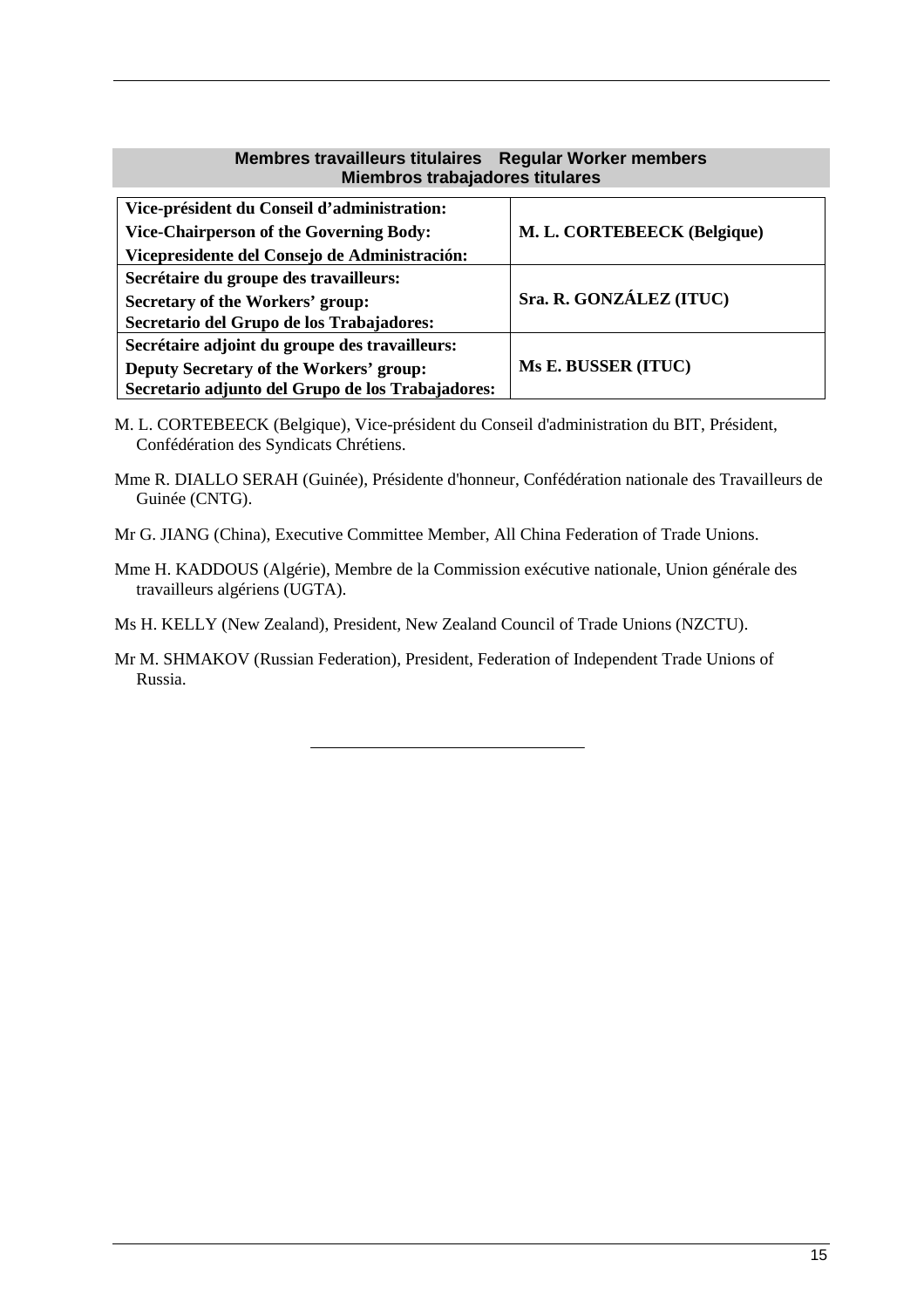## Membres travailleurs titulaires    Regular Worker members
## Miembros trabajadores titulares

| | |
|---|---|
| **Vice-président du Conseil d'administration:**<br>**Vice-Chairperson of the Governing Body:**<br>**Vicepresidente del Consejo de Administración:** | **M. L. CORTEBEECK (Belgique)** |
| **Secrétaire du groupe des travailleurs:**<br>**Secretary of the Workers' group:**<br>**Secretario del Grupo de los Trabajadores:** | **Sra. R. GONZÁLEZ (ITUC)** |
| **Secrétaire adjoint du groupe des travailleurs:**<br>**Deputy Secretary of the Workers' group:**<br>**Secretario adjunto del Grupo de los Trabajadores:** | **Ms E. BUSSER (ITUC)** |

M. L. CORTEBEECK (Belgique), Vice-président du Conseil d'administration du BIT, Président, Confédération des Syndicats Chrétiens.

Mme R. DIALLO SERAH (Guinée), Présidente d'honneur, Confédération nationale des Travailleurs de Guinée (CNTG).

Mr G. JIANG (China), Executive Committee Member, All China Federation of Trade Unions.

Mme H. KADDOUS (Algérie), Membre de la Commission exécutive nationale, Union générale des travailleurs algériens (UGTA).

Ms H. KELLY (New Zealand), President, New Zealand Council of Trade Unions (NZCTU).

Mr M. SHMAKOV (Russian Federation), President, Federation of Independent Trade Unions of Russia.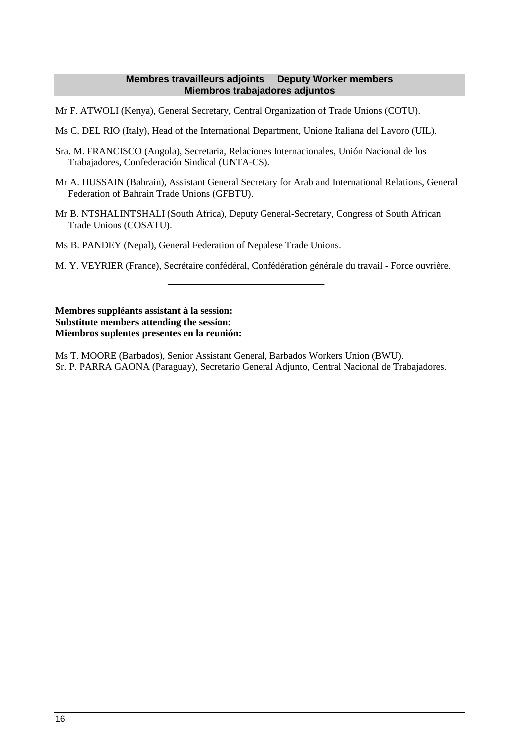## Membres travailleurs adjoints     Deputy Worker members
## Miembros trabajadores adjuntos

Mr F. ATWOLI (Kenya), General Secretary, Central Organization of Trade Unions (COTU).

Ms C. DEL RIO (Italy), Head of the International Department, Unione Italiana del Lavoro (UIL).

Sra. M. FRANCISCO (Angola), Secretaria, Relaciones Internacionales, Unión Nacional de los Trabajadores, Confederación Sindical (UNTA-CS).

Mr A. HUSSAIN (Bahrain), Assistant General Secretary for Arab and International Relations, General Federation of Bahrain Trade Unions (GFBTU).

Mr B. NTSHALINTSHALI (South Africa), Deputy General-Secretary, Congress of South African Trade Unions (COSATU).

Ms B. PANDEY (Nepal), General Federation of Nepalese Trade Unions.

M. Y. VEYRIER (France), Secrétaire confédéral, Confédération générale du travail - Force ouvrière.

---

**Membres suppléants assistant à la session:**
**Substitute members attending the session:**
**Miembros suplentes presentes en la reunión:**

Ms T. MOORE (Barbados), Senior Assistant General, Barbados Workers Union (BWU).
Sr. P. PARRA GAONA (Paraguay), Secretario General Adjunto, Central Nacional de Trabajadores.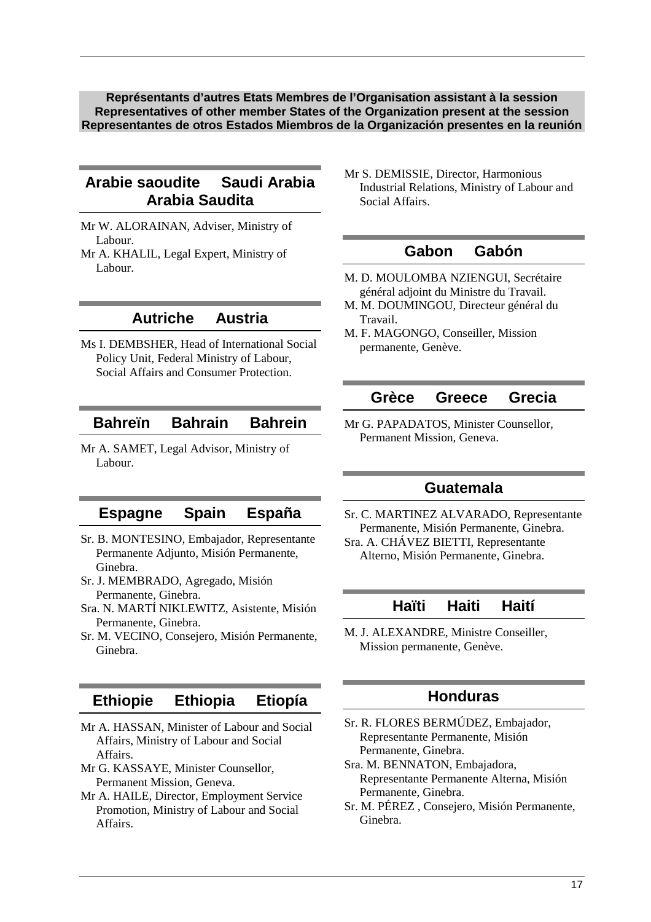**Représentants d'autres Etats Membres de l'Organisation assistant à la session**
**Representatives of other member States of the Organization present at the session**
**Representantes de otros Estados Miembros de la Organización presentes en la reunión**

## Arabie saoudite Saudi Arabia Arabia Saudita

Mr W. ALORAINAN, Adviser, Ministry of Labour.
Mr A. KHALIL, Legal Expert, Ministry of Labour.

## Autriche Austria

Ms I. DEMBSHER, Head of International Social Policy Unit, Federal Ministry of Labour, Social Affairs and Consumer Protection.

## Bahreïn Bahrain Bahrein

Mr A. SAMET, Legal Advisor, Ministry of Labour.

## Espagne Spain España

Sr. B. MONTESINO, Embajador, Representante Permanente Adjunto, Misión Permanente, Ginebra.
Sr. J. MEMBRADO, Agregado, Misión Permanente, Ginebra.
Sra. N. MARTÍ NIKLEWITZ, Asistente, Misión Permanente, Ginebra.
Sr. M. VECINO, Consejero, Misión Permanente, Ginebra.

## Ethiopie Ethiopia Etiopía

Mr A. HASSAN, Minister of Labour and Social Affairs, Ministry of Labour and Social Affairs.
Mr G. KASSAYE, Minister Counsellor, Permanent Mission, Geneva.
Mr A. HAILE, Director, Employment Service Promotion, Ministry of Labour and Social Affairs.
Mr S. DEMISSIE, Director, Harmonious Industrial Relations, Ministry of Labour and Social Affairs.

## Gabon Gabón

M. D. MOULOMBA NZIENGUI, Secrétaire général adjoint du Ministre du Travail.
M. M. DOUMINGOU, Directeur général du Travail.
M. F. MAGONGO, Conseiller, Mission permanente, Genève.

## Grèce Greece Grecia

Mr G. PAPADATOS, Minister Counsellor, Permanent Mission, Geneva.

## Guatemala

Sr. C. MARTINEZ ALVARADO, Representante Permanente, Misión Permanente, Ginebra.
Sra. A. CHÁVEZ BIETTI, Representante Alterno, Misión Permanente, Ginebra.

## Haïti Haiti Haití

M. J. ALEXANDRE, Ministre Conseiller, Mission permanente, Genève.

## Honduras

Sr. R. FLORES BERMÚDEZ, Embajador, Representante Permanente, Misión Permanente, Ginebra.
Sra. M. BENNATON, Embajadora, Representante Permanente Alterna, Misión Permanente, Ginebra.
Sr. M. PÉREZ , Consejero, Misión Permanente, Ginebra.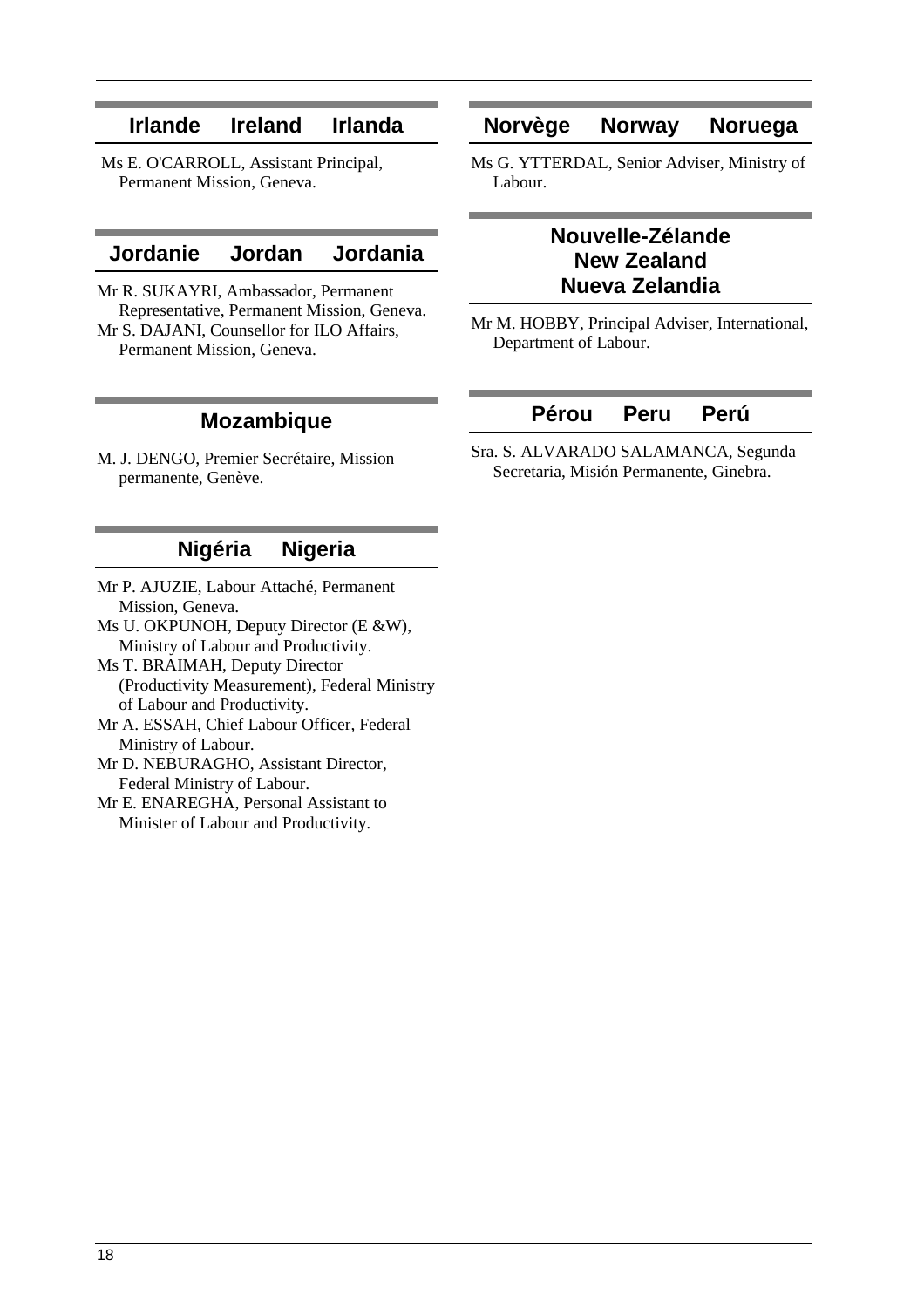## Irlande Ireland Irlanda

Ms E. O'CARROLL, Assistant Principal, Permanent Mission, Geneva.

## Jordanie Jordan Jordania

Mr R. SUKAYRI, Ambassador, Permanent Representative, Permanent Mission, Geneva.

Mr S. DAJANI, Counsellor for ILO Affairs, Permanent Mission, Geneva.

## Mozambique

M. J. DENGO, Premier Secrétaire, Mission permanente, Genève.

## Nigéria Nigeria

Mr P. AJUZIE, Labour Attaché, Permanent Mission, Geneva.

Ms U. OKPUNOH, Deputy Director (E &W), Ministry of Labour and Productivity.

Ms T. BRAIMAH, Deputy Director (Productivity Measurement), Federal Ministry of Labour and Productivity.

Mr A. ESSAH, Chief Labour Officer, Federal Ministry of Labour.

Mr D. NEBURAGHO, Assistant Director, Federal Ministry of Labour.

Mr E. ENAREGHA, Personal Assistant to Minister of Labour and Productivity.

## Norvège Norway Noruega

Ms G. YTTERDAL, Senior Adviser, Ministry of Labour.

## Nouvelle-Zélande New Zealand Nueva Zelandia

Mr M. HOBBY, Principal Adviser, International, Department of Labour.

## Pérou Peru Perú

Sra. S. ALVARADO SALAMANCA, Segunda Secretaria, Misión Permanente, Ginebra.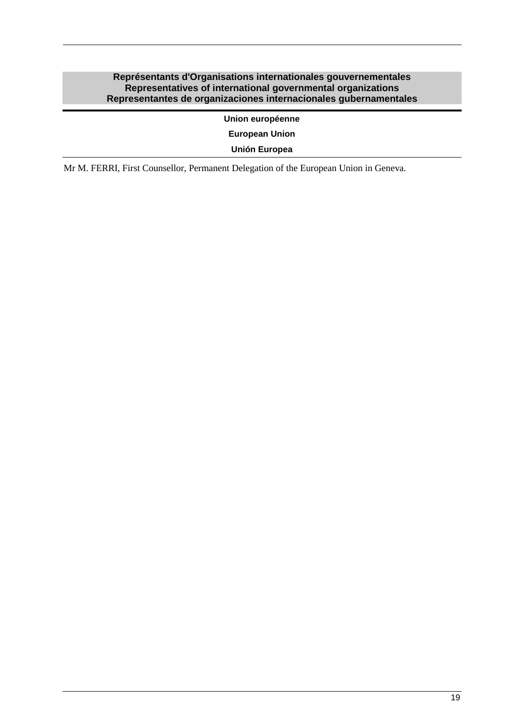## Représentants d'Organisations internationales gouvernementales
## Representatives of international governmental organizations
## Representantes de organizaciones internacionales gubernamentales

### Union européenne

### European Union

### Unión Europea

Mr M. FERRI, First Counsellor, Permanent Delegation of the European Union in Geneva.